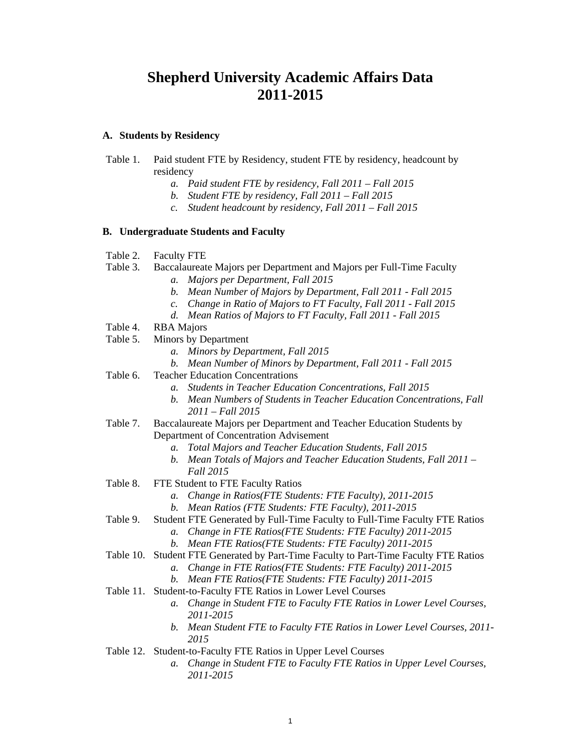# Shepherd University Academic Affairs Data 2011-2015

**A. Students by Residency**

Table 1. Paid student FTE by Residency, student FTE by residency, headcount by residency

- a. *Paid student FTE by residency, Fall 2011 – Fall 2015*
- b. *Student FTE by residency, Fall 2011 – Fall 2015*
- c. *Student headcount by residency, Fall 2011 – Fall 2015*

**B. Undergraduate Students and Faculty**

Table 2. Faculty FTE

Table 3. Baccalaureate Majors per Department and Majors per Full-Time Faculty

- a. *Majors per Department, Fall 2015*
- b. *Mean Number of Majors by Department, Fall 2011 - Fall 2015*
- c. *Change in Ratio of Majors to FT Faculty, Fall 2011 - Fall 2015*
- d. *Mean Ratios of Majors to FT Faculty, Fall 2011 - Fall 2015*

Table 4. RBA Majors

Table 5. Minors by Department

- a. *Minors by Department, Fall 2015*
- b. *Mean Number of Minors by Department, Fall 2011 - Fall 2015*

Table 6. Teacher Education Concentrations

- a. *Students in Teacher Education Concentrations, Fall 2015*
- b. *Mean Numbers of Students in Teacher Education Concentrations, Fall 2011 – Fall 2015*

Table 7. Baccalaureate Majors per Department and Teacher Education Students by Department of Concentration Advisement

- a. *Total Majors and Teacher Education Students, Fall 2015*
- b. *Mean Totals of Majors and Teacher Education Students, Fall 2011 – Fall 2015*

Table 8. FTE Student to FTE Faculty Ratios

- a. *Change in Ratios(FTE Students: FTE Faculty), 2011-2015*
- b. *Mean Ratios (FTE Students: FTE Faculty), 2011-2015*

Table 9. Student FTE Generated by Full-Time Faculty to Full-Time Faculty FTE Ratios

- a. *Change in FTE Ratios(FTE Students: FTE Faculty) 2011-2015*
- b. *Mean FTE Ratios(FTE Students: FTE Faculty) 2011-2015*

Table 10. Student FTE Generated by Part-Time Faculty to Part-Time Faculty FTE Ratios

- a. *Change in FTE Ratios(FTE Students: FTE Faculty) 2011-2015*
- b. *Mean FTE Ratios(FTE Students: FTE Faculty) 2011-2015*

Table 11. Student-to-Faculty FTE Ratios in Lower Level Courses

- a. *Change in Student FTE to Faculty FTE Ratios in Lower Level Courses, 2011-2015*
- b. *Mean Student FTE to Faculty FTE Ratios in Lower Level Courses, 2011-2015*

Table 12. Student-to-Faculty FTE Ratios in Upper Level Courses

- a. *Change in Student FTE to Faculty FTE Ratios in Upper Level Courses, 2011-2015*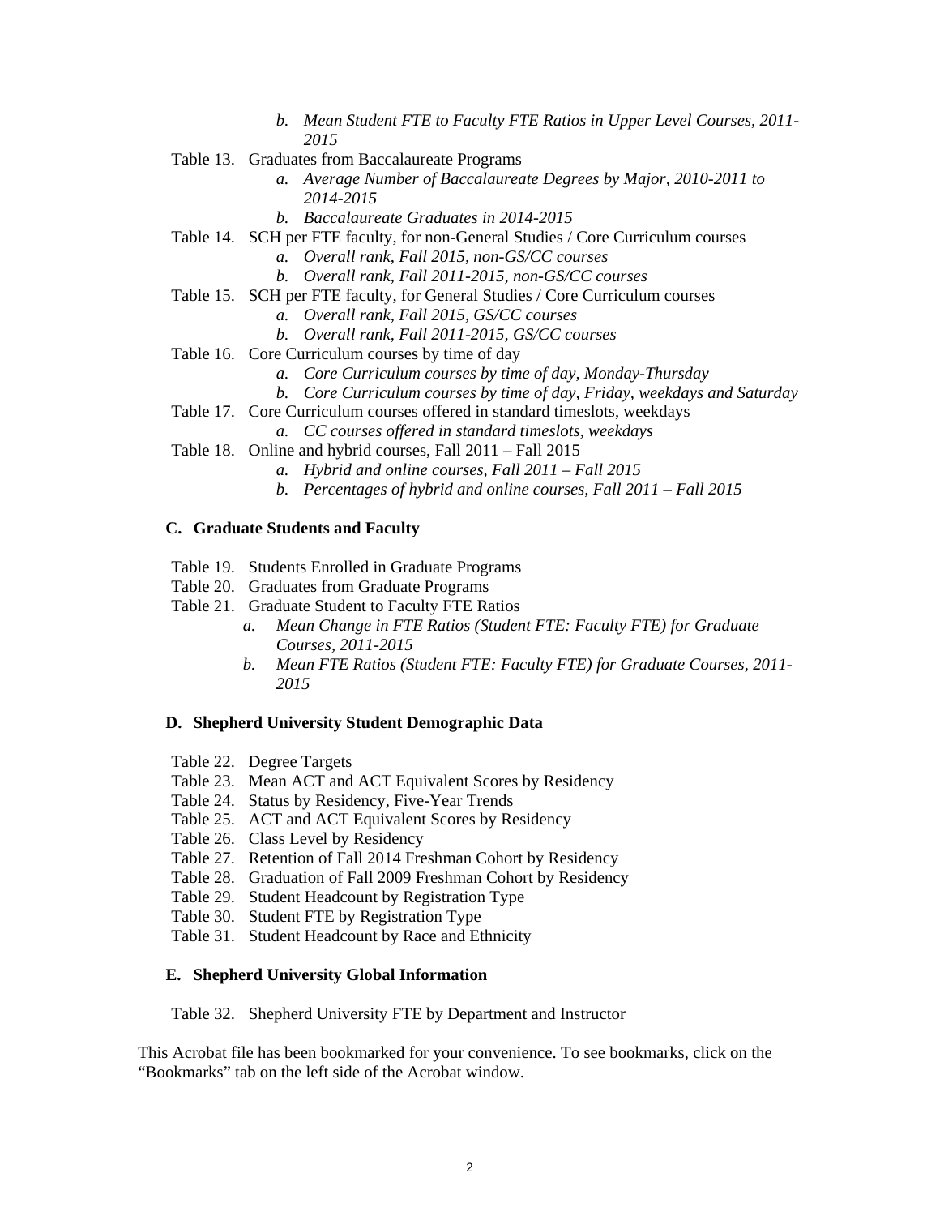- *b. Mean Student FTE to Faculty FTE Ratios in Upper Level Courses, 2011-2015*

Table 13. Graduates from Baccalaureate Programs
- *a. Average Number of Baccalaureate Degrees by Major, 2010-2011 to 2014-2015*
- *b. Baccalaureate Graduates in 2014-2015*

Table 14. SCH per FTE faculty, for non-General Studies / Core Curriculum courses
- *a. Overall rank, Fall 2015, non-GS/CC courses*
- *b. Overall rank, Fall 2011-2015, non-GS/CC courses*

Table 15. SCH per FTE faculty, for General Studies / Core Curriculum courses
- *a. Overall rank, Fall 2015, GS/CC courses*
- *b. Overall rank, Fall 2011-2015, GS/CC courses*

Table 16. Core Curriculum courses by time of day
- *a. Core Curriculum courses by time of day, Monday-Thursday*
- *b. Core Curriculum courses by time of day, Friday, weekdays and Saturday*

Table 17. Core Curriculum courses offered in standard timeslots, weekdays
- *a. CC courses offered in standard timeslots, weekdays*

Table 18. Online and hybrid courses, Fall 2011 – Fall 2015
- *a. Hybrid and online courses, Fall 2011 – Fall 2015*
- *b. Percentages of hybrid and online courses, Fall 2011 – Fall 2015*

### C. Graduate Students and Faculty

Table 19. Students Enrolled in Graduate Programs

Table 20. Graduates from Graduate Programs

Table 21. Graduate Student to Faculty FTE Ratios
- *a. Mean Change in FTE Ratios (Student FTE: Faculty FTE) for Graduate Courses, 2011-2015*
- *b. Mean FTE Ratios (Student FTE: Faculty FTE) for Graduate Courses, 2011-2015*

### D. Shepherd University Student Demographic Data

Table 22. Degree Targets

Table 23. Mean ACT and ACT Equivalent Scores by Residency

Table 24. Status by Residency, Five-Year Trends

Table 25. ACT and ACT Equivalent Scores by Residency

Table 26. Class Level by Residency

Table 27. Retention of Fall 2014 Freshman Cohort by Residency

Table 28. Graduation of Fall 2009 Freshman Cohort by Residency

Table 29. Student Headcount by Registration Type

Table 30. Student FTE by Registration Type

Table 31. Student Headcount by Race and Ethnicity

### E. Shepherd University Global Information

Table 32. Shepherd University FTE by Department and Instructor

This Acrobat file has been bookmarked for your convenience. To see bookmarks, click on the "Bookmarks" tab on the left side of the Acrobat window.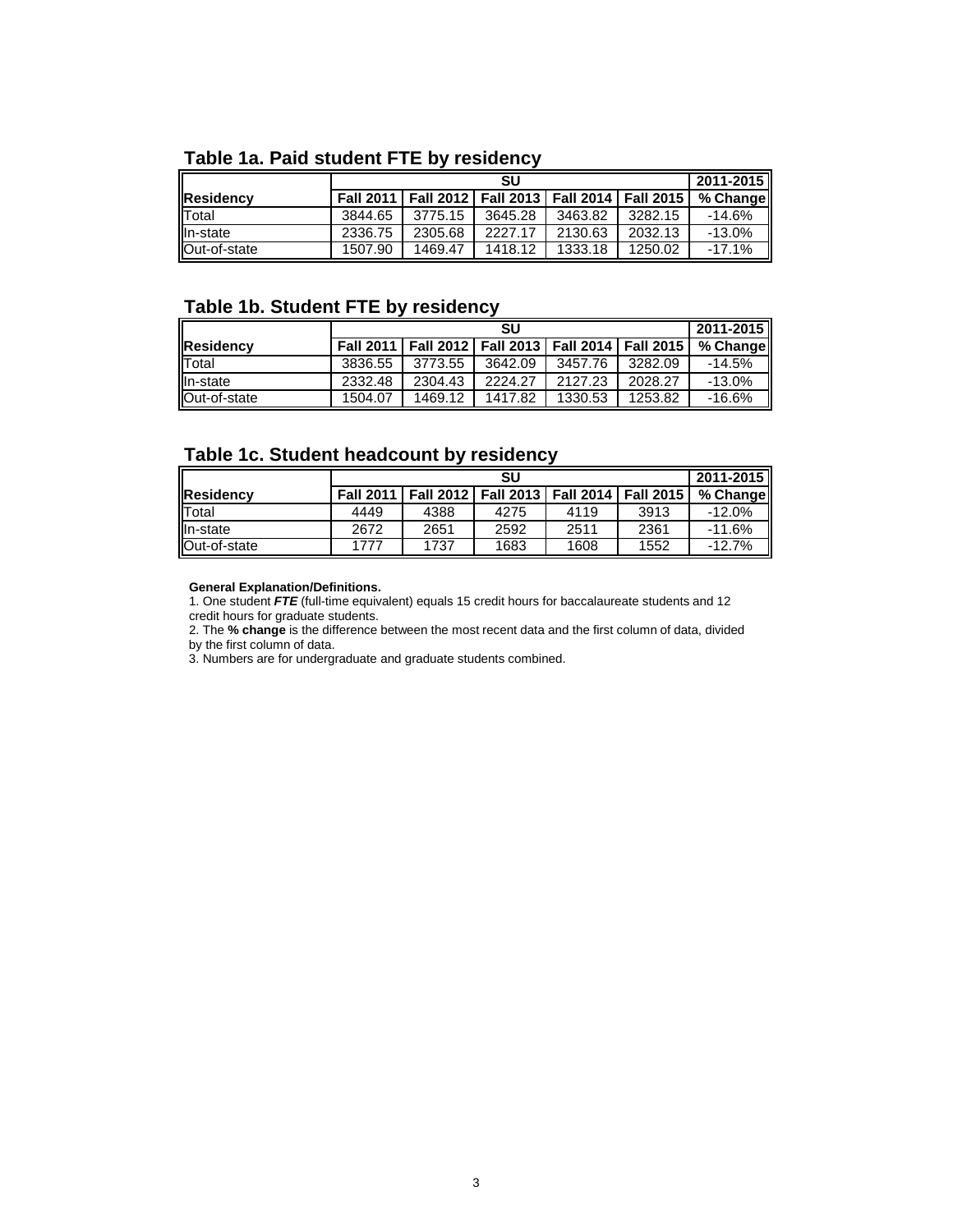## Table 1a. Paid student FTE by residency

| | SU | | | | | 2011-2015 |
|---|---|---|---|---|---|---|
| **Residency** | **Fall 2011** | **Fall 2012** | **Fall 2013** | **Fall 2014** | **Fall 2015** | **% Change** |
| Total | 3844.65 | 3775.15 | 3645.28 | 3463.82 | 3282.15 | -14.6% |
| In-state | 2336.75 | 2305.68 | 2227.17 | 2130.63 | 2032.13 | -13.0% |
| Out-of-state | 1507.90 | 1469.47 | 1418.12 | 1333.18 | 1250.02 | -17.1% |

## Table 1b. Student FTE by residency

| | SU | | | | | 2011-2015 |
|---|---|---|---|---|---|---|
| **Residency** | **Fall 2011** | **Fall 2012** | **Fall 2013** | **Fall 2014** | **Fall 2015** | **% Change** |
| Total | 3836.55 | 3773.55 | 3642.09 | 3457.76 | 3282.09 | -14.5% |
| In-state | 2332.48 | 2304.43 | 2224.27 | 2127.23 | 2028.27 | -13.0% |
| Out-of-state | 1504.07 | 1469.12 | 1417.82 | 1330.53 | 1253.82 | -16.6% |

## Table 1c. Student headcount by residency

| | SU | | | | | 2011-2015 |
|---|---|---|---|---|---|---|
| **Residency** | **Fall 2011** | **Fall 2012** | **Fall 2013** | **Fall 2014** | **Fall 2015** | **% Change** |
| Total | 4449 | 4388 | 4275 | 4119 | 3913 | -12.0% |
| In-state | 2672 | 2651 | 2592 | 2511 | 2361 | -11.6% |
| Out-of-state | 1777 | 1737 | 1683 | 1608 | 1552 | -12.7% |

**General Explanation/Definitions.**

1. One student ***FTE*** (full-time equivalent) equals 15 credit hours for baccalaureate students and 12 credit hours for graduate students.
2. The **% change** is the difference between the most recent data and the first column of data, divided by the first column of data.
3. Numbers are for undergraduate and graduate students combined.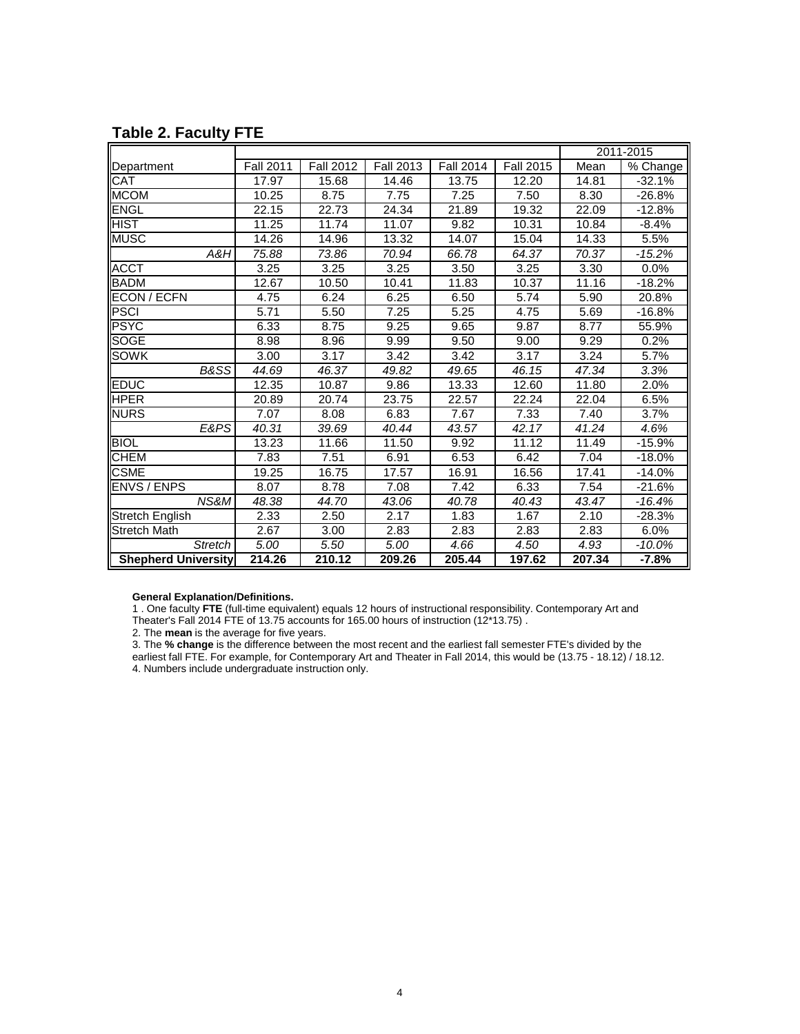## Table 2. Faculty FTE

| | | | | | | 2011-2015 | |
|---|---|---|---|---|---|---|---|
| Department | Fall 2011 | Fall 2012 | Fall 2013 | Fall 2014 | Fall 2015 | Mean | % Change |
| CAT | 17.97 | 15.68 | 14.46 | 13.75 | 12.20 | 14.81 | -32.1% |
| MCOM | 10.25 | 8.75 | 7.75 | 7.25 | 7.50 | 8.30 | -26.8% |
| ENGL | 22.15 | 22.73 | 24.34 | 21.89 | 19.32 | 22.09 | -12.8% |
| HIST | 11.25 | 11.74 | 11.07 | 9.82 | 10.31 | 10.84 | -8.4% |
| MUSC | 14.26 | 14.96 | 13.32 | 14.07 | 15.04 | 14.33 | 5.5% |
| *A&H* | *75.88* | *73.86* | *70.94* | *66.78* | *64.37* | *70.37* | *-15.2%* |
| ACCT | 3.25 | 3.25 | 3.25 | 3.50 | 3.25 | 3.30 | 0.0% |
| BADM | 12.67 | 10.50 | 10.41 | 11.83 | 10.37 | 11.16 | -18.2% |
| ECON / ECFN | 4.75 | 6.24 | 6.25 | 6.50 | 5.74 | 5.90 | 20.8% |
| PSCI | 5.71 | 5.50 | 7.25 | 5.25 | 4.75 | 5.69 | -16.8% |
| PSYC | 6.33 | 8.75 | 9.25 | 9.65 | 9.87 | 8.77 | 55.9% |
| SOGE | 8.98 | 8.96 | 9.99 | 9.50 | 9.00 | 9.29 | 0.2% |
| SOWK | 3.00 | 3.17 | 3.42 | 3.42 | 3.17 | 3.24 | 5.7% |
| *B&SS* | *44.69* | *46.37* | *49.82* | *49.65* | *46.15* | *47.34* | *3.3%* |
| EDUC | 12.35 | 10.87 | 9.86 | 13.33 | 12.60 | 11.80 | 2.0% |
| HPER | 20.89 | 20.74 | 23.75 | 22.57 | 22.24 | 22.04 | 6.5% |
| NURS | 7.07 | 8.08 | 6.83 | 7.67 | 7.33 | 7.40 | 3.7% |
| *E&PS* | *40.31* | *39.69* | *40.44* | *43.57* | *42.17* | *41.24* | *4.6%* |
| BIOL | 13.23 | 11.66 | 11.50 | 9.92 | 11.12 | 11.49 | -15.9% |
| CHEM | 7.83 | 7.51 | 6.91 | 6.53 | 6.42 | 7.04 | -18.0% |
| CSME | 19.25 | 16.75 | 17.57 | 16.91 | 16.56 | 17.41 | -14.0% |
| ENVS / ENPS | 8.07 | 8.78 | 7.08 | 7.42 | 6.33 | 7.54 | -21.6% |
| *NS&M* | *48.38* | *44.70* | *43.06* | *40.78* | *40.43* | *43.47* | *-16.4%* |
| Stretch English | 2.33 | 2.50 | 2.17 | 1.83 | 1.67 | 2.10 | -28.3% |
| Stretch Math | 2.67 | 3.00 | 2.83 | 2.83 | 2.83 | 2.83 | 6.0% |
| *Stretch* | *5.00* | *5.50* | *5.00* | *4.66* | *4.50* | *4.93* | *-10.0%* |
| **Shepherd University** | **214.26** | **210.12** | **209.26** | **205.44** | **197.62** | **207.34** | **-7.8%** |

**General Explanation/Definitions.**

1 . One faculty **FTE** (full-time equivalent) equals 12 hours of instructional responsibility. Contemporary Art and Theater's Fall 2014 FTE of 13.75 accounts for 165.00 hours of instruction (12*13.75) .

2. The **mean** is the average for five years.

3. The **% change** is the difference between the most recent and the earliest fall semester FTE's divided by the earliest fall FTE. For example, for Contemporary Art and Theater in Fall 2014, this would be (13.75 - 18.12) / 18.12.

4. Numbers include undergraduate instruction only.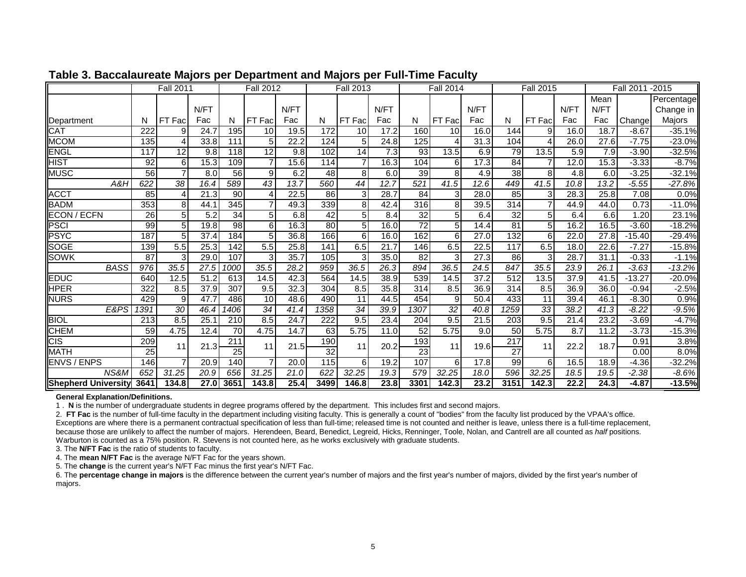## Table 3. Baccalaureate Majors per Department and Majors per Full-Time Faculty

| Department | Fall 2011 | | | Fall 2012 | | | Fall 2013 | | | Fall 2014 | | | Fall 2015 | | | Fall 2011 -2015 | | |
|---|---|---|---|---|---|---|---|---|---|---|---|---|---|---|---|---|---|---|
| | N | FT Fac | N/FT Fac | N | FT Fac | N/FT Fac | N | FT Fac | N/FT Fac | N | FT Fac | N/FT Fac | N | FT Fac | N/FT Fac | Mean N/FT Fac | Change | Percentage Change in Majors |
| CAT | 222 | 9 | 24.7 | 195 | 10 | 19.5 | 172 | 10 | 17.2 | 160 | 10 | 16.0 | 144 | 9 | 16.0 | 18.7 | -8.67 | -35.1% |
| MCOM | 135 | 4 | 33.8 | 111 | 5 | 22.2 | 124 | 5 | 24.8 | 125 | 4 | 31.3 | 104 | 4 | 26.0 | 27.6 | -7.75 | -23.0% |
| ENGL | 117 | 12 | 9.8 | 118 | 12 | 9.8 | 102 | 14 | 7.3 | 93 | 13.5 | 6.9 | 79 | 13.5 | 5.9 | 7.9 | -3.90 | -32.5% |
| HIST | 92 | 6 | 15.3 | 109 | 7 | 15.6 | 114 | 7 | 16.3 | 104 | 6 | 17.3 | 84 | 7 | 12.0 | 15.3 | -3.33 | -8.7% |
| MUSC | 56 | 7 | 8.0 | 56 | 9 | 6.2 | 48 | 8 | 6.0 | 39 | 8 | 4.9 | 38 | 8 | 4.8 | 6.0 | -3.25 | -32.1% |
| *A&H* | *622* | *38* | *16.4* | *589* | *43* | *13.7* | *560* | *44* | *12.7* | *521* | *41.5* | *12.6* | *449* | *41.5* | *10.8* | *13.2* | *-5.55* | *-27.8%* |
| ACCT | 85 | 4 | 21.3 | 90 | 4 | 22.5 | 86 | 3 | 28.7 | 84 | 3 | 28.0 | 85 | 3 | 28.3 | 25.8 | 7.08 | 0.0% |
| BADM | 353 | 8 | 44.1 | 345 | 7 | 49.3 | 339 | 8 | 42.4 | 316 | 8 | 39.5 | 314 | 7 | 44.9 | 44.0 | 0.73 | -11.0% |
| ECON / ECFN | 26 | 5 | 5.2 | 34 | 5 | 6.8 | 42 | 5 | 8.4 | 32 | 5 | 6.4 | 32 | 5 | 6.4 | 6.6 | 1.20 | 23.1% |
| PSCI | 99 | 5 | 19.8 | 98 | 6 | 16.3 | 80 | 5 | 16.0 | 72 | 5 | 14.4 | 81 | 5 | 16.2 | 16.5 | -3.60 | -18.2% |
| PSYC | 187 | 5 | 37.4 | 184 | 5 | 36.8 | 166 | 6 | 16.0 | 162 | 6 | 27.0 | 132 | 6 | 22.0 | 27.8 | -15.40 | -29.4% |
| SOGE | 139 | 5.5 | 25.3 | 142 | 5.5 | 25.8 | 141 | 6.5 | 21.7 | 146 | 6.5 | 22.5 | 117 | 6.5 | 18.0 | 22.6 | -7.27 | -15.8% |
| SOWK | 87 | 3 | 29.0 | 107 | 3 | 35.7 | 105 | 3 | 35.0 | 82 | 3 | 27.3 | 86 | 3 | 28.7 | 31.1 | -0.33 | -1.1% |
| *BASS* | *976* | *35.5* | *27.5* | *1000* | *35.5* | *28.2* | *959* | *36.5* | *26.3* | *894* | *36.5* | *24.5* | *847* | *35.5* | *23.9* | *26.1* | *-3.63* | *-13.2%* |
| EDUC | 640 | 12.5 | 51.2 | 613 | 14.5 | 42.3 | 564 | 14.5 | 38.9 | 539 | 14.5 | 37.2 | 512 | 13.5 | 37.9 | 41.5 | -13.27 | -20.0% |
| HPER | 322 | 8.5 | 37.9 | 307 | 9.5 | 32.3 | 304 | 8.5 | 35.8 | 314 | 8.5 | 36.9 | 314 | 8.5 | 36.9 | 36.0 | -0.94 | -2.5% |
| NURS | 429 | 9 | 47.7 | 486 | 10 | 48.6 | 490 | 11 | 44.5 | 454 | 9 | 50.4 | 433 | 11 | 39.4 | 46.1 | -8.30 | 0.9% |
| *E&PS* | *1391* | *30* | *46.4* | *1406* | *34* | *41.4* | *1358* | *34* | *39.9* | *1307* | *32* | *40.8* | *1259* | *33* | *38.2* | *41.3* | *-8.22* | *-9.5%* |
| BIOL | 213 | 8.5 | 25.1 | 210 | 8.5 | 24.7 | 222 | 9.5 | 23.4 | 204 | 9.5 | 21.5 | 203 | 9.5 | 21.4 | 23.2 | -3.69 | -4.7% |
| CHEM | 59 | 4.75 | 12.4 | 70 | 4.75 | 14.7 | 63 | 5.75 | 11.0 | 52 | 5.75 | 9.0 | 50 | 5.75 | 8.7 | 11.2 | -3.73 | -15.3% |
| CIS | 209 | 11 | 21.3 | 211 | 11 | 21.5 | 190 | 11 | 20.2 | 193 | 11 | 19.6 | 217 | 11 | 22.2 | 18.7 | 0.91 | 3.8% |
| MATH | 25 | | | 25 | | | 32 | | | 23 | | | 27 | | | | 0.00 | 8.0% |
| ENVS / ENPS | 146 | 7 | 20.9 | 140 | 7 | 20.0 | 115 | 6 | 19.2 | 107 | 6 | 17.8 | 99 | 6 | 16.5 | 18.9 | -4.36 | -32.2% |
| *NS&M* | *652* | *31.25* | *20.9* | *656* | *31.25* | *21.0* | *622* | *32.25* | *19.3* | *579* | *32.25* | *18.0* | *596* | *32.25* | *18.5* | *19.5* | *-2.38* | *-8.6%* |
| **Shepherd University** | **3641** | **134.8** | **27.0** | **3651** | **143.8** | **25.4** | **3499** | **146.8** | **23.8** | **3301** | **142.3** | **23.2** | **3151** | **142.3** | **22.2** | **24.3** | **-4.87** | **-13.5%** |

**General Explanation/Definitions.**

1 . **N** is the number of undergraduate students in degree programs offered by the department. This includes first and second majors.

2. **FT Fac** is the number of full-time faculty in the department including visiting faculty. This is generally a count of "bodies" from the faculty list produced by the VPAA's office. Exceptions are where there is a permanent contractual specification of less than full-time; released time is not counted and neither is leave, unless there is a full-time replacement, because those are unlikely to affect the number of majors. Herendeen, Beard, Benedict, Legreid, Hicks, Renninger, Toole, Nolan, and Cantrell are all counted as *half* positions. Warburton is counted as a 75% position. R. Stevens is not counted here, as he works exclusively with graduate students.

3. The **N/FT Fac** is the ratio of students to faculty.

4. The **mean N/FT Fac** is the average N/FT Fac for the years shown.

5. The **change** is the current year's N/FT Fac minus the first year's N/FT Fac.

6. The **percentage change in majors** is the difference between the current year's number of majors and the first year's number of majors, divided by the first year's number of majors.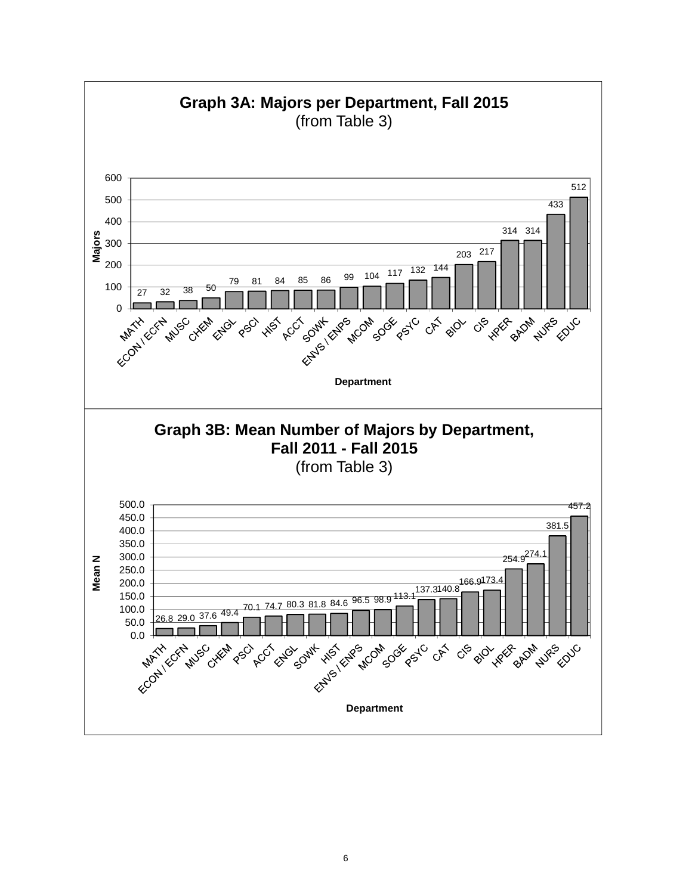## Graph 3A: Majors per Department, Fall 2015
(from Table 3)

| Department | Majors |
|---|---|
| MATH | 27 |
| ECON / ECFN | 32 |
| MUSC | 38 |
| CHEM | 50 |
| ENGL | 79 |
| PSCI | 81 |
| HIST | 84 |
| ACCT | 85 |
| SOWK | 86 |
| ENVS / ENPS | 99 |
| MCOM | 104 |
| SOGE | 117 |
| PSYC | 132 |
| CAT | 144 |
| BIOL | 203 |
| CIS | 217 |
| HPER | 314 |
| BADM | 314 |
| NURS | 433 |
| EDUC | 512 |

## Graph 3B: Mean Number of Majors by Department, Fall 2011 - Fall 2015
(from Table 3)

| Department | Mean N |
|---|---|
| MATH | 26.8 |
| ECON / ECFN | 29.0 |
| MUSC | 37.6 |
| CHEM | 49.4 |
| PSCI | 70.1 |
| ACCT | 74.7 |
| ENGL | 80.3 |
| SOWK | 81.8 |
| HIST | 84.6 |
| ENVS / ENPS | 96.5 |
| MCOM | 98.9 |
| SOGE | 113.1 |
| PSYC | 137.3 |
| CAT | 140.8 |
| CIS | 166.9 |
| BIOL | 173.4 |
| HPER | 254.9 |
| BADM | 274.1 |
| NURS | 381.5 |
| EDUC | 457.2 |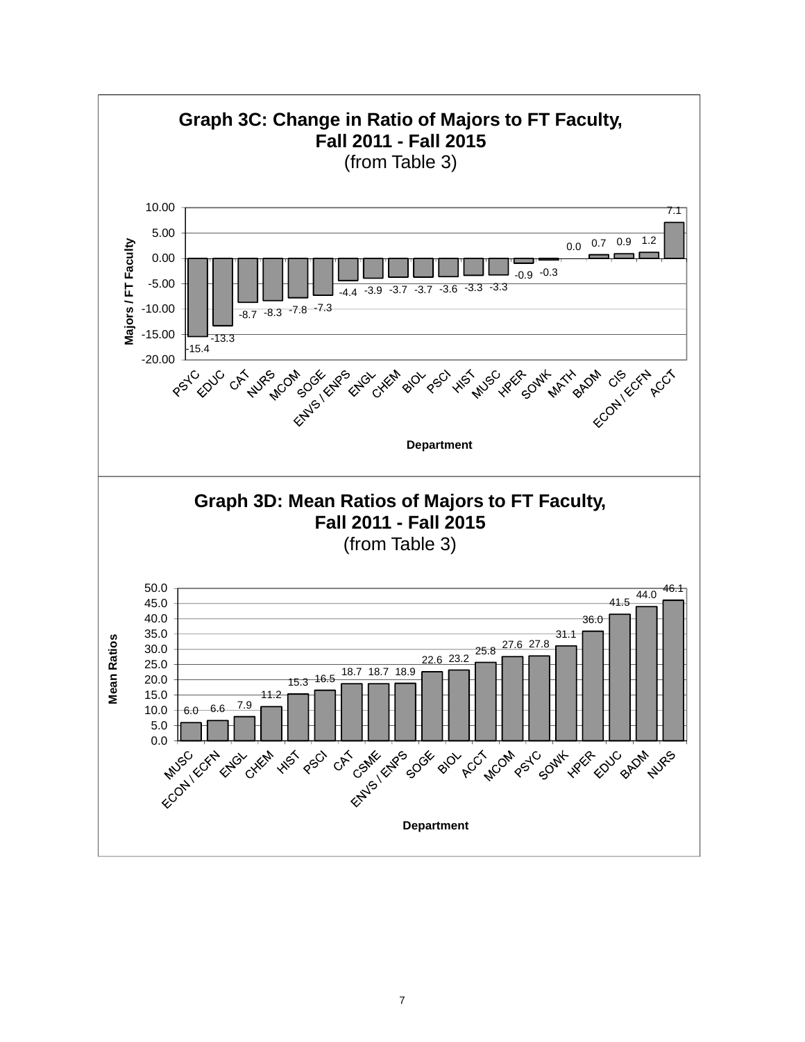## Graph 3C: Change in Ratio of Majors to FT Faculty, Fall 2011 - Fall 2015

(from Table 3)

| Department | Majors / FT Faculty |
|---|---|
| PSYC | -15.4 |
| EDUC | -13.3 |
| CAT | -8.7 |
| NURS | -8.3 |
| MCOM | -7.8 |
| SOGE | -7.3 |
| ENVS / ENPS | -4.4 |
| ENGL | -3.9 |
| CHEM | -3.7 |
| BIOL | -3.7 |
| PSCI | -3.6 |
| HIST | -3.3 |
| MUSC | -3.3 |
| HPER | -0.9 |
| SOWK | -0.3 |
| MATH | 0.0 |
| BADM | 0.7 |
| CIS | 0.9 |
| ECON / ECFN | 1.2 |
| ACCT | 7.1 |

## Graph 3D: Mean Ratios of Majors to FT Faculty, Fall 2011 - Fall 2015

(from Table 3)

| Department | Mean Ratios |
|---|---|
| MUSC | 6.0 |
| ECON / ECFN | 6.6 |
| ENGL | 7.9 |
| CHEM | 11.2 |
| HIST | 15.3 |
| PSCI | 16.5 |
| CAT | 18.7 |
| CSME | 18.7 |
| ENVS / ENPS | 18.9 |
| SOGE | 22.6 |
| BIOL | 23.2 |
| ACCT | 25.8 |
| MCOM | 27.6 |
| PSYC | 27.8 |
| SOWK | 31.1 |
| HPER | 36.0 |
| EDUC | 41.5 |
| BADM | 44.0 |
| NURS | 46.1 |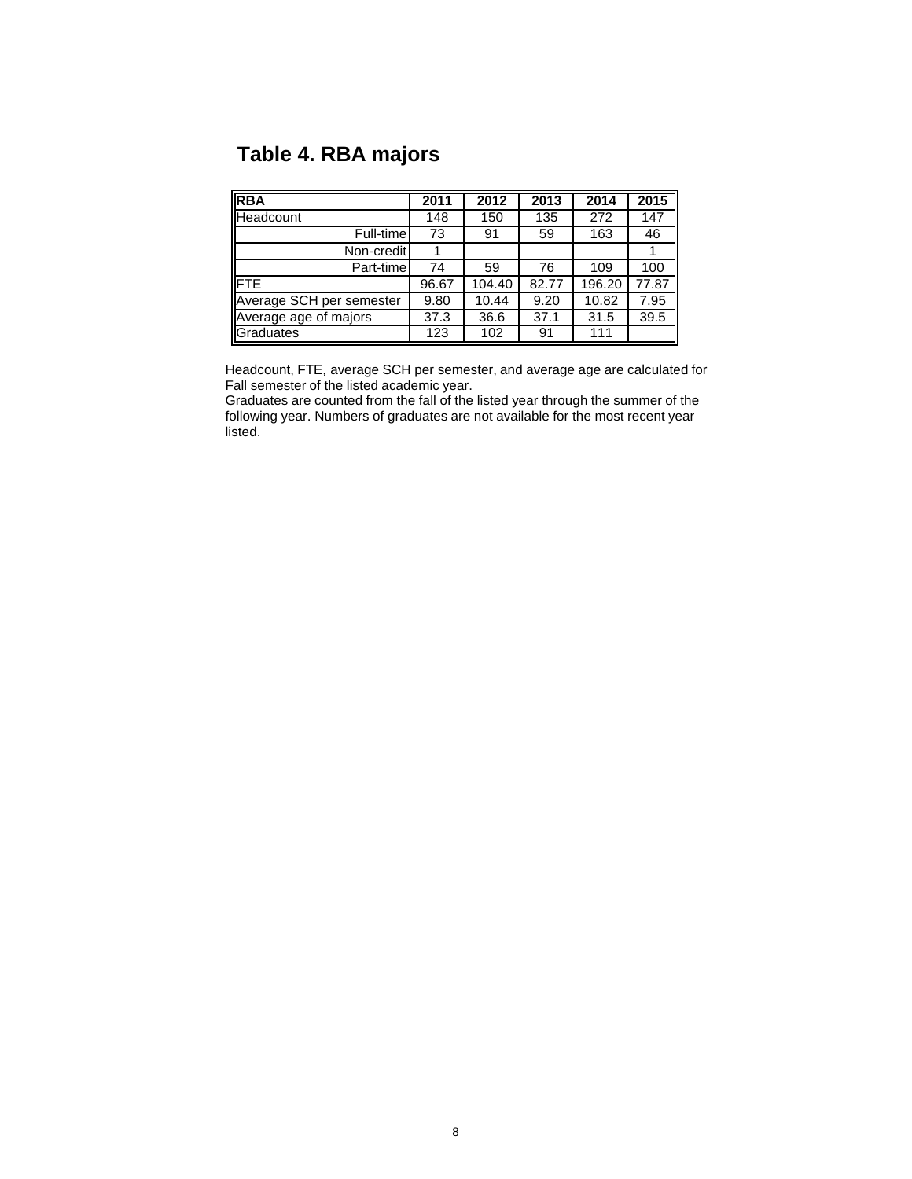## Table 4. RBA majors

| RBA | 2011 | 2012 | 2013 | 2014 | 2015 |
|---|---|---|---|---|---|
| Headcount | 148 | 150 | 135 | 272 | 147 |
| Full-time | 73 | 91 | 59 | 163 | 46 |
| Non-credit | 1 | | | | 1 |
| Part-time | 74 | 59 | 76 | 109 | 100 |
| FTE | 96.67 | 104.40 | 82.77 | 196.20 | 77.87 |
| Average SCH per semester | 9.80 | 10.44 | 9.20 | 10.82 | 7.95 |
| Average age of majors | 37.3 | 36.6 | 37.1 | 31.5 | 39.5 |
| Graduates | 123 | 102 | 91 | 111 | |

Headcount, FTE, average SCH per semester, and average age are calculated for Fall semester of the listed academic year.
Graduates are counted from the fall of the listed year through the summer of the following year. Numbers of graduates are not available for the most recent year listed.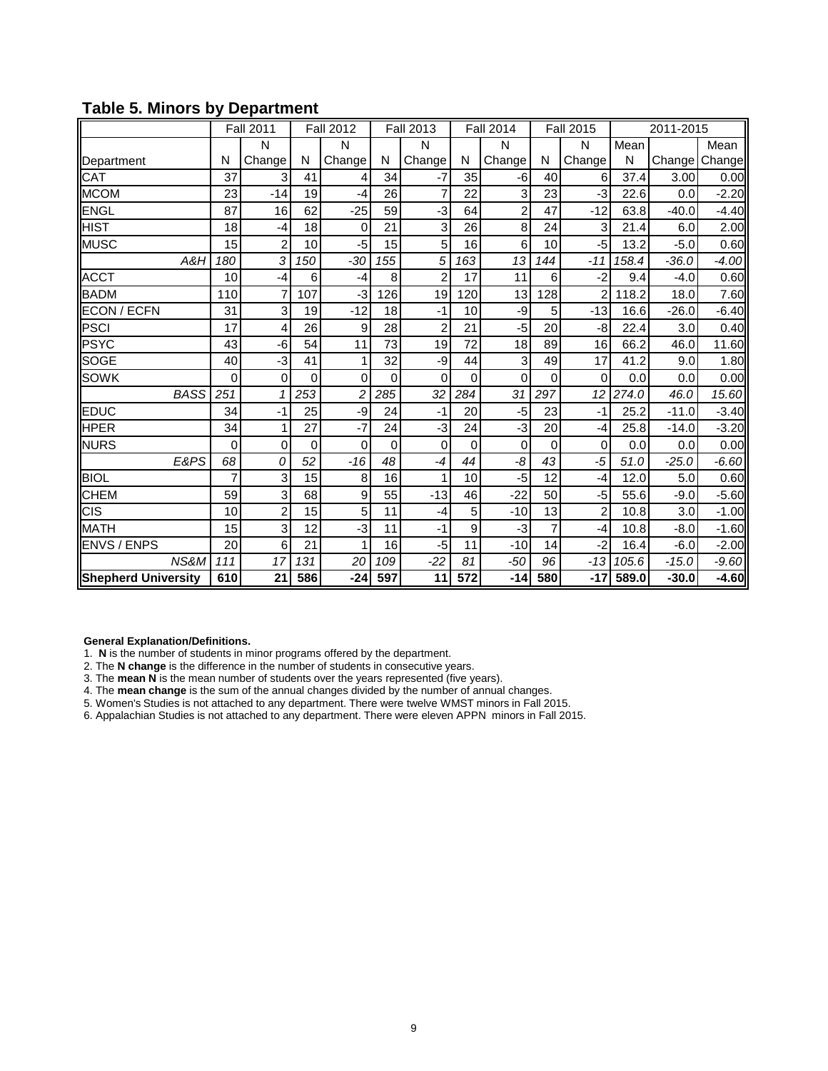## Table 5. Minors by Department

| Department | Fall 2011 | | Fall 2012 | | Fall 2013 | | Fall 2014 | | Fall 2015 | | 2011-2015 | | |
|---|---|---|---|---|---|---|---|---|---|---|---|---|---|
| | N | N Change | N | N Change | N | N Change | N | N Change | N | N Change | Mean N | Change | Mean Change |
| CAT | 37 | 3 | 41 | 4 | 34 | -7 | 35 | -6 | 40 | 6 | 37.4 | 3.00 | 0.00 |
| MCOM | 23 | -14 | 19 | -4 | 26 | 7 | 22 | 3 | 23 | -3 | 22.6 | 0.0 | -2.20 |
| ENGL | 87 | 16 | 62 | -25 | 59 | -3 | 64 | 2 | 47 | -12 | 63.8 | -40.0 | -4.40 |
| HIST | 18 | -4 | 18 | 0 | 21 | 3 | 26 | 8 | 24 | 3 | 21.4 | 6.0 | 2.00 |
| MUSC | 15 | 2 | 10 | -5 | 15 | 5 | 16 | 6 | 10 | -5 | 13.2 | -5.0 | 0.60 |
| *A&H* | *180* | *3* | *150* | *-30* | *155* | *5* | *163* | *13* | *144* | *-11* | *158.4* | *-36.0* | *-4.00* |
| ACCT | 10 | -4 | 6 | -4 | 8 | 2 | 17 | 11 | 6 | -2 | 9.4 | -4.0 | 0.60 |
| BADM | 110 | 7 | 107 | -3 | 126 | 19 | 120 | 13 | 128 | 2 | 118.2 | 18.0 | 7.60 |
| ECON / ECFN | 31 | 3 | 19 | -12 | 18 | -1 | 10 | -9 | 5 | -13 | 16.6 | -26.0 | -6.40 |
| PSCI | 17 | 4 | 26 | 9 | 28 | 2 | 21 | -5 | 20 | -8 | 22.4 | 3.0 | 0.40 |
| PSYC | 43 | -6 | 54 | 11 | 73 | 19 | 72 | 18 | 89 | 16 | 66.2 | 46.0 | 11.60 |
| SOGE | 40 | -3 | 41 | 1 | 32 | -9 | 44 | 3 | 49 | 17 | 41.2 | 9.0 | 1.80 |
| SOWK | 0 | 0 | 0 | 0 | 0 | 0 | 0 | 0 | 0 | 0 | 0.0 | 0.0 | 0.00 |
| *BASS* | *251* | *1* | *253* | *2* | *285* | *32* | *284* | *31* | *297* | *12* | *274.0* | *46.0* | *15.60* |
| EDUC | 34 | -1 | 25 | -9 | 24 | -1 | 20 | -5 | 23 | -1 | 25.2 | -11.0 | -3.40 |
| HPER | 34 | 1 | 27 | -7 | 24 | -3 | 24 | -3 | 20 | -4 | 25.8 | -14.0 | -3.20 |
| NURS | 0 | 0 | 0 | 0 | 0 | 0 | 0 | 0 | 0 | 0 | 0.0 | 0.0 | 0.00 |
| *E&PS* | *68* | *0* | *52* | *-16* | *48* | *-4* | *44* | *-8* | *43* | *-5* | *51.0* | *-25.0* | *-6.60* |
| BIOL | 7 | 3 | 15 | 8 | 16 | 1 | 10 | -5 | 12 | -4 | 12.0 | 5.0 | 0.60 |
| CHEM | 59 | 3 | 68 | 9 | 55 | -13 | 46 | -22 | 50 | -5 | 55.6 | -9.0 | -5.60 |
| CIS | 10 | 2 | 15 | 5 | 11 | -4 | 5 | -10 | 13 | 2 | 10.8 | 3.0 | -1.00 |
| MATH | 15 | 3 | 12 | -3 | 11 | -1 | 9 | -3 | 7 | -4 | 10.8 | -8.0 | -1.60 |
| ENVS / ENPS | 20 | 6 | 21 | 1 | 16 | -5 | 11 | -10 | 14 | -2 | 16.4 | -6.0 | -2.00 |
| *NS&M* | *111* | *17* | *131* | *20* | *109* | *-22* | *81* | *-50* | *96* | *-13* | *105.6* | *-15.0* | *-9.60* |
| **Shepherd University** | **610** | **21** | **586** | **-24** | **597** | **11** | **572** | **-14** | **580** | **-17** | **589.0** | **-30.0** | **-4.60** |

**General Explanation/Definitions.**

1. **N** is the number of students in minor programs offered by the department.
2. The **N change** is the difference in the number of students in consecutive years.
3. The **mean N** is the mean number of students over the years represented (five years).
4. The **mean change** is the sum of the annual changes divided by the number of annual changes.
5. Women's Studies is not attached to any department. There were twelve WMST minors in Fall 2015.
6. Appalachian Studies is not attached to any department. There were eleven APPN minors in Fall 2015.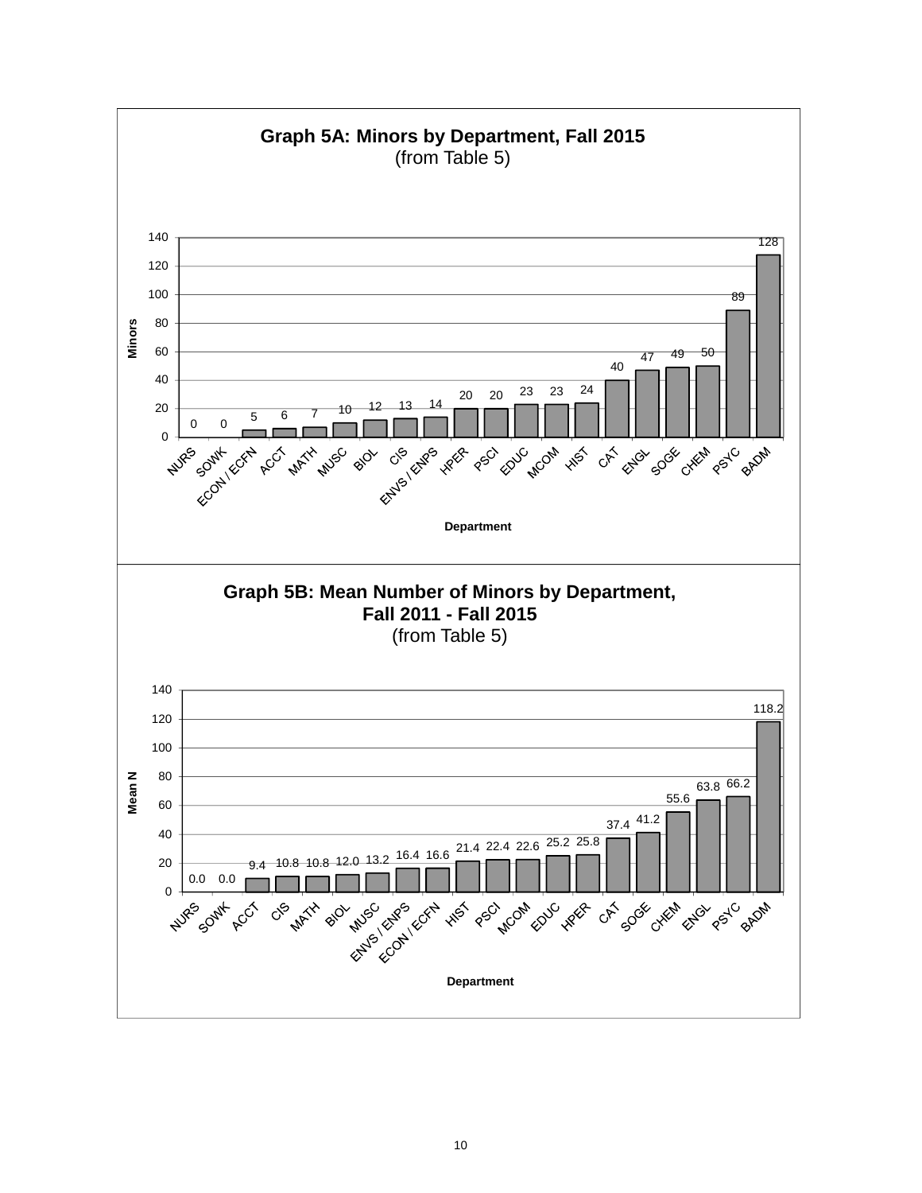## Graph 5A: Minors by Department, Fall 2015
(from Table 5)

| Department | Minors |
|---|---|
| NURS | 0 |
| SOWK | 0 |
| ECON / ECFN | 5 |
| ACCT | 6 |
| MATH | 7 |
| MUSC | 10 |
| BIOL | 12 |
| CIS | 13 |
| ENVS / ENPS | 14 |
| HPER | 20 |
| PSCI | 20 |
| EDUC | 23 |
| MCOM | 23 |
| HIST | 24 |
| CAT | 40 |
| ENGL | 47 |
| SOGE | 49 |
| CHEM | 50 |
| PSYC | 89 |
| BADM | 128 |

## Graph 5B: Mean Number of Minors by Department, Fall 2011 - Fall 2015
(from Table 5)

| Department | Mean N |
|---|---|
| NURS | 0.0 |
| SOWK | 0.0 |
| ACCT | 9.4 |
| CIS | 10.8 |
| MATH | 10.8 |
| BIOL | 12.0 |
| MUSC | 13.2 |
| ENVS / ENPS | 16.4 |
| ECON / ECFN | 16.6 |
| HIST | 21.4 |
| PSCI | 22.4 |
| MCOM | 22.6 |
| EDUC | 25.2 |
| HPER | 25.8 |
| CAT | 37.4 |
| SOGE | 41.2 |
| CHEM | 55.6 |
| ENGL | 63.8 |
| PSYC | 66.2 |
| BADM | 118.2 |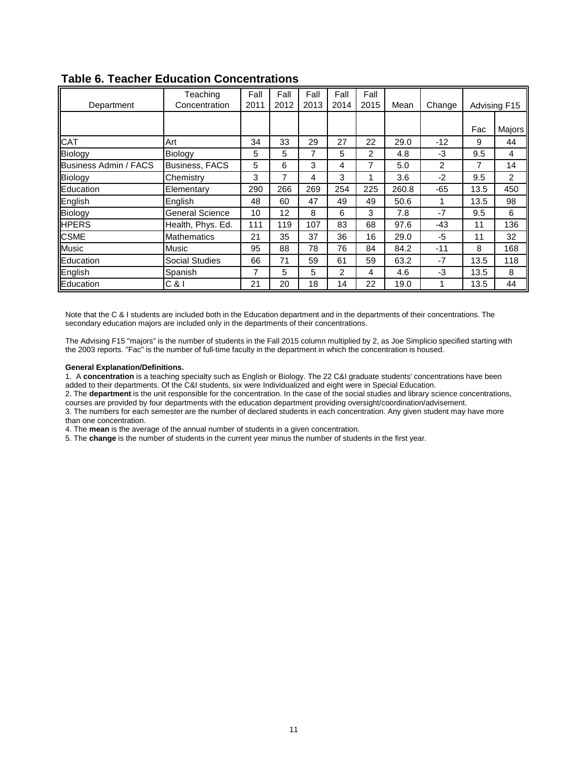## Table 6. Teacher Education Concentrations

| Department | Teaching Concentration | Fall 2011 | Fall 2012 | Fall 2013 | Fall 2014 | Fall 2015 | Mean | Change | Advising F15 | |
|---|---|---|---|---|---|---|---|---|---|---|
| | | | | | | | | | Fac | Majors |
| CAT | Art | 34 | 33 | 29 | 27 | 22 | 29.0 | -12 | 9 | 44 |
| Biology | Biology | 5 | 5 | 7 | 5 | 2 | 4.8 | -3 | 9.5 | 4 |
| Business Admin / FACS | Business, FACS | 5 | 6 | 3 | 4 | 7 | 5.0 | 2 | 7 | 14 |
| Biology | Chemistry | 3 | 7 | 4 | 3 | 1 | 3.6 | -2 | 9.5 | 2 |
| Education | Elementary | 290 | 266 | 269 | 254 | 225 | 260.8 | -65 | 13.5 | 450 |
| English | English | 48 | 60 | 47 | 49 | 49 | 50.6 | 1 | 13.5 | 98 |
| Biology | General Science | 10 | 12 | 8 | 6 | 3 | 7.8 | -7 | 9.5 | 6 |
| HPERS | Health, Phys. Ed. | 111 | 119 | 107 | 83 | 68 | 97.6 | -43 | 11 | 136 |
| CSME | Mathematics | 21 | 35 | 37 | 36 | 16 | 29.0 | -5 | 11 | 32 |
| Music | Music | 95 | 88 | 78 | 76 | 84 | 84.2 | -11 | 8 | 168 |
| Education | Social Studies | 66 | 71 | 59 | 61 | 59 | 63.2 | -7 | 13.5 | 118 |
| English | Spanish | 7 | 5 | 5 | 2 | 4 | 4.6 | -3 | 13.5 | 8 |
| Education | C & I | 21 | 20 | 18 | 14 | 22 | 19.0 | 1 | 13.5 | 44 |

Note that the C & I students are included both in the Education department and in the departments of their concentrations. The secondary education majors are included only in the departments of their concentrations.

The Advising F15 "majors" is the number of students in the Fall 2015 column multiplied by 2, as Joe Simplicio specified starting with the 2003 reports. "Fac" is the number of full-time faculty in the department in which the concentration is housed.

**General Explanation/Definitions.**

1. A **concentration** is a teaching specialty such as English or Biology. The 22 C&I graduate students' concentrations have been added to their departments. Of the C&I students, six were Individualized and eight were in Special Education.
2. The **department** is the unit responsible for the concentration. In the case of the social studies and library science concentrations, courses are provided by four departments with the education department providing oversight/coordination/advisement.
3. The numbers for each semester are the number of declared students in each concentration. Any given student may have more than one concentration.
4. The **mean** is the average of the annual number of students in a given concentration.
5. The **change** is the number of students in the current year minus the number of students in the first year.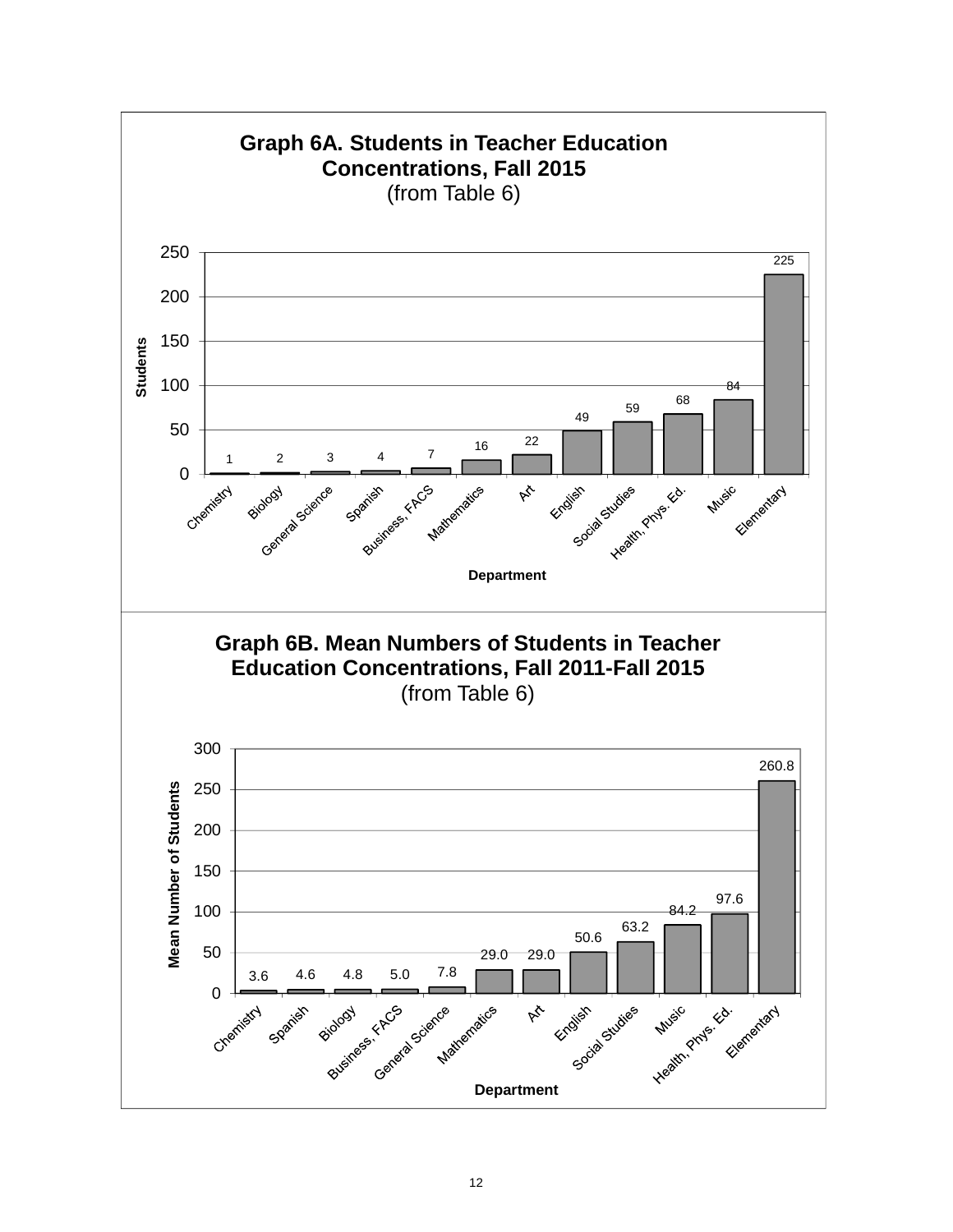**Graph 6A. Students in Teacher Education Concentrations, Fall 2015**
(from Table 6)

| Department | Students |
|---|---|
| Chemistry | 1 |
| Biology | 2 |
| General Science | 3 |
| Spanish | 4 |
| Business, FACS | 7 |
| Mathematics | 16 |
| Art | 22 |
| English | 49 |
| Social Studies | 59 |
| Health, Phys. Ed. | 68 |
| Music | 84 |
| Elementary | 225 |

**Graph 6B. Mean Numbers of Students in Teacher Education Concentrations, Fall 2011-Fall 2015**
(from Table 6)

| Department | Mean Number of Students |
|---|---|
| Chemistry | 3.6 |
| Spanish | 4.6 |
| Biology | 4.8 |
| Business, FACS | 5.0 |
| General Science | 7.8 |
| Mathematics | 29.0 |
| Art | 29.0 |
| English | 50.6 |
| Social Studies | 63.2 |
| Music | 84.2 |
| Health, Phys. Ed. | 97.6 |
| Elementary | 260.8 |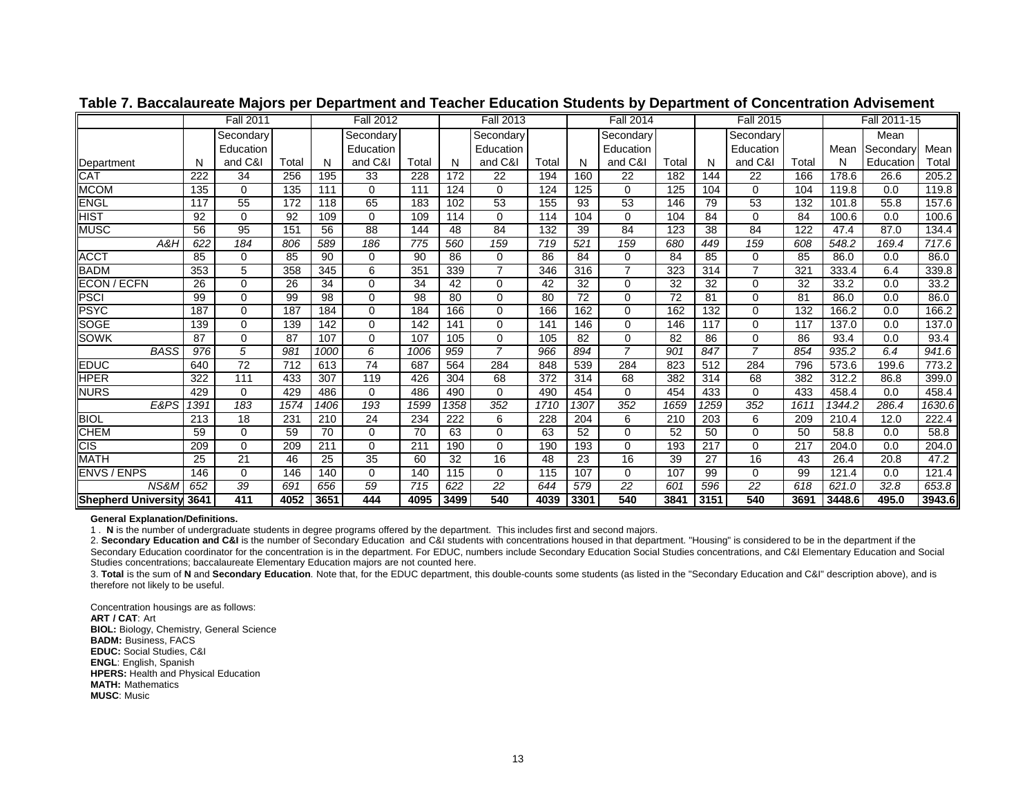## Table 7. Baccalaureate Majors per Department and Teacher Education Students by Department of Concentration Advisement

| Department | Fall 2011 | | | Fall 2012 | | | Fall 2013 | | | Fall 2014 | | | Fall 2015 | | | Fall 2011-15 | | |
|---|---|---|---|---|---|---|---|---|---|---|---|---|---|---|---|---|---|---|
| | N | Secondary Education and C&I | Total | N | Secondary Education and C&I | Total | N | Secondary Education and C&I | Total | N | Secondary Education and C&I | Total | N | Secondary Education and C&I | Total | Mean N | Mean Secondary Education | Mean Total |
| CAT | 222 | 34 | 256 | 195 | 33 | 228 | 172 | 22 | 194 | 160 | 22 | 182 | 144 | 22 | 166 | 178.6 | 26.6 | 205.2 |
| MCOM | 135 | 0 | 135 | 111 | 0 | 111 | 124 | 0 | 124 | 125 | 0 | 125 | 104 | 0 | 104 | 119.8 | 0.0 | 119.8 |
| ENGL | 117 | 55 | 172 | 118 | 65 | 183 | 102 | 53 | 155 | 93 | 53 | 146 | 79 | 53 | 132 | 101.8 | 55.8 | 157.6 |
| HIST | 92 | 0 | 92 | 109 | 0 | 109 | 114 | 0 | 114 | 104 | 0 | 104 | 84 | 0 | 84 | 100.6 | 0.0 | 100.6 |
| MUSC | 56 | 95 | 151 | 56 | 88 | 144 | 48 | 84 | 132 | 39 | 84 | 123 | 38 | 84 | 122 | 47.4 | 87.0 | 134.4 |
| *A&H* | *622* | *184* | *806* | *589* | *186* | *775* | *560* | *159* | *719* | *521* | *159* | *680* | *449* | *159* | *608* | *548.2* | *169.4* | *717.6* |
| ACCT | 85 | 0 | 85 | 90 | 0 | 90 | 86 | 0 | 86 | 84 | 0 | 84 | 85 | 0 | 85 | 86.0 | 0.0 | 86.0 |
| BADM | 353 | 5 | 358 | 345 | 6 | 351 | 339 | 7 | 346 | 316 | 7 | 323 | 314 | 7 | 321 | 333.4 | 6.4 | 339.8 |
| ECON / ECFN | 26 | 0 | 26 | 34 | 0 | 34 | 42 | 0 | 42 | 32 | 0 | 32 | 32 | 0 | 32 | 33.2 | 0.0 | 33.2 |
| PSCI | 99 | 0 | 99 | 98 | 0 | 98 | 80 | 0 | 80 | 72 | 0 | 72 | 81 | 0 | 81 | 86.0 | 0.0 | 86.0 |
| PSYC | 187 | 0 | 187 | 184 | 0 | 184 | 166 | 0 | 166 | 162 | 0 | 162 | 132 | 0 | 132 | 166.2 | 0.0 | 166.2 |
| SOGE | 139 | 0 | 139 | 142 | 0 | 142 | 141 | 0 | 141 | 146 | 0 | 146 | 117 | 0 | 117 | 137.0 | 0.0 | 137.0 |
| SOWK | 87 | 0 | 87 | 107 | 0 | 107 | 105 | 0 | 105 | 82 | 0 | 82 | 86 | 0 | 86 | 93.4 | 0.0 | 93.4 |
| *BASS* | *976* | *5* | *981* | *1000* | *6* | *1006* | *959* | *7* | *966* | *894* | *7* | *901* | *847* | *7* | *854* | *935.2* | *6.4* | *941.6* |
| EDUC | 640 | 72 | 712 | 613 | 74 | 687 | 564 | 284 | 848 | 539 | 284 | 823 | 512 | 284 | 796 | 573.6 | 199.6 | 773.2 |
| HPER | 322 | 111 | 433 | 307 | 119 | 426 | 304 | 68 | 372 | 314 | 68 | 382 | 314 | 68 | 382 | 312.2 | 86.8 | 399.0 |
| NURS | 429 | 0 | 429 | 486 | 0 | 486 | 490 | 0 | 490 | 454 | 0 | 454 | 433 | 0 | 433 | 458.4 | 0.0 | 458.4 |
| *E&PS* | *1391* | *183* | *1574* | *1406* | *193* | *1599* | *1358* | *352* | *1710* | *1307* | *352* | *1659* | *1259* | *352* | *1611* | *1344.2* | *286.4* | *1630.6* |
| BIOL | 213 | 18 | 231 | 210 | 24 | 234 | 222 | 6 | 228 | 204 | 6 | 210 | 203 | 6 | 209 | 210.4 | 12.0 | 222.4 |
| CHEM | 59 | 0 | 59 | 70 | 0 | 70 | 63 | 0 | 63 | 52 | 0 | 52 | 50 | 0 | 50 | 58.8 | 0.0 | 58.8 |
| CIS | 209 | 0 | 209 | 211 | 0 | 211 | 190 | 0 | 190 | 193 | 0 | 193 | 217 | 0 | 217 | 204.0 | 0.0 | 204.0 |
| MATH | 25 | 21 | 46 | 25 | 35 | 60 | 32 | 16 | 48 | 23 | 16 | 39 | 27 | 16 | 43 | 26.4 | 20.8 | 47.2 |
| ENVS / ENPS | 146 | 0 | 146 | 140 | 0 | 140 | 115 | 0 | 115 | 107 | 0 | 107 | 99 | 0 | 99 | 121.4 | 0.0 | 121.4 |
| *NS&M* | *652* | *39* | *691* | *656* | *59* | *715* | *622* | *22* | *644* | *579* | *22* | *601* | *596* | *22* | *618* | *621.0* | *32.8* | *653.8* |
| **Shepherd University** | **3641** | **411** | **4052** | **3651** | **444** | **4095** | **3499** | **540** | **4039** | **3301** | **540** | **3841** | **3151** | **540** | **3691** | **3448.6** | **495.0** | **3943.6** |

**General Explanation/Definitions.**

1 . **N** is the number of undergraduate students in degree programs offered by the department. This includes first and second majors.

2. **Secondary Education and C&I** is the number of Secondary Education and C&I students with concentrations housed in that department. "Housing" is considered to be in the department if the Secondary Education coordinator for the concentration is in the department. For EDUC, numbers include Secondary Education Social Studies concentrations, and C&I Elementary Education and Social Studies concentrations; baccalaureate Elementary Education majors are not counted here.

3. **Total** is the sum of **N** and **Secondary Education**. Note that, for the EDUC department, this double-counts some students (as listed in the "Secondary Education and C&I" description above), and is therefore not likely to be useful.

Concentration housings are as follows:
**ART / CAT**: Art
**BIOL:** Biology, Chemistry, General Science
**BADM:** Business, FACS
**EDUC:** Social Studies, C&I
**ENGL**: English, Spanish
**HPERS:** Health and Physical Education
**MATH:** Mathematics
**MUSC**: Music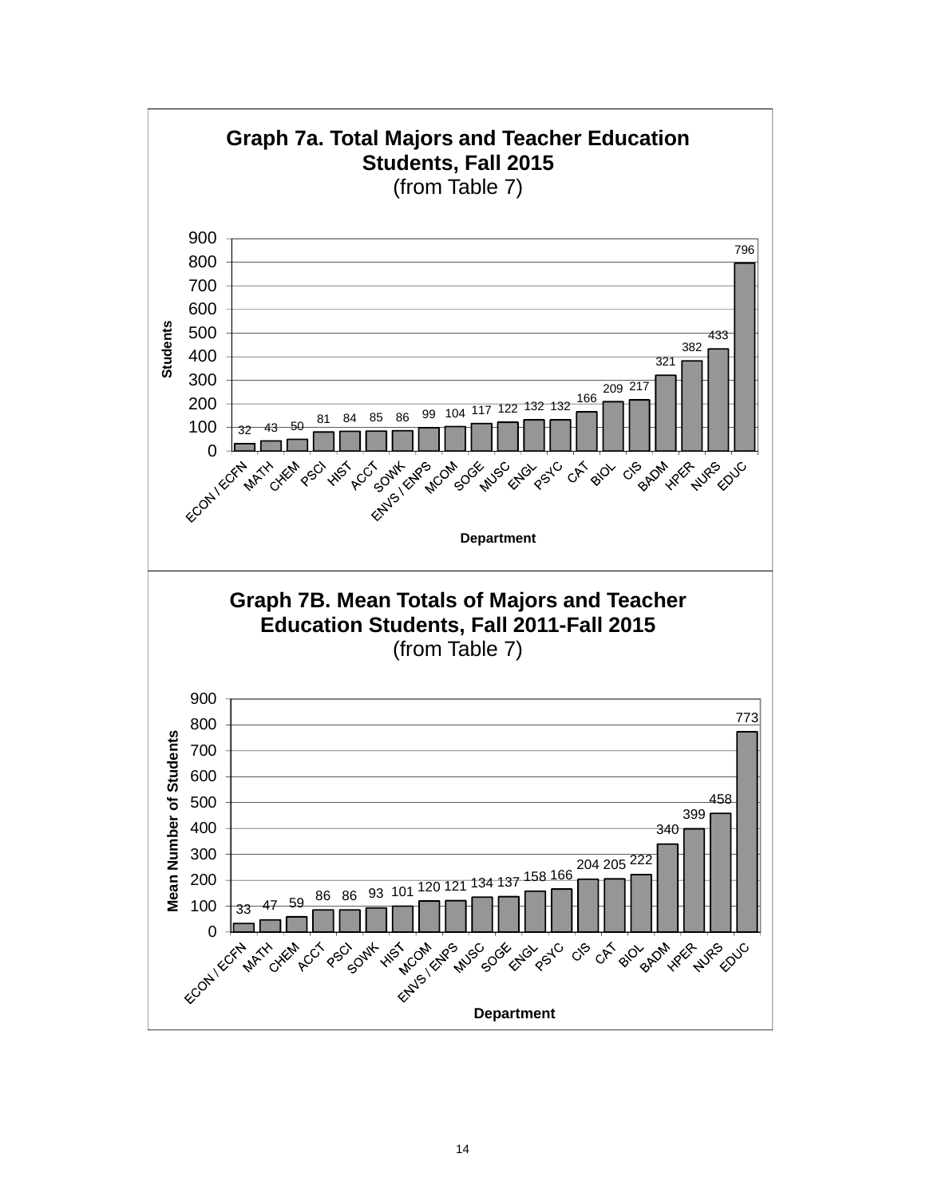## Graph 7a. Total Majors and Teacher Education Students, Fall 2015

(from Table 7)

| Department | Students |
|---|---|
| ECON / ECFN | 32 |
| MATH | 43 |
| CHEM | 50 |
| PSCI | 81 |
| HIST | 84 |
| ACCT | 85 |
| SOWK | 86 |
| ENVS / ENPS | 99 |
| MCOM | 104 |
| SOGE | 117 |
| MUSC | 122 |
| ENGL | 132 |
| PSYC | 132 |
| CAT | 166 |
| BIOL | 209 |
| CIS | 217 |
| BADM | 321 |
| HPER | 382 |
| NURS | 433 |
| EDUC | 796 |

## Graph 7B. Mean Totals of Majors and Teacher Education Students, Fall 2011-Fall 2015

(from Table 7)

| Department | Mean Number of Students |
|---|---|
| ECON / ECFN | 33 |
| MATH | 47 |
| CHEM | 59 |
| ACCT | 86 |
| PSCI | 86 |
| SOWK | 93 |
| HIST | 101 |
| MCOM | 120 |
| ENVS / ENPS | 121 |
| MUSC | 134 |
| SOGE | 137 |
| ENGL | 158 |
| PSYC | 166 |
| CIS | 204 |
| CAT | 205 |
| BIOL | 222 |
| BADM | 340 |
| HPER | 399 |
| NURS | 458 |
| EDUC | 773 |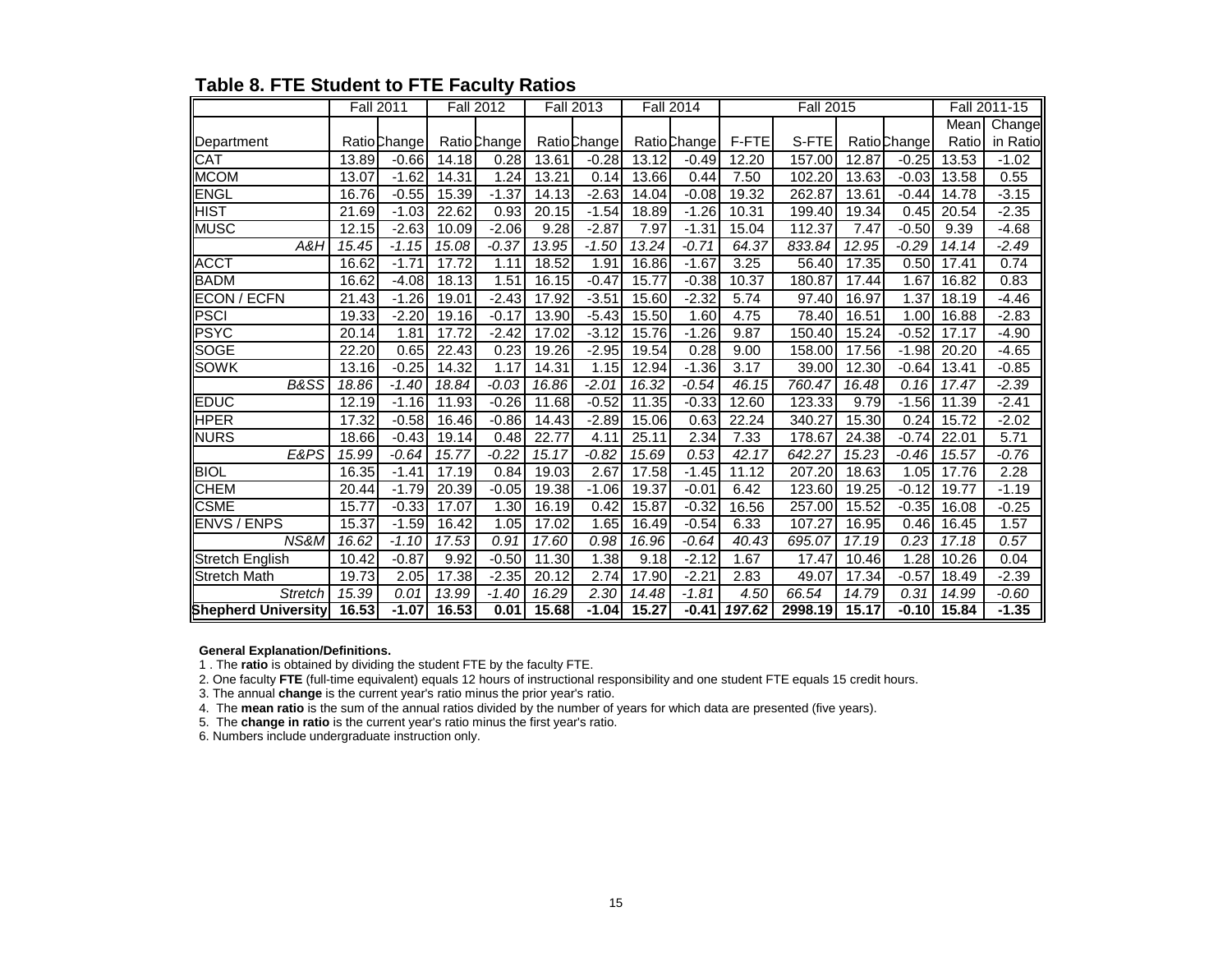## Table 8. FTE Student to FTE Faculty Ratios

| | Fall 2011 | | Fall 2012 | | Fall 2013 | | Fall 2014 | | Fall 2015 | | | | Fall 2011-15 | |
|---|---|---|---|---|---|---|---|---|---|---|---|---|---|---|
| Department | Ratio | Change | Ratio | Change | Ratio | Change | Ratio | Change | F-FTE | S-FTE | Ratio | Change | Mean Ratio | Change in Ratio |
| CAT | 13.89 | -0.66 | 14.18 | 0.28 | 13.61 | -0.28 | 13.12 | -0.49 | 12.20 | 157.00 | 12.87 | -0.25 | 13.53 | -1.02 |
| MCOM | 13.07 | -1.62 | 14.31 | 1.24 | 13.21 | 0.14 | 13.66 | 0.44 | 7.50 | 102.20 | 13.63 | -0.03 | 13.58 | 0.55 |
| ENGL | 16.76 | -0.55 | 15.39 | -1.37 | 14.13 | -2.63 | 14.04 | -0.08 | 19.32 | 262.87 | 13.61 | -0.44 | 14.78 | -3.15 |
| HIST | 21.69 | -1.03 | 22.62 | 0.93 | 20.15 | -1.54 | 18.89 | -1.26 | 10.31 | 199.40 | 19.34 | 0.45 | 20.54 | -2.35 |
| MUSC | 12.15 | -2.63 | 10.09 | -2.06 | 9.28 | -2.87 | 7.97 | -1.31 | 15.04 | 112.37 | 7.47 | -0.50 | 9.39 | -4.68 |
| *A&H* | *15.45* | *-1.15* | *15.08* | *-0.37* | *13.95* | *-1.50* | *13.24* | *-0.71* | *64.37* | *833.84* | *12.95* | *-0.29* | *14.14* | *-2.49* |
| ACCT | 16.62 | -1.71 | 17.72 | 1.11 | 18.52 | 1.91 | 16.86 | -1.67 | 3.25 | 56.40 | 17.35 | 0.50 | 17.41 | 0.74 |
| BADM | 16.62 | -4.08 | 18.13 | 1.51 | 16.15 | -0.47 | 15.77 | -0.38 | 10.37 | 180.87 | 17.44 | 1.67 | 16.82 | 0.83 |
| ECON / ECFN | 21.43 | -1.26 | 19.01 | -2.43 | 17.92 | -3.51 | 15.60 | -2.32 | 5.74 | 97.40 | 16.97 | 1.37 | 18.19 | -4.46 |
| PSCI | 19.33 | -2.20 | 19.16 | -0.17 | 13.90 | -5.43 | 15.50 | 1.60 | 4.75 | 78.40 | 16.51 | 1.00 | 16.88 | -2.83 |
| PSYC | 20.14 | 1.81 | 17.72 | -2.42 | 17.02 | -3.12 | 15.76 | -1.26 | 9.87 | 150.40 | 15.24 | -0.52 | 17.17 | -4.90 |
| SOGE | 22.20 | 0.65 | 22.43 | 0.23 | 19.26 | -2.95 | 19.54 | 0.28 | 9.00 | 158.00 | 17.56 | -1.98 | 20.20 | -4.65 |
| SOWK | 13.16 | -0.25 | 14.32 | 1.17 | 14.31 | 1.15 | 12.94 | -1.36 | 3.17 | 39.00 | 12.30 | -0.64 | 13.41 | -0.85 |
| *B&SS* | *18.86* | *-1.40* | *18.84* | *-0.03* | *16.86* | *-2.01* | *16.32* | *-0.54* | *46.15* | *760.47* | *16.48* | *0.16* | *17.47* | *-2.39* |
| EDUC | 12.19 | -1.16 | 11.93 | -0.26 | 11.68 | -0.52 | 11.35 | -0.33 | 12.60 | 123.33 | 9.79 | -1.56 | 11.39 | -2.41 |
| HPER | 17.32 | -0.58 | 16.46 | -0.86 | 14.43 | -2.89 | 15.06 | 0.63 | 22.24 | 340.27 | 15.30 | 0.24 | 15.72 | -2.02 |
| NURS | 18.66 | -0.43 | 19.14 | 0.48 | 22.77 | 4.11 | 25.11 | 2.34 | 7.33 | 178.67 | 24.38 | -0.74 | 22.01 | 5.71 |
| *E&PS* | *15.99* | *-0.64* | *15.77* | *-0.22* | *15.17* | *-0.82* | *15.69* | *0.53* | *42.17* | *642.27* | *15.23* | *-0.46* | *15.57* | *-0.76* |
| BIOL | 16.35 | -1.41 | 17.19 | 0.84 | 19.03 | 2.67 | 17.58 | -1.45 | 11.12 | 207.20 | 18.63 | 1.05 | 17.76 | 2.28 |
| CHEM | 20.44 | -1.79 | 20.39 | -0.05 | 19.38 | -1.06 | 19.37 | -0.01 | 6.42 | 123.60 | 19.25 | -0.12 | 19.77 | -1.19 |
| CSME | 15.77 | -0.33 | 17.07 | 1.30 | 16.19 | 0.42 | 15.87 | -0.32 | 16.56 | 257.00 | 15.52 | -0.35 | 16.08 | -0.25 |
| ENVS / ENPS | 15.37 | -1.59 | 16.42 | 1.05 | 17.02 | 1.65 | 16.49 | -0.54 | 6.33 | 107.27 | 16.95 | 0.46 | 16.45 | 1.57 |
| *NS&M* | *16.62* | *-1.10* | *17.53* | *0.91* | *17.60* | *0.98* | *16.96* | *-0.64* | *40.43* | *695.07* | *17.19* | *0.23* | *17.18* | *0.57* |
| Stretch English | 10.42 | -0.87 | 9.92 | -0.50 | 11.30 | 1.38 | 9.18 | -2.12 | 1.67 | 17.47 | 10.46 | 1.28 | 10.26 | 0.04 |
| Stretch Math | 19.73 | 2.05 | 17.38 | -2.35 | 20.12 | 2.74 | 17.90 | -2.21 | 2.83 | 49.07 | 17.34 | -0.57 | 18.49 | -2.39 |
| *Stretch* | *15.39* | *0.01* | *13.99* | *-1.40* | *16.29* | *2.30* | *14.48* | *-1.81* | *4.50* | *66.54* | *14.79* | *0.31* | *14.99* | *-0.60* |
| **Shepherd University** | **16.53** | **-1.07** | **16.53** | **0.01** | **15.68** | **-1.04** | **15.27** | **-0.41** | ***197.62*** | **2998.19** | **15.17** | **-0.10** | **15.84** | **-1.35** |

**General Explanation/Definitions.**

1 . The **ratio** is obtained by dividing the student FTE by the faculty FTE.

2. One faculty **FTE** (full-time equivalent) equals 12 hours of instructional responsibility and one student FTE equals 15 credit hours.

3. The annual **change** is the current year's ratio minus the prior year's ratio.

4. The **mean ratio** is the sum of the annual ratios divided by the number of years for which data are presented (five years).

5. The **change in ratio** is the current year's ratio minus the first year's ratio.

6. Numbers include undergraduate instruction only.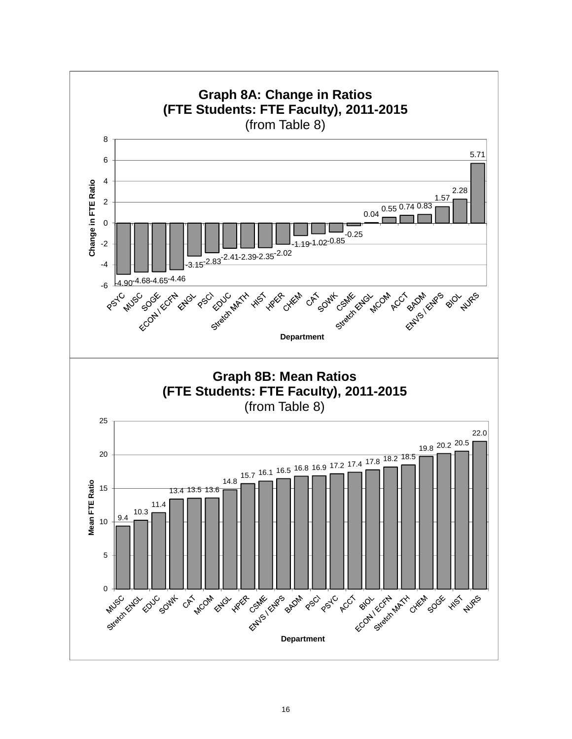## Graph 8A: Change in Ratios (FTE Students: FTE Faculty), 2011-2015
(from Table 8)

| Department | Change in FTE Ratio |
|---|---|
| PSYC | -4.90 |
| MUSC | -4.68 |
| SOGE | -4.65 |
| ECON / ECFN | -4.46 |
| ENGL | -3.15 |
| PSCI | -2.83 |
| EDUC | -2.41 |
| Stretch MATH | -2.39 |
| HIST | -2.35 |
| HPER | -2.02 |
| CHEM | -1.19 |
| CAT | -1.02 |
| SOWK | -0.85 |
| CSME | -0.25 |
| Stretch ENGL | 0.04 |
| MCOM | 0.55 |
| ACCT | 0.74 |
| BADM | 0.83 |
| ENVS / ENPS | 1.57 |
| BIOL | 2.28 |
| NURS | 5.71 |

## Graph 8B: Mean Ratios (FTE Students: FTE Faculty), 2011-2015
(from Table 8)

| Department | Mean FTE Ratio |
|---|---|
| MUSC | 9.4 |
| Stretch ENGL | 10.3 |
| EDUC | 11.4 |
| SOWK | 13.4 |
| CAT | 13.5 |
| MCOM | 13.6 |
| ENGL | 14.8 |
| HPER | 15.7 |
| CSME | 16.1 |
| ENVS / ENPS | 16.5 |
| BADM | 16.8 |
| PSCI | 16.9 |
| PSYC | 17.2 |
| ACCT | 17.4 |
| BIOL | 17.8 |
| ECON / ECFN | 18.2 |
| Stretch MATH | 18.5 |
| CHEM | 19.8 |
| SOGE | 20.2 |
| HIST | 20.5 |
| NURS | 22.0 |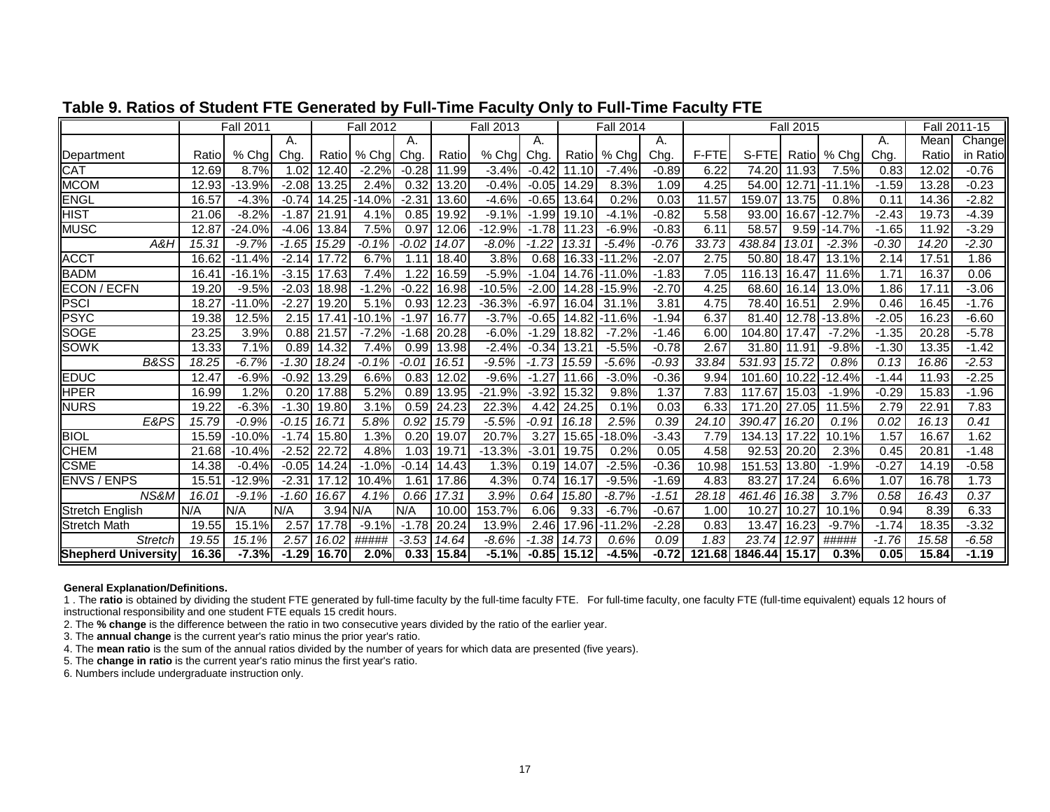## Table 9. Ratios of Student FTE Generated by Full-Time Faculty Only to Full-Time Faculty FTE

| | Fall 2011 | | | Fall 2012 | | | Fall 2013 | | | Fall 2014 | | | Fall 2015 | | | | | | Fall 2011-15 | |
|---|---|---|---|---|---|---|---|---|---|---|---|---|---|---|---|---|---|---|---|---|
| Department | Ratio | % Chg | A. Chg. | Ratio | % Chg | A. Chg. | Ratio | % Chg | A. Chg. | Ratio | % Chg | A. Chg. | F-FTE | S-FTE | Ratio | % Chg | A. Chg. | Mean Ratio | Change in Ratio |
| CAT | 12.69 | 8.7% | 1.02 | 12.40 | -2.2% | -0.28 | 11.99 | -3.4% | -0.42 | 11.10 | -7.4% | -0.89 | 6.22 | 74.20 | 11.93 | 7.5% | 0.83 | 12.02 | -0.76 |
| MCOM | 12.93 | -13.9% | -2.08 | 13.25 | 2.4% | 0.32 | 13.20 | -0.4% | -0.05 | 14.29 | 8.3% | 1.09 | 4.25 | 54.00 | 12.71 | -11.1% | -1.59 | 13.28 | -0.23 |
| ENGL | 16.57 | -4.3% | -0.74 | 14.25 | -14.0% | -2.31 | 13.60 | -4.6% | -0.65 | 13.64 | 0.2% | 0.03 | 11.57 | 159.07 | 13.75 | 0.8% | 0.11 | 14.36 | -2.82 |
| HIST | 21.06 | -8.2% | -1.87 | 21.91 | 4.1% | 0.85 | 19.92 | -9.1% | -1.99 | 19.10 | -4.1% | -0.82 | 5.58 | 93.00 | 16.67 | -12.7% | -2.43 | 19.73 | -4.39 |
| MUSC | 12.87 | -24.0% | -4.06 | 13.84 | 7.5% | 0.97 | 12.06 | -12.9% | -1.78 | 11.23 | -6.9% | -0.83 | 6.11 | 58.57 | 9.59 | -14.7% | -1.65 | 11.92 | -3.29 |
| *A&H* | *15.31* | *-9.7%* | *-1.65* | *15.29* | *-0.1%* | *-0.02* | *14.07* | *-8.0%* | *-1.22* | *13.31* | *-5.4%* | *-0.76* | *33.73* | *438.84* | *13.01* | *-2.3%* | *-0.30* | *14.20* | *-2.30* |
| ACCT | 16.62 | -11.4% | -2.14 | 17.72 | 6.7% | 1.11 | 18.40 | 3.8% | 0.68 | 16.33 | -11.2% | -2.07 | 2.75 | 50.80 | 18.47 | 13.1% | 2.14 | 17.51 | 1.86 |
| BADM | 16.41 | -16.1% | -3.15 | 17.63 | 7.4% | 1.22 | 16.59 | -5.9% | -1.04 | 14.76 | -11.0% | -1.83 | 7.05 | 116.13 | 16.47 | 11.6% | 1.71 | 16.37 | 0.06 |
| ECON / ECFN | 19.20 | -9.5% | -2.03 | 18.98 | -1.2% | -0.22 | 16.98 | -10.5% | -2.00 | 14.28 | -15.9% | -2.70 | 4.25 | 68.60 | 16.14 | 13.0% | 1.86 | 17.11 | -3.06 |
| PSCI | 18.27 | -11.0% | -2.27 | 19.20 | 5.1% | 0.93 | 12.23 | -36.3% | -6.97 | 16.04 | 31.1% | 3.81 | 4.75 | 78.40 | 16.51 | 2.9% | 0.46 | 16.45 | -1.76 |
| PSYC | 19.38 | 12.5% | 2.15 | 17.41 | -10.1% | -1.97 | 16.77 | -3.7% | -0.65 | 14.82 | -11.6% | -1.94 | 6.37 | 81.40 | 12.78 | -13.8% | -2.05 | 16.23 | -6.60 |
| SOGE | 23.25 | 3.9% | 0.88 | 21.57 | -7.2% | -1.68 | 20.28 | -6.0% | -1.29 | 18.82 | -7.2% | -1.46 | 6.00 | 104.80 | 17.47 | -7.2% | -1.35 | 20.28 | -5.78 |
| SOWK | 13.33 | 7.1% | 0.89 | 14.32 | 7.4% | 0.99 | 13.98 | -2.4% | -0.34 | 13.21 | -5.5% | -0.78 | 2.67 | 31.80 | 11.91 | -9.8% | -1.30 | 13.35 | -1.42 |
| *B&SS* | *18.25* | *-6.7%* | *-1.30* | *18.24* | *-0.1%* | *-0.01* | *16.51* | *-9.5%* | *-1.73* | *15.59* | *-5.6%* | *-0.93* | *33.84* | *531.93* | *15.72* | *0.8%* | *0.13* | *16.86* | *-2.53* |
| EDUC | 12.47 | -6.9% | -0.92 | 13.29 | 6.6% | 0.83 | 12.02 | -9.6% | -1.27 | 11.66 | -3.0% | -0.36 | 9.94 | 101.60 | 10.22 | -12.4% | -1.44 | 11.93 | -2.25 |
| HPER | 16.99 | 1.2% | 0.20 | 17.88 | 5.2% | 0.89 | 13.95 | -21.9% | -3.92 | 15.32 | 9.8% | 1.37 | 7.83 | 117.67 | 15.03 | -1.9% | -0.29 | 15.83 | -1.96 |
| NURS | 19.22 | -6.3% | -1.30 | 19.80 | 3.1% | 0.59 | 24.23 | 22.3% | 4.42 | 24.25 | 0.1% | 0.03 | 6.33 | 171.20 | 27.05 | 11.5% | 2.79 | 22.91 | 7.83 |
| *E&PS* | *15.79* | *-0.9%* | *-0.15* | *16.71* | *5.8%* | *0.92* | *15.79* | *-5.5%* | *-0.91* | *16.18* | *2.5%* | *0.39* | *24.10* | *390.47* | *16.20* | *0.1%* | *0.02* | *16.13* | *0.41* |
| BIOL | 15.59 | -10.0% | -1.74 | 15.80 | 1.3% | 0.20 | 19.07 | 20.7% | 3.27 | 15.65 | -18.0% | -3.43 | 7.79 | 134.13 | 17.22 | 10.1% | 1.57 | 16.67 | 1.62 |
| CHEM | 21.68 | -10.4% | -2.52 | 22.72 | 4.8% | 1.03 | 19.71 | -13.3% | -3.01 | 19.75 | 0.2% | 0.05 | 4.58 | 92.53 | 20.20 | 2.3% | 0.45 | 20.81 | -1.48 |
| CSME | 14.38 | -0.4% | -0.05 | 14.24 | -1.0% | -0.14 | 14.43 | 1.3% | 0.19 | 14.07 | -2.5% | -0.36 | 10.98 | 151.53 | 13.80 | -1.9% | -0.27 | 14.19 | -0.58 |
| ENVS / ENPS | 15.51 | -12.9% | -2.31 | 17.12 | 10.4% | 1.61 | 17.86 | 4.3% | 0.74 | 16.17 | -9.5% | -1.69 | 4.83 | 83.27 | 17.24 | 6.6% | 1.07 | 16.78 | 1.73 |
| *NS&M* | *16.01* | *-9.1%* | *-1.60* | *16.67* | *4.1%* | *0.66* | *17.31* | *3.9%* | *0.64* | *15.80* | *-8.7%* | *-1.51* | *28.18* | *461.46* | *16.38* | *3.7%* | *0.58* | *16.43* | *0.37* |
| Stretch English | N/A | N/A | N/A | 3.94 | N/A | N/A | 10.00 | 153.7% | 6.06 | 9.33 | -6.7% | -0.67 | 1.00 | 10.27 | 10.27 | 10.1% | 0.94 | 8.39 | 6.33 |
| Stretch Math | 19.55 | 15.1% | 2.57 | 17.78 | -9.1% | -1.78 | 20.24 | 13.9% | 2.46 | 17.96 | -11.2% | -2.28 | 0.83 | 13.47 | 16.23 | -9.7% | -1.74 | 18.35 | -3.32 |
| *Stretch* | *19.55* | *15.1%* | *2.57* | *16.02* | *#####* | *-3.53* | *14.64* | *-8.6%* | *-1.38* | *14.73* | *0.6%* | *0.09* | *1.83* | *23.74* | *12.97* | *#####* | *-1.76* | *15.58* | *-6.58* |
| **Shepherd University** | **16.36** | **-7.3%** | **-1.29** | **16.70** | **2.0%** | **0.33** | **15.84** | **-5.1%** | **-0.85** | **15.12** | **-4.5%** | **-0.72** | **121.68** | **1846.44** | **15.17** | **0.3%** | **0.05** | **15.84** | **-1.19** |

**General Explanation/Definitions.**

1 . The **ratio** is obtained by dividing the student FTE generated by full-time faculty by the full-time faculty FTE. For full-time faculty, one faculty FTE (full-time equivalent) equals 12 hours of instructional responsibility and one student FTE equals 15 credit hours.

2. The **% change** is the difference between the ratio in two consecutive years divided by the ratio of the earlier year.

3. The **annual change** is the current year's ratio minus the prior year's ratio.

4. The **mean ratio** is the sum of the annual ratios divided by the number of years for which data are presented (five years).

5. The **change in ratio** is the current year's ratio minus the first year's ratio.

6. Numbers include undergraduate instruction only.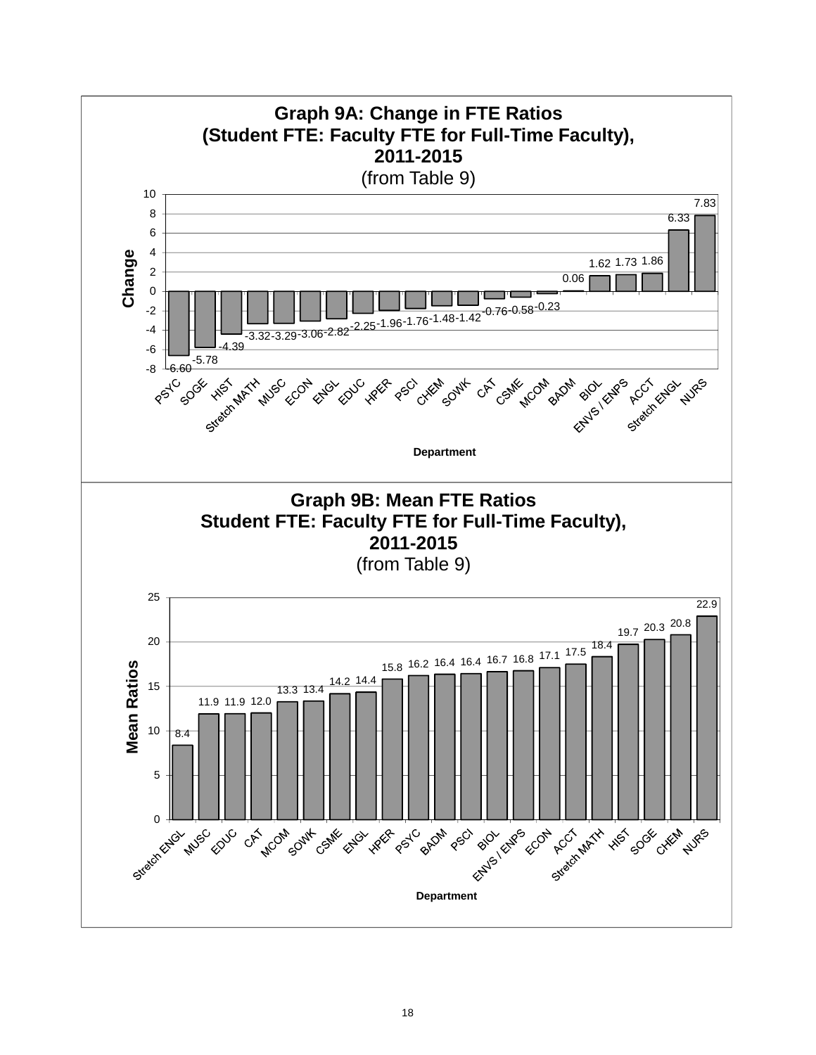## Graph 9A: Change in FTE Ratios (Student FTE: Faculty FTE for Full-Time Faculty), 2011-2015

(from Table 9)

| Department | Change |
|---|---|
| PSYC | -6.60 |
| SOGE | -5.78 |
| HIST | -4.39 |
| Stretch MATH | -3.32 |
| MUSC | -3.29 |
| ECON | -3.06 |
| ENGL | -2.82 |
| EDUC | -2.25 |
| HPER | -1.96 |
| PSCI | -1.76 |
| CHEM | -1.48 |
| SOWK | -1.42 |
| CAT | -0.76 |
| CSME | -0.58 |
| MCOM | -0.23 |
| BADM | 0.06 |
| BIOL | 1.62 |
| ENVS / ENPS | 1.73 |
| ACCT | 1.86 |
| Stretch ENGL | 6.33 |
| NURS | 7.83 |

## Graph 9B: Mean FTE Ratios Student FTE: Faculty FTE for Full-Time Faculty), 2011-2015

(from Table 9)

| Department | Mean Ratios |
|---|---|
| Stretch ENGL | 8.4 |
| MUSC | 11.9 |
| EDUC | 11.9 |
| CAT | 12.0 |
| MCOM | 13.3 |
| SOWK | 13.4 |
| CSME | 14.2 |
| ENGL | 14.4 |
| HPER | 15.8 |
| PSYC | 16.2 |
| BADM | 16.4 |
| PSCI | 16.4 |
| BIOL | 16.7 |
| ENVS / ENPS | 16.8 |
| ECON | 17.1 |
| ACCT | 17.5 |
| Stretch MATH | 18.4 |
| HIST | 19.7 |
| SOGE | 20.3 |
| CHEM | 20.8 |
| NURS | 22.9 |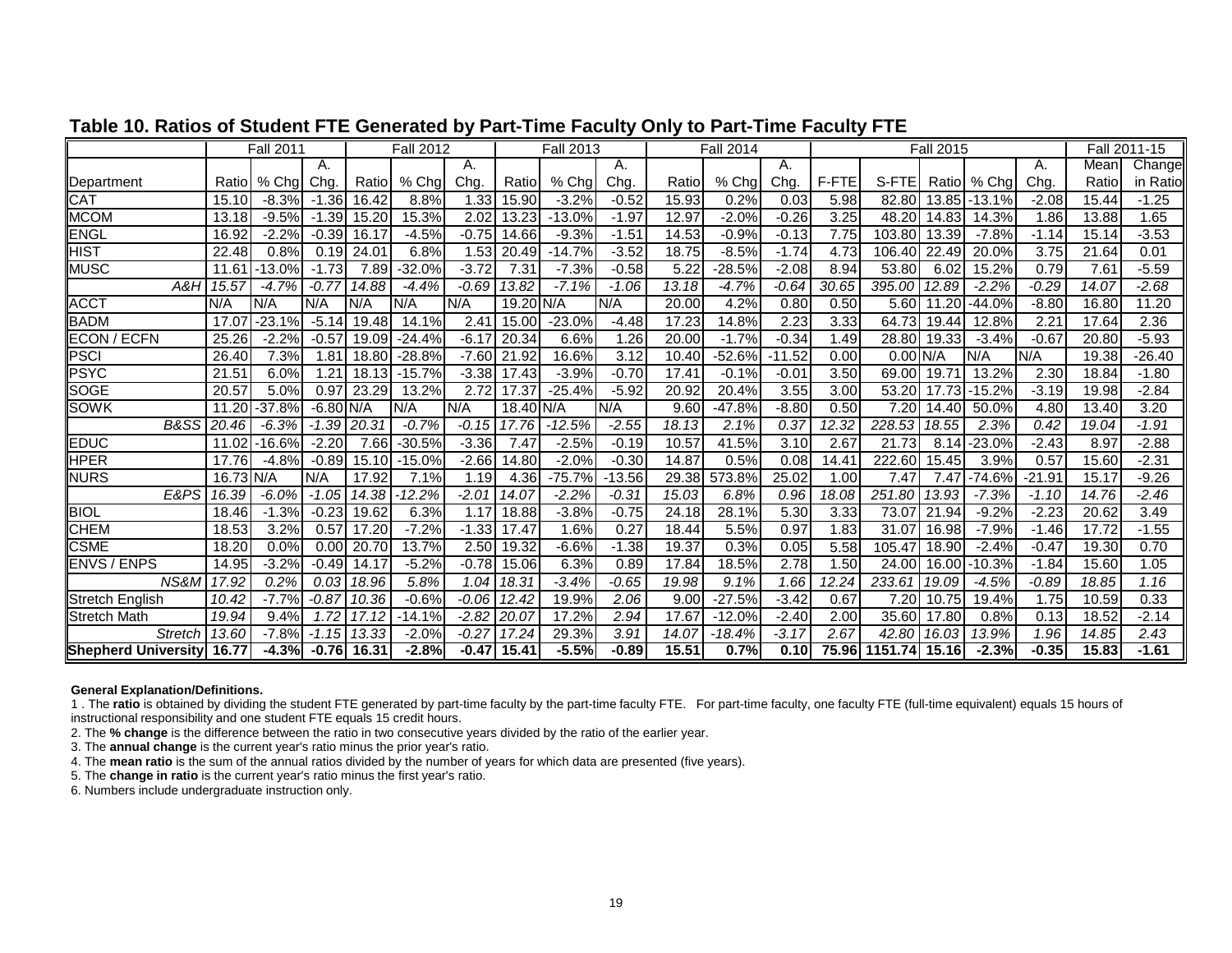## Table 10. Ratios of Student FTE Generated by Part-Time Faculty Only to Part-Time Faculty FTE

| | Fall 2011 | | | Fall 2012 | | | Fall 2013 | | | Fall 2014 | | | Fall 2015 | | | | | Fall 2011-15 | |
|---|---|---|---|---|---|---|---|---|---|---|---|---|---|---|---|---|---|---|---|
| Department | Ratio | % Chg | A. Chg. | Ratio | % Chg | A. Chg. | Ratio | % Chg | A. Chg. | Ratio | % Chg | A. Chg. | F-FTE | S-FTE | Ratio | % Chg | A. Chg. | Mean Ratio | Change in Ratio |
| CAT | 15.10 | -8.3% | -1.36 | 16.42 | 8.8% | 1.33 | 15.90 | -3.2% | -0.52 | 15.93 | 0.2% | 0.03 | 5.98 | 82.80 | 13.85 | -13.1% | -2.08 | 15.44 | -1.25 |
| MCOM | 13.18 | -9.5% | -1.39 | 15.20 | 15.3% | 2.02 | 13.23 | -13.0% | -1.97 | 12.97 | -2.0% | -0.26 | 3.25 | 48.20 | 14.83 | 14.3% | 1.86 | 13.88 | 1.65 |
| ENGL | 16.92 | -2.2% | -0.39 | 16.17 | -4.5% | -0.75 | 14.66 | -9.3% | -1.51 | 14.53 | -0.9% | -0.13 | 7.75 | 103.80 | 13.39 | -7.8% | -1.14 | 15.14 | -3.53 |
| HIST | 22.48 | 0.8% | 0.19 | 24.01 | 6.8% | 1.53 | 20.49 | -14.7% | -3.52 | 18.75 | -8.5% | -1.74 | 4.73 | 106.40 | 22.49 | 20.0% | 3.75 | 21.64 | 0.01 |
| MUSC | 11.61 | -13.0% | -1.73 | 7.89 | -32.0% | -3.72 | 7.31 | -7.3% | -0.58 | 5.22 | -28.5% | -2.08 | 8.94 | 53.80 | 6.02 | 15.2% | 0.79 | 7.61 | -5.59 |
| *A&H* | *15.57* | *-4.7%* | *-0.77* | *14.88* | *-4.4%* | *-0.69* | *13.82* | *-7.1%* | *-1.06* | *13.18* | *-4.7%* | *-0.64* | *30.65* | *395.00* | *12.89* | *-2.2%* | *-0.29* | *14.07* | *-2.68* |
| ACCT | N/A | N/A | N/A | N/A | N/A | N/A | 19.20 | N/A | N/A | 20.00 | 4.2% | 0.80 | 0.50 | 5.60 | 11.20 | -44.0% | -8.80 | 16.80 | 11.20 |
| BADM | 17.07 | -23.1% | -5.14 | 19.48 | 14.1% | 2.41 | 15.00 | -23.0% | -4.48 | 17.23 | 14.8% | 2.23 | 3.33 | 64.73 | 19.44 | 12.8% | 2.21 | 17.64 | 2.36 |
| ECON / ECFN | 25.26 | -2.2% | -0.57 | 19.09 | -24.4% | -6.17 | 20.34 | 6.6% | 1.26 | 20.00 | -1.7% | -0.34 | 1.49 | 28.80 | 19.33 | -3.4% | -0.67 | 20.80 | -5.93 |
| PSCI | 26.40 | 7.3% | 1.81 | 18.80 | -28.8% | -7.60 | 21.92 | 16.6% | 3.12 | 10.40 | -52.6% | -11.52 | 0.00 | 0.00 | N/A | N/A | N/A | 19.38 | -26.40 |
| PSYC | 21.51 | 6.0% | 1.21 | 18.13 | -15.7% | -3.38 | 17.43 | -3.9% | -0.70 | 17.41 | -0.1% | -0.01 | 3.50 | 69.00 | 19.71 | 13.2% | 2.30 | 18.84 | -1.80 |
| SOGE | 20.57 | 5.0% | 0.97 | 23.29 | 13.2% | 2.72 | 17.37 | -25.4% | -5.92 | 20.92 | 20.4% | 3.55 | 3.00 | 53.20 | 17.73 | -15.2% | -3.19 | 19.98 | -2.84 |
| SOWK | 11.20 | -37.8% | -6.80 | N/A | N/A | N/A | 18.40 | N/A | N/A | 9.60 | -47.8% | -8.80 | 0.50 | 7.20 | 14.40 | 50.0% | 4.80 | 13.40 | 3.20 |
| *B&SS* | *20.46* | *-6.3%* | *-1.39* | *20.31* | *-0.7%* | *-0.15* | *17.76* | *-12.5%* | *-2.55* | *18.13* | *2.1%* | *0.37* | *12.32* | *228.53* | *18.55* | *2.3%* | *0.42* | *19.04* | *-1.91* |
| EDUC | 11.02 | -16.6% | -2.20 | 7.66 | -30.5% | -3.36 | 7.47 | -2.5% | -0.19 | 10.57 | 41.5% | 3.10 | 2.67 | 21.73 | 8.14 | -23.0% | -2.43 | 8.97 | -2.88 |
| HPER | 17.76 | -4.8% | -0.89 | 15.10 | -15.0% | -2.66 | 14.80 | -2.0% | -0.30 | 14.87 | 0.5% | 0.08 | 14.41 | 222.60 | 15.45 | 3.9% | 0.57 | 15.60 | -2.31 |
| NURS | 16.73 | N/A | N/A | 17.92 | 7.1% | 1.19 | 4.36 | -75.7% | -13.56 | 29.38 | 573.8% | 25.02 | 1.00 | 7.47 | 7.47 | -74.6% | -21.91 | 15.17 | -9.26 |
| *E&PS* | *16.39* | *-6.0%* | *-1.05* | *14.38* | *-12.2%* | *-2.01* | *14.07* | *-2.2%* | *-0.31* | *15.03* | *6.8%* | *0.96* | *18.08* | *251.80* | *13.93* | *-7.3%* | *-1.10* | *14.76* | *-2.46* |
| BIOL | 18.46 | -1.3% | -0.23 | 19.62 | 6.3% | 1.17 | 18.88 | -3.8% | -0.75 | 24.18 | 28.1% | 5.30 | 3.33 | 73.07 | 21.94 | -9.2% | -2.23 | 20.62 | 3.49 |
| CHEM | 18.53 | 3.2% | 0.57 | 17.20 | -7.2% | -1.33 | 17.47 | 1.6% | 0.27 | 18.44 | 5.5% | 0.97 | 1.83 | 31.07 | 16.98 | -7.9% | -1.46 | 17.72 | -1.55 |
| CSME | 18.20 | 0.0% | 0.00 | 20.70 | 13.7% | 2.50 | 19.32 | -6.6% | -1.38 | 19.37 | 0.3% | 0.05 | 5.58 | 105.47 | 18.90 | -2.4% | -0.47 | 19.30 | 0.70 |
| ENVS / ENPS | 14.95 | -3.2% | -0.49 | 14.17 | -5.2% | -0.78 | 15.06 | 6.3% | 0.89 | 17.84 | 18.5% | 2.78 | 1.50 | 24.00 | 16.00 | -10.3% | -1.84 | 15.60 | 1.05 |
| *NS&M* | *17.92* | *0.2%* | *0.03* | *18.96* | *5.8%* | *1.04* | *18.31* | *-3.4%* | *-0.65* | *19.98* | *9.1%* | *1.66* | *12.24* | *233.61* | *19.09* | *-4.5%* | *-0.89* | *18.85* | *1.16* |
| Stretch English | *10.42* | -7.7% | *-0.87* | *10.36* | -0.6% | *-0.06* | *12.42* | 19.9% | *2.06* | 9.00 | -27.5% | -3.42 | 0.67 | 7.20 | 10.75 | 19.4% | 1.75 | 10.59 | 0.33 |
| Stretch Math | *19.94* | 9.4% | *1.72* | *17.12* | -14.1% | *-2.82* | *20.07* | 17.2% | *2.94* | 17.67 | -12.0% | -2.40 | 2.00 | 35.60 | 17.80 | 0.8% | 0.13 | 18.52 | -2.14 |
| *Stretch* | *13.60* | *-7.8%* | *-1.15* | *13.33* | *-2.0%* | *-0.27* | *17.24* | *29.3%* | *3.91* | *14.07* | *-18.4%* | *-3.17* | *2.67* | *42.80* | *16.03* | *13.9%* | *1.96* | *14.85* | *2.43* |
| **Shepherd University** | **16.77** | **-4.3%** | **-0.76** | **16.31** | **-2.8%** | **-0.47** | **15.41** | **-5.5%** | **-0.89** | **15.51** | **0.7%** | **0.10** | **75.96** | **1151.74** | **15.16** | **-2.3%** | **-0.35** | **15.83** | **-1.61** |

**General Explanation/Definitions.**

1 . The **ratio** is obtained by dividing the student FTE generated by part-time faculty by the part-time faculty FTE. For part-time faculty, one faculty FTE (full-time equivalent) equals 15 hours of instructional responsibility and one student FTE equals 15 credit hours.

2. The **% change** is the difference between the ratio in two consecutive years divided by the ratio of the earlier year.

3. The **annual change** is the current year's ratio minus the prior year's ratio.

4. The **mean ratio** is the sum of the annual ratios divided by the number of years for which data are presented (five years).

5. The **change in ratio** is the current year's ratio minus the first year's ratio.

6. Numbers include undergraduate instruction only.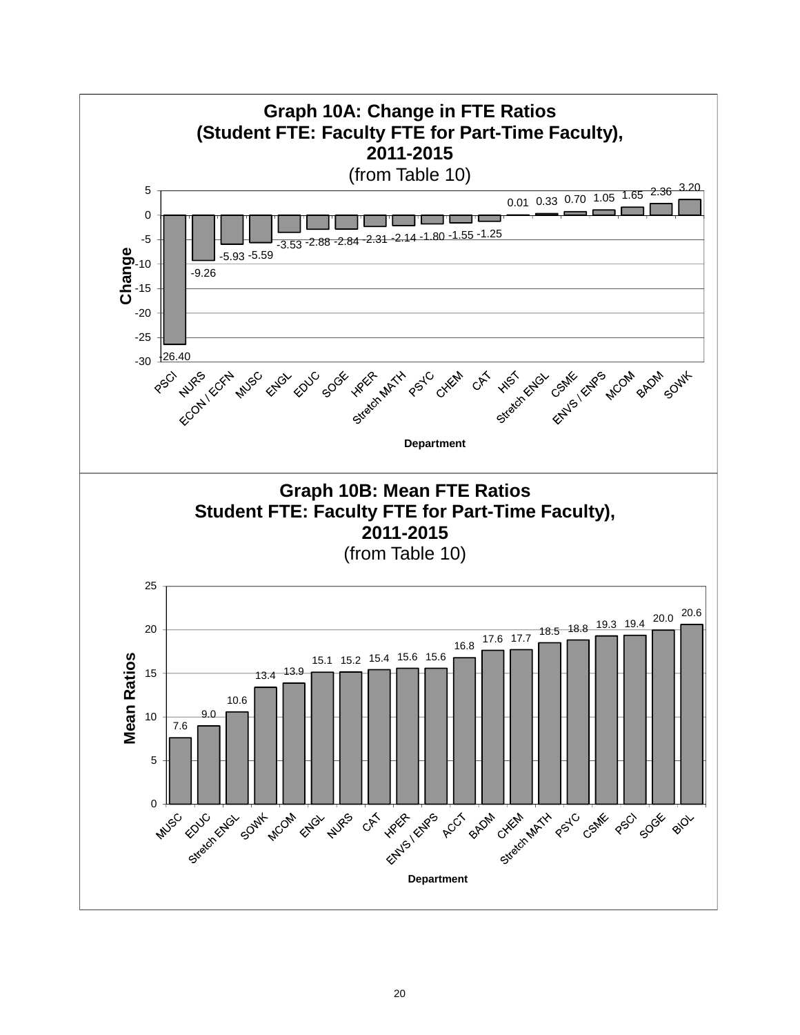## Graph 10A: Change in FTE Ratios (Student FTE: Faculty FTE for Part-Time Faculty), 2011-2015

(from Table 10)

| Department | Change |
|---|---|
| PSCI | -26.40 |
| NURS | -9.26 |
| ECON / ECFN | -5.93 |
| MUSC | -5.59 |
| ENGL | -3.53 |
| EDUC | -2.88 |
| SOGE | -2.84 |
| HPER | -2.31 |
| Stretch MATH | -2.14 |
| PSYC | -1.80 |
| CHEM | -1.55 |
| CAT | -1.25 |
| HIST | 0.01 |
| Stretch ENGL | 0.33 |
| CSME | 0.70 |
| ENVS / ENPS | 1.05 |
| MCOM | 1.65 |
| BADM | 2.36 |
| SOWK | 3.20 |

## Graph 10B: Mean FTE Ratios Student FTE: Faculty FTE for Part-Time Faculty), 2011-2015

(from Table 10)

| Department | Mean Ratios |
|---|---|
| MUSC | 7.6 |
| EDUC | 9.0 |
| Stretch ENGL | 10.6 |
| SOWK | 13.4 |
| MCOM | 13.9 |
| ENGL | 15.1 |
| NURS | 15.2 |
| CAT | 15.4 |
| HPER | 15.6 |
| ENVS / ENPS | 15.6 |
| ACCT | 16.8 |
| BADM | 17.6 |
| CHEM | 17.7 |
| Stretch MATH | 18.5 |
| PSYC | 18.8 |
| CSME | 19.3 |
| PSCI | 19.4 |
| SOGE | 20.0 |
| BIOL | 20.6 |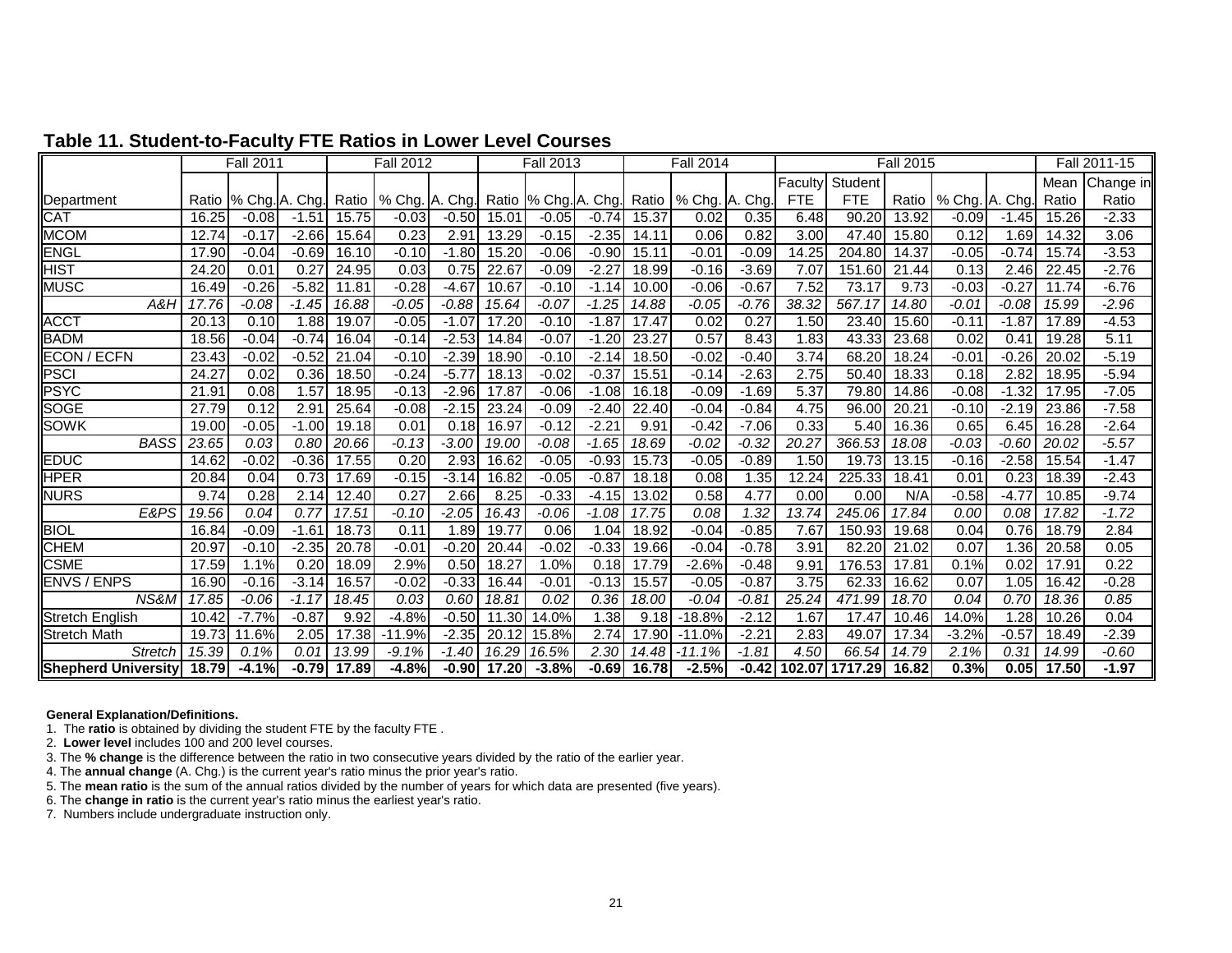## Table 11. Student-to-Faculty FTE Ratios in Lower Level Courses

| | Fall 2011 | | | Fall 2012 | | | Fall 2013 | | | Fall 2014 | | | Fall 2015 | | | | | Fall 2011-15 | |
|---|---|---|---|---|---|---|---|---|---|---|---|---|---|---|---|---|---|---|---|
| Department | Ratio | % Chg. | A. Chg. | Ratio | % Chg. | A. Chg. | Ratio | % Chg. | A. Chg. | Ratio | % Chg. | A. Chg. | Faculty FTE | Student FTE | Ratio | % Chg. | A. Chg. | Mean Ratio | Change in Ratio |
| CAT | 16.25 | -0.08 | -1.51 | 15.75 | -0.03 | -0.50 | 15.01 | -0.05 | -0.74 | 15.37 | 0.02 | 0.35 | 6.48 | 90.20 | 13.92 | -0.09 | -1.45 | 15.26 | -2.33 |
| MCOM | 12.74 | -0.17 | -2.66 | 15.64 | 0.23 | 2.91 | 13.29 | -0.15 | -2.35 | 14.11 | 0.06 | 0.82 | 3.00 | 47.40 | 15.80 | 0.12 | 1.69 | 14.32 | 3.06 |
| ENGL | 17.90 | -0.04 | -0.69 | 16.10 | -0.10 | -1.80 | 15.20 | -0.06 | -0.90 | 15.11 | -0.01 | -0.09 | 14.25 | 204.80 | 14.37 | -0.05 | -0.74 | 15.74 | -3.53 |
| HIST | 24.20 | 0.01 | 0.27 | 24.95 | 0.03 | 0.75 | 22.67 | -0.09 | -2.27 | 18.99 | -0.16 | -3.69 | 7.07 | 151.60 | 21.44 | 0.13 | 2.46 | 22.45 | -2.76 |
| MUSC | 16.49 | -0.26 | -5.82 | 11.81 | -0.28 | -4.67 | 10.67 | -0.10 | -1.14 | 10.00 | -0.06 | -0.67 | 7.52 | 73.17 | 9.73 | -0.03 | -0.27 | 11.74 | -6.76 |
| *A&H* | *17.76* | *-0.08* | *-1.45* | *16.88* | *-0.05* | *-0.88* | *15.64* | *-0.07* | *-1.25* | *14.88* | *-0.05* | *-0.76* | *38.32* | *567.17* | *14.80* | *-0.01* | *-0.08* | *15.99* | *-2.96* |
| ACCT | 20.13 | 0.10 | 1.88 | 19.07 | -0.05 | -1.07 | 17.20 | -0.10 | -1.87 | 17.47 | 0.02 | 0.27 | 1.50 | 23.40 | 15.60 | -0.11 | -1.87 | 17.89 | -4.53 |
| BADM | 18.56 | -0.04 | -0.74 | 16.04 | -0.14 | -2.53 | 14.84 | -0.07 | -1.20 | 23.27 | 0.57 | 8.43 | 1.83 | 43.33 | 23.68 | 0.02 | 0.41 | 19.28 | 5.11 |
| ECON / ECFN | 23.43 | -0.02 | -0.52 | 21.04 | -0.10 | -2.39 | 18.90 | -0.10 | -2.14 | 18.50 | -0.02 | -0.40 | 3.74 | 68.20 | 18.24 | -0.01 | -0.26 | 20.02 | -5.19 |
| PSCI | 24.27 | 0.02 | 0.36 | 18.50 | -0.24 | -5.77 | 18.13 | -0.02 | -0.37 | 15.51 | -0.14 | -2.63 | 2.75 | 50.40 | 18.33 | 0.18 | 2.82 | 18.95 | -5.94 |
| PSYC | 21.91 | 0.08 | 1.57 | 18.95 | -0.13 | -2.96 | 17.87 | -0.06 | -1.08 | 16.18 | -0.09 | -1.69 | 5.37 | 79.80 | 14.86 | -0.08 | -1.32 | 17.95 | -7.05 |
| SOGE | 27.79 | 0.12 | 2.91 | 25.64 | -0.08 | -2.15 | 23.24 | -0.09 | -2.40 | 22.40 | -0.04 | -0.84 | 4.75 | 96.00 | 20.21 | -0.10 | -2.19 | 23.86 | -7.58 |
| SOWK | 19.00 | -0.05 | -1.00 | 19.18 | 0.01 | 0.18 | 16.97 | -0.12 | -2.21 | 9.91 | -0.42 | -7.06 | 0.33 | 5.40 | 16.36 | 0.65 | 6.45 | 16.28 | -2.64 |
| *BASS* | *23.65* | *0.03* | *0.80* | *20.66* | *-0.13* | *-3.00* | *19.00* | *-0.08* | *-1.65* | *18.69* | *-0.02* | *-0.32* | *20.27* | *366.53* | *18.08* | *-0.03* | *-0.60* | *20.02* | *-5.57* |
| EDUC | 14.62 | -0.02 | -0.36 | 17.55 | 0.20 | 2.93 | 16.62 | -0.05 | -0.93 | 15.73 | -0.05 | -0.89 | 1.50 | 19.73 | 13.15 | -0.16 | -2.58 | 15.54 | -1.47 |
| HPER | 20.84 | 0.04 | 0.73 | 17.69 | -0.15 | -3.14 | 16.82 | -0.05 | -0.87 | 18.18 | 0.08 | 1.35 | 12.24 | 225.33 | 18.41 | 0.01 | 0.23 | 18.39 | -2.43 |
| NURS | 9.74 | 0.28 | 2.14 | 12.40 | 0.27 | 2.66 | 8.25 | -0.33 | -4.15 | 13.02 | 0.58 | 4.77 | 0.00 | 0.00 | N/A | -0.58 | -4.77 | 10.85 | -9.74 |
| *E&PS* | *19.56* | *0.04* | *0.77* | *17.51* | *-0.10* | *-2.05* | *16.43* | *-0.06* | *-1.08* | *17.75* | *0.08* | *1.32* | *13.74* | *245.06* | *17.84* | *0.00* | *0.08* | *17.82* | *-1.72* |
| BIOL | 16.84 | -0.09 | -1.61 | 18.73 | 0.11 | 1.89 | 19.77 | 0.06 | 1.04 | 18.92 | -0.04 | -0.85 | 7.67 | 150.93 | 19.68 | 0.04 | 0.76 | 18.79 | 2.84 |
| CHEM | 20.97 | -0.10 | -2.35 | 20.78 | -0.01 | -0.20 | 20.44 | -0.02 | -0.33 | 19.66 | -0.04 | -0.78 | 3.91 | 82.20 | 21.02 | 0.07 | 1.36 | 20.58 | 0.05 |
| CSME | 17.59 | 1.1% | 0.20 | 18.09 | 2.9% | 0.50 | 18.27 | 1.0% | 0.18 | 17.79 | -2.6% | -0.48 | 9.91 | 176.53 | 17.81 | 0.1% | 0.02 | 17.91 | 0.22 |
| ENVS / ENPS | 16.90 | -0.16 | -3.14 | 16.57 | -0.02 | -0.33 | 16.44 | -0.01 | -0.13 | 15.57 | -0.05 | -0.87 | 3.75 | 62.33 | 16.62 | 0.07 | 1.05 | 16.42 | -0.28 |
| *NS&M* | *17.85* | *-0.06* | *-1.17* | *18.45* | *0.03* | *0.60* | *18.81* | *0.02* | *0.36* | *18.00* | *-0.04* | *-0.81* | *25.24* | *471.99* | *18.70* | *0.04* | *0.70* | *18.36* | *0.85* |
| Stretch English | 10.42 | -7.7% | -0.87 | 9.92 | -4.8% | -0.50 | 11.30 | 14.0% | 1.38 | 9.18 | -18.8% | -2.12 | 1.67 | 17.47 | 10.46 | 14.0% | 1.28 | 10.26 | 0.04 |
| Stretch Math | 19.73 | 11.6% | 2.05 | 17.38 | -11.9% | -2.35 | 20.12 | 15.8% | 2.74 | 17.90 | -11.0% | -2.21 | 2.83 | 49.07 | 17.34 | -3.2% | -0.57 | 18.49 | -2.39 |
| *Stretch* | *15.39* | *0.1%* | *0.01* | *13.99* | *-9.1%* | *-1.40* | *16.29* | *16.5%* | *2.30* | *14.48* | *-11.1%* | *-1.81* | *4.50* | *66.54* | *14.79* | *2.1%* | *0.31* | *14.99* | *-0.60* |
| **Shepherd University** | **18.79** | **-4.1%** | **-0.79** | **17.89** | **-4.8%** | **-0.90** | **17.20** | **-3.8%** | **-0.69** | **16.78** | **-2.5%** | **-0.42** | **102.07** | **1717.29** | **16.82** | **0.3%** | **0.05** | **17.50** | **-1.97** |

**General Explanation/Definitions.**

1. The **ratio** is obtained by dividing the student FTE by the faculty FTE .
2. **Lower level** includes 100 and 200 level courses.
3. The **% change** is the difference between the ratio in two consecutive years divided by the ratio of the earlier year.
4. The **annual change** (A. Chg.) is the current year's ratio minus the prior year's ratio.
5. The **mean ratio** is the sum of the annual ratios divided by the number of years for which data are presented (five years).
6. The **change in ratio** is the current year's ratio minus the earliest year's ratio.
7. Numbers include undergraduate instruction only.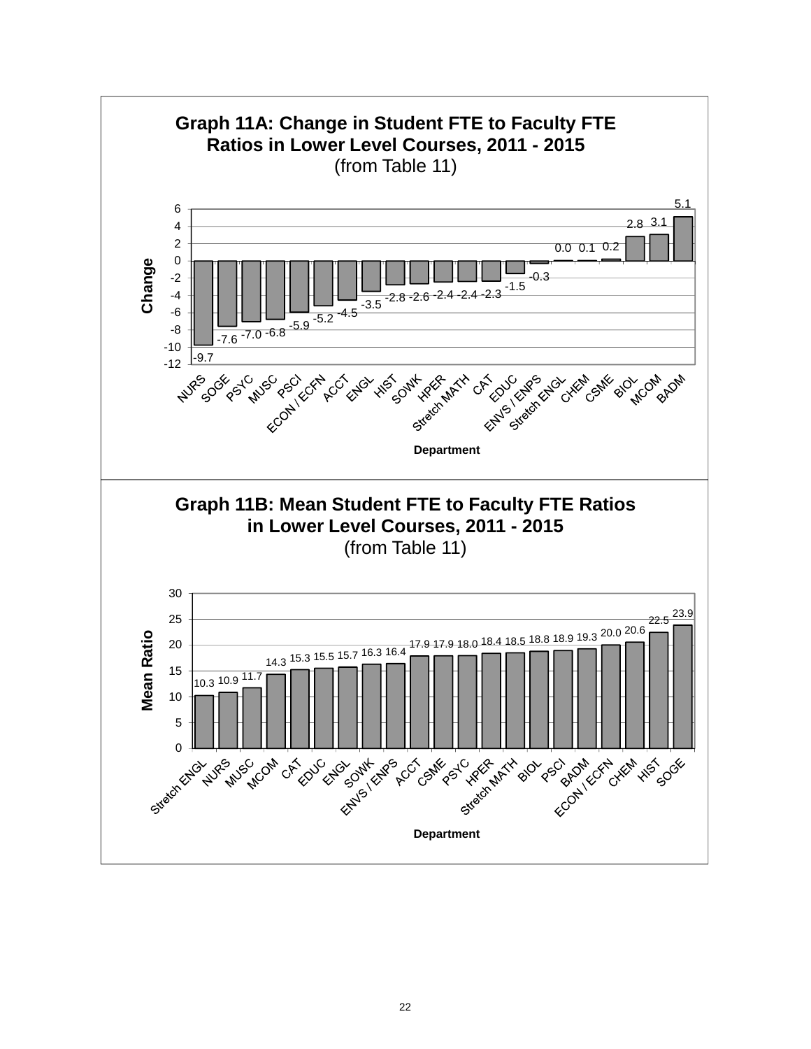## Graph 11A: Change in Student FTE to Faculty FTE Ratios in Lower Level Courses, 2011 - 2015
(from Table 11)

| Department | Change |
|---|---|
| NURS | -9.7 |
| SOGE | -7.6 |
| PSYC | -7.0 |
| MUSC | -6.8 |
| PSCI | -5.9 |
| ECON / ECFN | -5.2 |
| ACCT | -4.5 |
| ENGL | -3.5 |
| HIST | -2.8 |
| SOWK | -2.6 |
| HPER | -2.4 |
| Stretch MATH | -2.4 |
| CAT | -2.3 |
| EDUC | -1.5 |
| ENVS / ENPS | -0.3 |
| Stretch ENGL | 0.0 |
| CHEM | 0.1 |
| CSME | 0.2 |
| BIOL | 2.8 |
| MCOM | 3.1 |
| BADM | 5.1 |

## Graph 11B: Mean Student FTE to Faculty FTE Ratios in Lower Level Courses, 2011 - 2015
(from Table 11)

| Department | Mean Ratio |
|---|---|
| Stretch ENGL | 10.3 |
| NURS | 10.9 |
| MUSC | 11.7 |
| MCOM | 14.3 |
| CAT | 15.3 |
| EDUC | 15.5 |
| ENGL | 15.7 |
| SOWK | 16.3 |
| ENVS / ENPS | 16.4 |
| ACCT | 17.9 |
| CSME | 17.9 |
| PSYC | 18.0 |
| HPER | 18.4 |
| Stretch MATH | 18.5 |
| BIOL | 18.8 |
| PSCI | 18.9 |
| BADM | 19.3 |
| ECON / ECFN | 20.0 |
| CHEM | 20.6 |
| HIST | 22.5 |
| SOGE | 23.9 |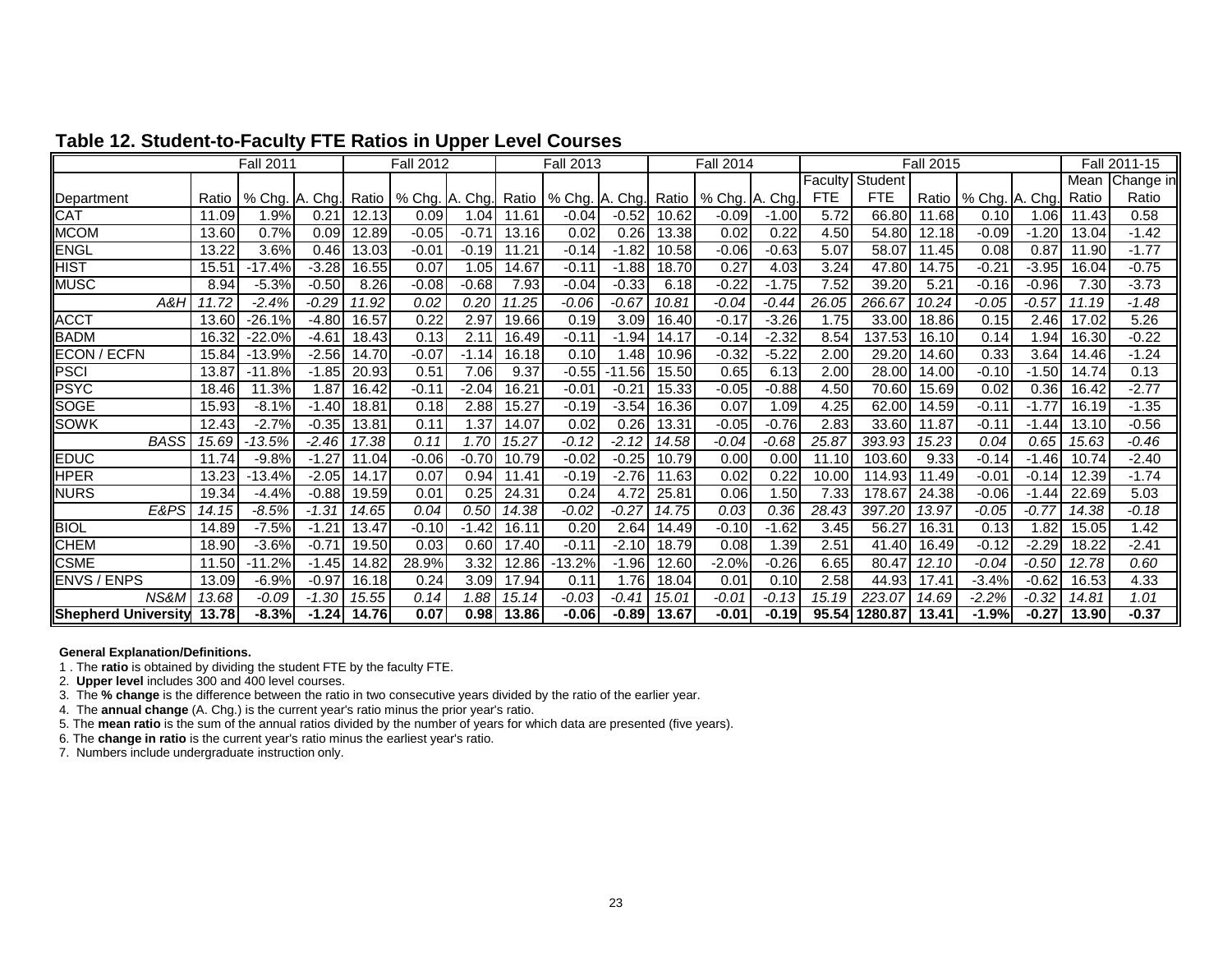## Table 12. Student-to-Faculty FTE Ratios in Upper Level Courses

| | Fall 2011 | | | Fall 2012 | | | Fall 2013 | | | Fall 2014 | | | Fall 2015 | | | | | Fall 2011-15 | |
|---|---|---|---|---|---|---|---|---|---|---|---|---|---|---|---|---|---|---|---|
| Department | Ratio | % Chg. | A. Chg. | Ratio | % Chg. | A. Chg. | Ratio | % Chg. | A. Chg. | Ratio | % Chg. | A. Chg. | Faculty FTE | Student FTE | Ratio | % Chg. | A. Chg. | Mean Ratio | Change in Ratio |
| CAT | 11.09 | 1.9% | 0.21 | 12.13 | 0.09 | 1.04 | 11.61 | -0.04 | -0.52 | 10.62 | -0.09 | -1.00 | 5.72 | 66.80 | 11.68 | 0.10 | 1.06 | 11.43 | 0.58 |
| MCOM | 13.60 | 0.7% | 0.09 | 12.89 | -0.05 | -0.71 | 13.16 | 0.02 | 0.26 | 13.38 | 0.02 | 0.22 | 4.50 | 54.80 | 12.18 | -0.09 | -1.20 | 13.04 | -1.42 |
| ENGL | 13.22 | 3.6% | 0.46 | 13.03 | -0.01 | -0.19 | 11.21 | -0.14 | -1.82 | 10.58 | -0.06 | -0.63 | 5.07 | 58.07 | 11.45 | 0.08 | 0.87 | 11.90 | -1.77 |
| HIST | 15.51 | -17.4% | -3.28 | 16.55 | 0.07 | 1.05 | 14.67 | -0.11 | -1.88 | 18.70 | 0.27 | 4.03 | 3.24 | 47.80 | 14.75 | -0.21 | -3.95 | 16.04 | -0.75 |
| MUSC | 8.94 | -5.3% | -0.50 | 8.26 | -0.08 | -0.68 | 7.93 | -0.04 | -0.33 | 6.18 | -0.22 | -1.75 | 7.52 | 39.20 | 5.21 | -0.16 | -0.96 | 7.30 | -3.73 |
| *A&H* | *11.72* | *-2.4%* | *-0.29* | *11.92* | *0.02* | *0.20* | *11.25* | *-0.06* | *-0.67* | *10.81* | *-0.04* | *-0.44* | *26.05* | *266.67* | *10.24* | *-0.05* | *-0.57* | *11.19* | *-1.48* |
| ACCT | 13.60 | -26.1% | -4.80 | 16.57 | 0.22 | 2.97 | 19.66 | 0.19 | 3.09 | 16.40 | -0.17 | -3.26 | 1.75 | 33.00 | 18.86 | 0.15 | 2.46 | 17.02 | 5.26 |
| BADM | 16.32 | -22.0% | -4.61 | 18.43 | 0.13 | 2.11 | 16.49 | -0.11 | -1.94 | 14.17 | -0.14 | -2.32 | 8.54 | 137.53 | 16.10 | 0.14 | 1.94 | 16.30 | -0.22 |
| ECON / ECFN | 15.84 | -13.9% | -2.56 | 14.70 | -0.07 | -1.14 | 16.18 | 0.10 | 1.48 | 10.96 | -0.32 | -5.22 | 2.00 | 29.20 | 14.60 | 0.33 | 3.64 | 14.46 | -1.24 |
| PSCI | 13.87 | -11.8% | -1.85 | 20.93 | 0.51 | 7.06 | 9.37 | -0.55 | -11.56 | 15.50 | 0.65 | 6.13 | 2.00 | 28.00 | 14.00 | -0.10 | -1.50 | 14.74 | 0.13 |
| PSYC | 18.46 | 11.3% | 1.87 | 16.42 | -0.11 | -2.04 | 16.21 | -0.01 | -0.21 | 15.33 | -0.05 | -0.88 | 4.50 | 70.60 | 15.69 | 0.02 | 0.36 | 16.42 | -2.77 |
| SOGE | 15.93 | -8.1% | -1.40 | 18.81 | 0.18 | 2.88 | 15.27 | -0.19 | -3.54 | 16.36 | 0.07 | 1.09 | 4.25 | 62.00 | 14.59 | -0.11 | -1.77 | 16.19 | -1.35 |
| SOWK | 12.43 | -2.7% | -0.35 | 13.81 | 0.11 | 1.37 | 14.07 | 0.02 | 0.26 | 13.31 | -0.05 | -0.76 | 2.83 | 33.60 | 11.87 | -0.11 | -1.44 | 13.10 | -0.56 |
| *BASS* | *15.69* | *-13.5%* | *-2.46* | *17.38* | *0.11* | *1.70* | *15.27* | *-0.12* | *-2.12* | *14.58* | *-0.04* | *-0.68* | *25.87* | *393.93* | *15.23* | *0.04* | *0.65* | *15.63* | *-0.46* |
| EDUC | 11.74 | -9.8% | -1.27 | 11.04 | -0.06 | -0.70 | 10.79 | -0.02 | -0.25 | 10.79 | 0.00 | 0.00 | 11.10 | 103.60 | 9.33 | -0.14 | -1.46 | 10.74 | -2.40 |
| HPER | 13.23 | -13.4% | -2.05 | 14.17 | 0.07 | 0.94 | 11.41 | -0.19 | -2.76 | 11.63 | 0.02 | 0.22 | 10.00 | 114.93 | 11.49 | -0.01 | -0.14 | 12.39 | -1.74 |
| NURS | 19.34 | -4.4% | -0.88 | 19.59 | 0.01 | 0.25 | 24.31 | 0.24 | 4.72 | 25.81 | 0.06 | 1.50 | 7.33 | 178.67 | 24.38 | -0.06 | -1.44 | 22.69 | 5.03 |
| *E&PS* | *14.15* | *-8.5%* | *-1.31* | *14.65* | *0.04* | *0.50* | *14.38* | *-0.02* | *-0.27* | *14.75* | *0.03* | *0.36* | *28.43* | *397.20* | *13.97* | *-0.05* | *-0.77* | *14.38* | *-0.18* |
| BIOL | 14.89 | -7.5% | -1.21 | 13.47 | -0.10 | -1.42 | 16.11 | 0.20 | 2.64 | 14.49 | -0.10 | -1.62 | 3.45 | 56.27 | 16.31 | 0.13 | 1.82 | 15.05 | 1.42 |
| CHEM | 18.90 | -3.6% | -0.71 | 19.50 | 0.03 | 0.60 | 17.40 | -0.11 | -2.10 | 18.79 | 0.08 | 1.39 | 2.51 | 41.40 | 16.49 | -0.12 | -2.29 | 18.22 | -2.41 |
| CSME | 11.50 | -11.2% | -1.45 | 14.82 | 28.9% | 3.32 | 12.86 | -13.2% | -1.96 | 12.60 | -2.0% | -0.26 | 6.65 | 80.47 | *12.10* | *-0.04* | *-0.50* | *12.78* | *0.60* |
| ENVS / ENPS | 13.09 | -6.9% | -0.97 | 16.18 | 0.24 | 3.09 | 17.94 | 0.11 | 1.76 | 18.04 | 0.01 | 0.10 | 2.58 | 44.93 | 17.41 | -3.4% | -0.62 | 16.53 | 4.33 |
| *NS&M* | *13.68* | *-0.09* | *-1.30* | *15.55* | *0.14* | *1.88* | *15.14* | *-0.03* | *-0.41* | *15.01* | *-0.01* | *-0.13* | *15.19* | *223.07* | *14.69* | *-2.2%* | *-0.32* | *14.81* | *1.01* |
| **Shepherd University** | **13.78** | **-8.3%** | **-1.24** | **14.76** | **0.07** | **0.98** | **13.86** | **-0.06** | **-0.89** | **13.67** | **-0.01** | **-0.19** | **95.54** | **1280.87** | **13.41** | **-1.9%** | **-0.27** | **13.90** | **-0.37** |

**General Explanation/Definitions.**

1 . The **ratio** is obtained by dividing the student FTE by the faculty FTE.
2. **Upper level** includes 300 and 400 level courses.
3. The **% change** is the difference between the ratio in two consecutive years divided by the ratio of the earlier year.
4. The **annual change** (A. Chg.) is the current year's ratio minus the prior year's ratio.
5. The **mean ratio** is the sum of the annual ratios divided by the number of years for which data are presented (five years).
6. The **change in ratio** is the current year's ratio minus the earliest year's ratio.
7. Numbers include undergraduate instruction only.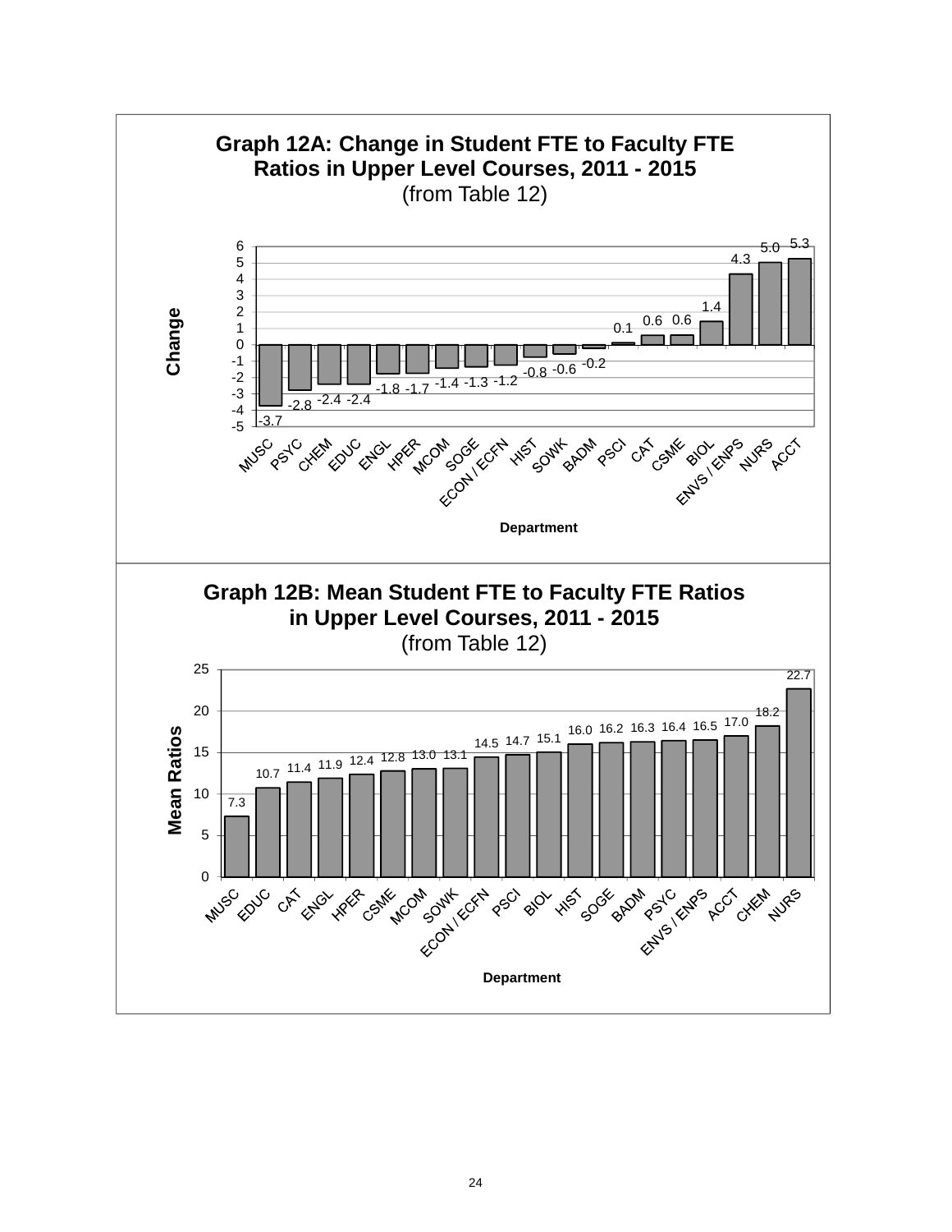## Graph 12A: Change in Student FTE to Faculty FTE Ratios in Upper Level Courses, 2011 - 2015

(from Table 12)

| Department | Change |
|---|---|
| MUSC | -3.7 |
| PSYC | -2.8 |
| CHEM | -2.4 |
| EDUC | -2.4 |
| ENGL | -1.8 |
| HPER | -1.7 |
| MCOM | -1.4 |
| SOGE | -1.3 |
| ECON / ECFN | -1.2 |
| HIST | -0.8 |
| SOWK | -0.6 |
| BADM | -0.2 |
| PSCI | 0.1 |
| CAT | 0.6 |
| CSME | 0.6 |
| BIOL | 1.4 |
| ENVS / ENPS | 4.3 |
| NURS | 5.0 |
| ACCT | 5.3 |

## Graph 12B: Mean Student FTE to Faculty FTE Ratios in Upper Level Courses, 2011 - 2015

(from Table 12)

| Department | Mean Ratios |
|---|---|
| MUSC | 7.3 |
| EDUC | 10.7 |
| CAT | 11.4 |
| ENGL | 11.9 |
| HPER | 12.4 |
| CSME | 12.8 |
| MCOM | 13.0 |
| SOWK | 13.1 |
| ECON / ECFN | 14.5 |
| PSCI | 14.7 |
| BIOL | 15.1 |
| HIST | 16.0 |
| SOGE | 16.2 |
| BADM | 16.3 |
| PSYC | 16.4 |
| ENVS / ENPS | 16.5 |
| ACCT | 17.0 |
| CHEM | 18.2 |
| NURS | 22.7 |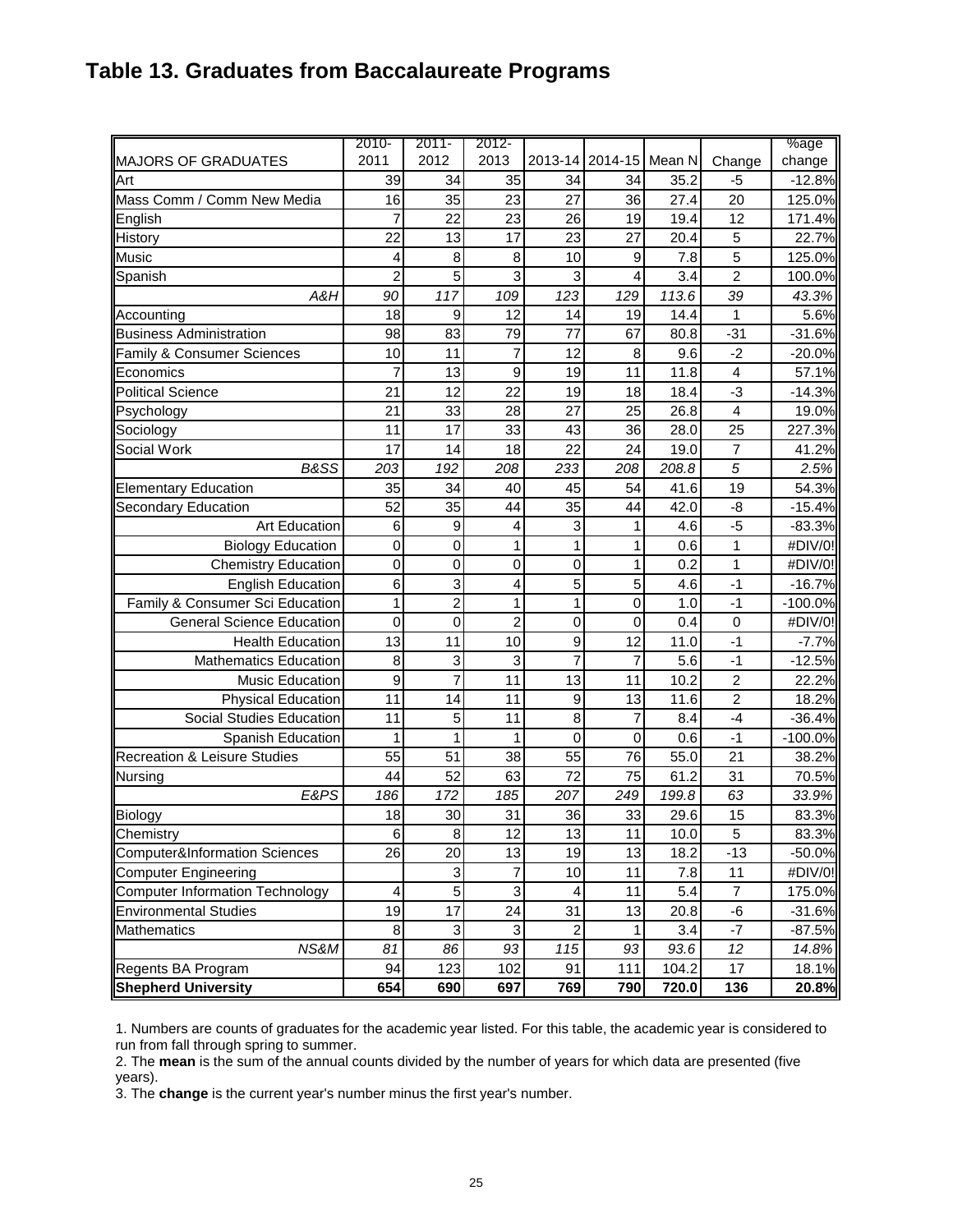# Table 13. Graduates from Baccalaureate Programs

| MAJORS OF GRADUATES | 2010-2011 | 2011-2012 | 2012-2013 | 2013-14 | 2014-15 | Mean N | Change | %age change |
|---|---|---|---|---|---|---|---|---|
| Art | 39 | 34 | 35 | 34 | 34 | 35.2 | -5 | -12.8% |
| Mass Comm / Comm New Media | 16 | 35 | 23 | 27 | 36 | 27.4 | 20 | 125.0% |
| English | 7 | 22 | 23 | 26 | 19 | 19.4 | 12 | 171.4% |
| History | 22 | 13 | 17 | 23 | 27 | 20.4 | 5 | 22.7% |
| Music | 4 | 8 | 8 | 10 | 9 | 7.8 | 5 | 125.0% |
| Spanish | 2 | 5 | 3 | 3 | 4 | 3.4 | 2 | 100.0% |
| *A&H* | *90* | *117* | *109* | *123* | *129* | *113.6* | *39* | *43.3%* |
| Accounting | 18 | 9 | 12 | 14 | 19 | 14.4 | 1 | 5.6% |
| Business Administration | 98 | 83 | 79 | 77 | 67 | 80.8 | -31 | -31.6% |
| Family & Consumer Sciences | 10 | 11 | 7 | 12 | 8 | 9.6 | -2 | -20.0% |
| Economics | 7 | 13 | 9 | 19 | 11 | 11.8 | 4 | 57.1% |
| Political Science | 21 | 12 | 22 | 19 | 18 | 18.4 | -3 | -14.3% |
| Psychology | 21 | 33 | 28 | 27 | 25 | 26.8 | 4 | 19.0% |
| Sociology | 11 | 17 | 33 | 43 | 36 | 28.0 | 25 | 227.3% |
| Social Work | 17 | 14 | 18 | 22 | 24 | 19.0 | 7 | 41.2% |
| *B&SS* | *203* | *192* | *208* | *233* | *208* | *208.8* | *5* | *2.5%* |
| Elementary Education | 35 | 34 | 40 | 45 | 54 | 41.6 | 19 | 54.3% |
| Secondary Education | 52 | 35 | 44 | 35 | 44 | 42.0 | -8 | -15.4% |
| Art Education | 6 | 9 | 4 | 3 | 1 | 4.6 | -5 | -83.3% |
| Biology Education | 0 | 0 | 1 | 1 | 1 | 0.6 | 1 | #DIV/0! |
| Chemistry Education | 0 | 0 | 0 | 0 | 1 | 0.2 | 1 | #DIV/0! |
| English Education | 6 | 3 | 4 | 5 | 5 | 4.6 | -1 | -16.7% |
| Family & Consumer Sci Education | 1 | 2 | 1 | 1 | 0 | 1.0 | -1 | -100.0% |
| General Science Education | 0 | 0 | 2 | 0 | 0 | 0.4 | 0 | #DIV/0! |
| Health Education | 13 | 11 | 10 | 9 | 12 | 11.0 | -1 | -7.7% |
| Mathematics Education | 8 | 3 | 3 | 7 | 7 | 5.6 | -1 | -12.5% |
| Music Education | 9 | 7 | 11 | 13 | 11 | 10.2 | 2 | 22.2% |
| Physical Education | 11 | 14 | 11 | 9 | 13 | 11.6 | 2 | 18.2% |
| Social Studies Education | 11 | 5 | 11 | 8 | 7 | 8.4 | -4 | -36.4% |
| Spanish Education | 1 | 1 | 1 | 0 | 0 | 0.6 | -1 | -100.0% |
| Recreation & Leisure Studies | 55 | 51 | 38 | 55 | 76 | 55.0 | 21 | 38.2% |
| Nursing | 44 | 52 | 63 | 72 | 75 | 61.2 | 31 | 70.5% |
| *E&PS* | *186* | *172* | *185* | *207* | *249* | *199.8* | *63* | *33.9%* |
| Biology | 18 | 30 | 31 | 36 | 33 | 29.6 | 15 | 83.3% |
| Chemistry | 6 | 8 | 12 | 13 | 11 | 10.0 | 5 | 83.3% |
| Computer&Information Sciences | 26 | 20 | 13 | 19 | 13 | 18.2 | -13 | -50.0% |
| Computer Engineering | | 3 | 7 | 10 | 11 | 7.8 | 11 | #DIV/0! |
| Computer Information Technology | 4 | 5 | 3 | 4 | 11 | 5.4 | 7 | 175.0% |
| Environmental Studies | 19 | 17 | 24 | 31 | 13 | 20.8 | -6 | -31.6% |
| Mathematics | 8 | 3 | 3 | 2 | 1 | 3.4 | -7 | -87.5% |
| *NS&M* | *81* | *86* | *93* | *115* | *93* | *93.6* | *12* | *14.8%* |
| Regents BA Program | 94 | 123 | 102 | 91 | 111 | 104.2 | 17 | 18.1% |
| **Shepherd University** | **654** | **690** | **697** | **769** | **790** | **720.0** | **136** | **20.8%** |

1. Numbers are counts of graduates for the academic year listed. For this table, the academic year is considered to run from fall through spring to summer.
2. The **mean** is the sum of the annual counts divided by the number of years for which data are presented (five years).
3. The **change** is the current year's number minus the first year's number.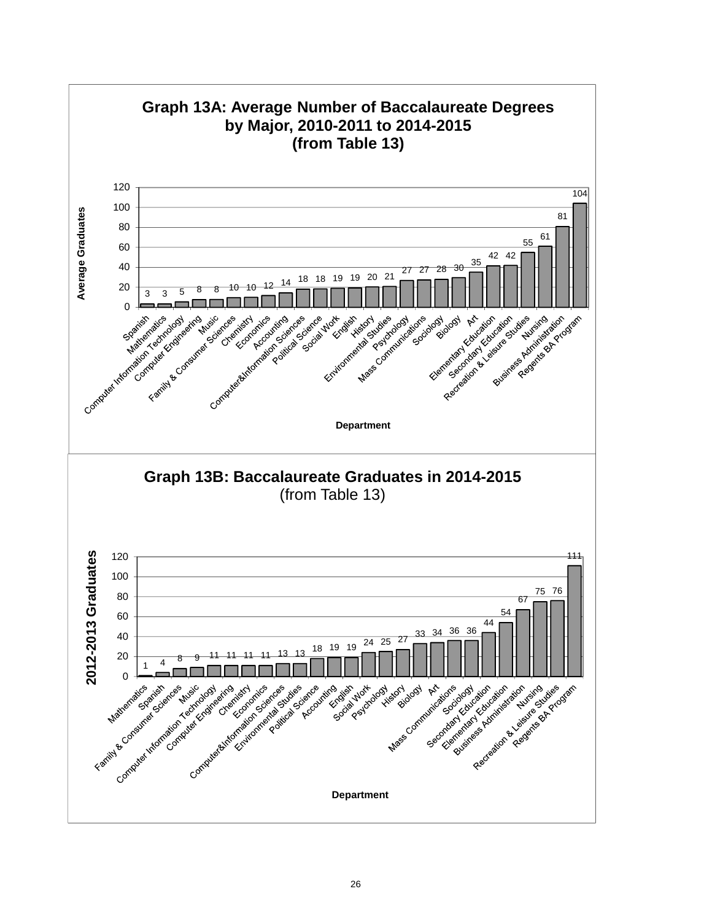## Graph 13A: Average Number of Baccalaureate Degrees by Major, 2010-2011 to 2014-2015 (from Table 13)

| Department | Average Graduates |
|---|---|
| Spanish | 3 |
| Mathematics | 3 |
| Computer Information Technology | 5 |
| Computer Engineering | 8 |
| Music | 8 |
| Family & Consumer Sciences | 10 |
| Chemistry | 10 |
| Economics | 12 |
| Accounting | 14 |
| Computer&Information Sciences | 18 |
| Political Science | 18 |
| Social Work | 19 |
| English | 19 |
| History | 20 |
| Environmental Studies | 21 |
| Psychology | 27 |
| Mass Communications | 27 |
| Sociology | 28 |
| Biology | 30 |
| Art | 35 |
| Elementary Education | 42 |
| Secondary Education | 42 |
| Recreation & Leisure Studies | 55 |
| Nursing | 61 |
| Business Administration | 81 |
| Regents BA Program | 104 |

## Graph 13B: Baccalaureate Graduates in 2014-2015 (from Table 13)

| Department | 2012-2013 Graduates |
|---|---|
| Mathematics | 1 |
| Spanish | 4 |
| Family & Consumer Sciences | 8 |
| Music | 9 |
| Computer Information Technology | 11 |
| Computer Engineering | 11 |
| Chemistry | 11 |
| Economics | 11 |
| Computer&Information Sciences | 13 |
| Environmental Studies | 13 |
| Political Science | 18 |
| Accounting | 19 |
| English | 19 |
| Social Work | 24 |
| Psychology | 25 |
| History | 27 |
| Biology | 33 |
| Art | 34 |
| Mass Communications | 36 |
| Sociology | 36 |
| Secondary Education | 44 |
| Elementary Education | 54 |
| Business Administration | 67 |
| Nursing | 75 |
| Recreation & Leisure Studies | 76 |
| Regents BA Program | 111 |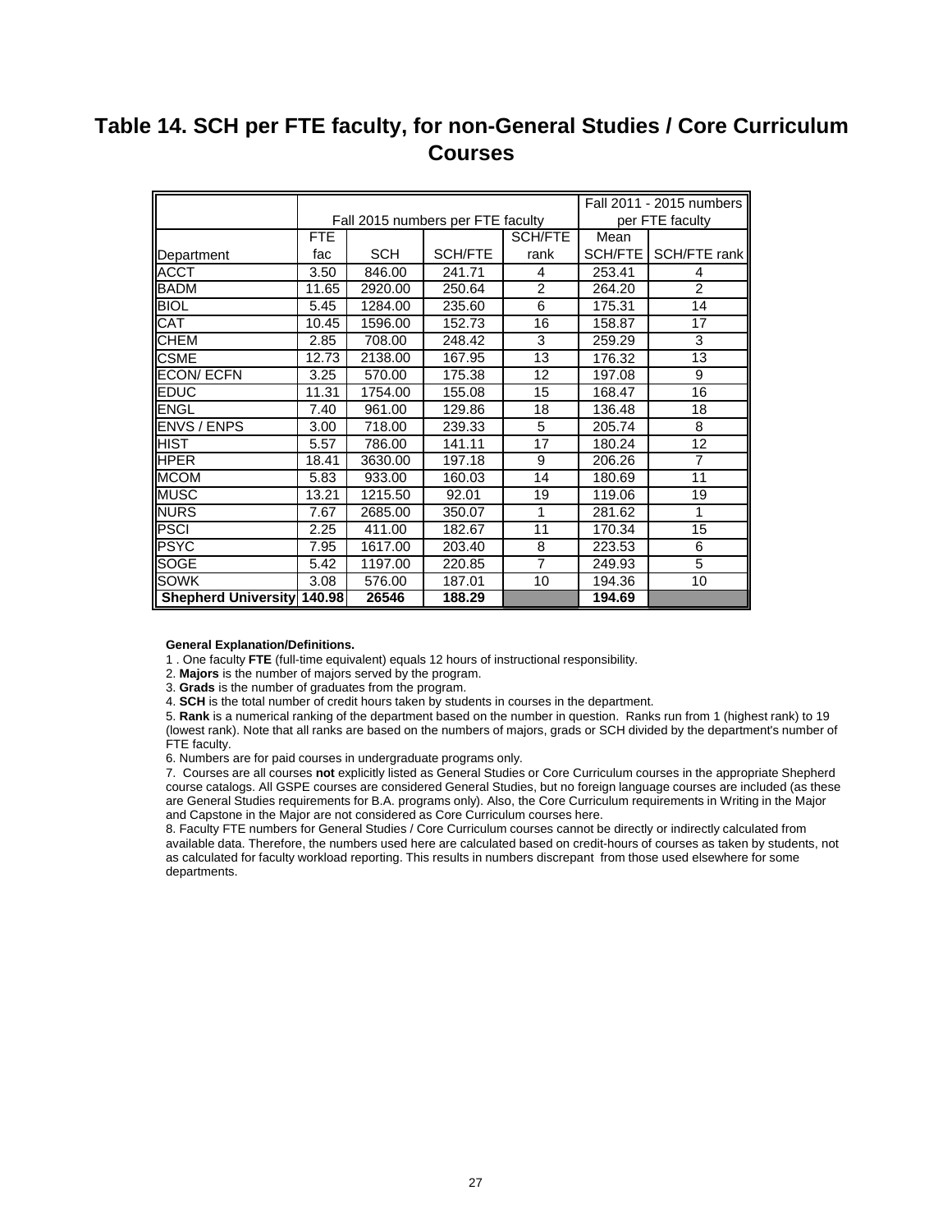# Table 14. SCH per FTE faculty, for non-General Studies / Core Curriculum Courses

| | Fall 2015 numbers per FTE faculty | | | | Fall 2011 - 2015 numbers per FTE faculty | |
|---|---|---|---|---|---|---|
| Department | FTE fac | SCH | SCH/FTE | SCH/FTE rank | Mean SCH/FTE | SCH/FTE rank |
| ACCT | 3.50 | 846.00 | 241.71 | 4 | 253.41 | 4 |
| BADM | 11.65 | 2920.00 | 250.64 | 2 | 264.20 | 2 |
| BIOL | 5.45 | 1284.00 | 235.60 | 6 | 175.31 | 14 |
| CAT | 10.45 | 1596.00 | 152.73 | 16 | 158.87 | 17 |
| CHEM | 2.85 | 708.00 | 248.42 | 3 | 259.29 | 3 |
| CSME | 12.73 | 2138.00 | 167.95 | 13 | 176.32 | 13 |
| ECON/ ECFN | 3.25 | 570.00 | 175.38 | 12 | 197.08 | 9 |
| EDUC | 11.31 | 1754.00 | 155.08 | 15 | 168.47 | 16 |
| ENGL | 7.40 | 961.00 | 129.86 | 18 | 136.48 | 18 |
| ENVS / ENPS | 3.00 | 718.00 | 239.33 | 5 | 205.74 | 8 |
| HIST | 5.57 | 786.00 | 141.11 | 17 | 180.24 | 12 |
| HPER | 18.41 | 3630.00 | 197.18 | 9 | 206.26 | 7 |
| MCOM | 5.83 | 933.00 | 160.03 | 14 | 180.69 | 11 |
| MUSC | 13.21 | 1215.50 | 92.01 | 19 | 119.06 | 19 |
| NURS | 7.67 | 2685.00 | 350.07 | 1 | 281.62 | 1 |
| PSCI | 2.25 | 411.00 | 182.67 | 11 | 170.34 | 15 |
| PSYC | 7.95 | 1617.00 | 203.40 | 8 | 223.53 | 6 |
| SOGE | 5.42 | 1197.00 | 220.85 | 7 | 249.93 | 5 |
| SOWK | 3.08 | 576.00 | 187.01 | 10 | 194.36 | 10 |
| **Shepherd University** | **140.98** | **26546** | **188.29** | | **194.69** | |

**General Explanation/Definitions.**

1 . One faculty **FTE** (full-time equivalent) equals 12 hours of instructional responsibility.

2. **Majors** is the number of majors served by the program.

3. **Grads** is the number of graduates from the program.

4. **SCH** is the total number of credit hours taken by students in courses in the department.

5. **Rank** is a numerical ranking of the department based on the number in question. Ranks run from 1 (highest rank) to 19 (lowest rank). Note that all ranks are based on the numbers of majors, grads or SCH divided by the department's number of FTE faculty.

6. Numbers are for paid courses in undergraduate programs only.

7. Courses are all courses **not** explicitly listed as General Studies or Core Curriculum courses in the appropriate Shepherd course catalogs. All GSPE courses are considered General Studies, but no foreign language courses are included (as these are General Studies requirements for B.A. programs only). Also, the Core Curriculum requirements in Writing in the Major and Capstone in the Major are not considered as Core Curriculum courses here.

8. Faculty FTE numbers for General Studies / Core Curriculum courses cannot be directly or indirectly calculated from available data. Therefore, the numbers used here are calculated based on credit-hours of courses as taken by students, not as calculated for faculty workload reporting. This results in numbers discrepant from those used elsewhere for some departments.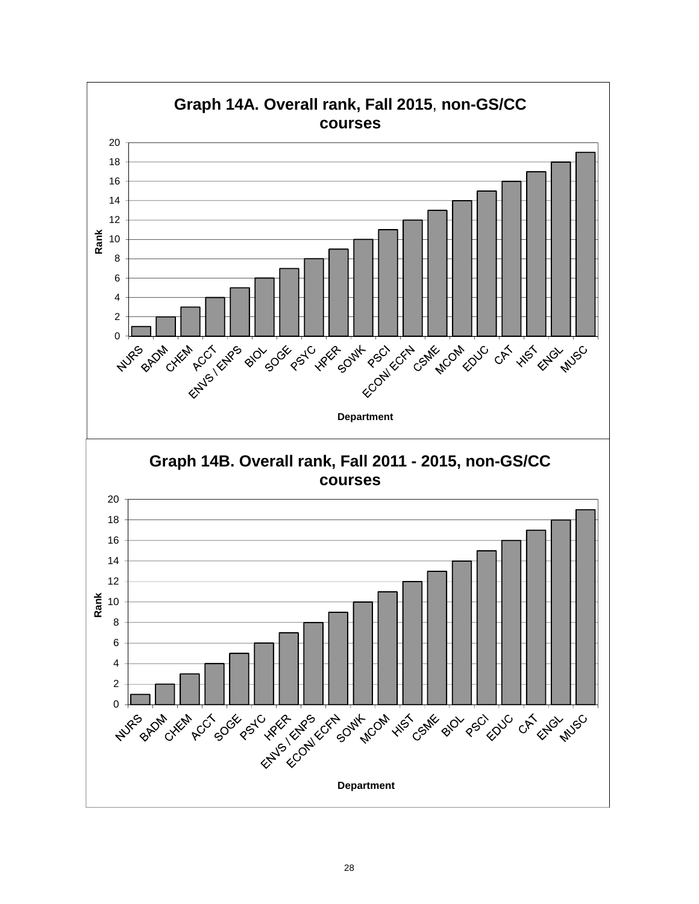**Graph 14A. Overall rank, Fall 2015, non-GS/CC courses**

| Department | Rank |
|---|---|
| NURS | 1 |
| BADM | 2 |
| CHEM | 3 |
| ACCT | 4 |
| ENVS / ENPS | 5 |
| BIOL | 6 |
| SOGE | 7 |
| PSYC | 8 |
| HPER | 9 |
| SOWK | 10 |
| PSCI | 11 |
| ECON/ ECFN | 12 |
| CSME | 13 |
| MCOM | 14 |
| EDUC | 15 |
| CAT | 16 |
| HIST | 17 |
| ENGL | 18 |
| MUSC | 19 |

**Graph 14B. Overall rank, Fall 2011 - 2015, non-GS/CC courses**

| Department | Rank |
|---|---|
| NURS | 1 |
| BADM | 2 |
| CHEM | 3 |
| ACCT | 4 |
| SOGE | 5 |
| PSYC | 6 |
| HPER | 7 |
| ENVS / ENPS | 8 |
| ECON/ ECFN | 9 |
| SOWK | 10 |
| MCOM | 11 |
| HIST | 12 |
| CSME | 13 |
| BIOL | 14 |
| PSCI | 15 |
| EDUC | 16 |
| CAT | 17 |
| ENGL | 18 |
| MUSC | 19 |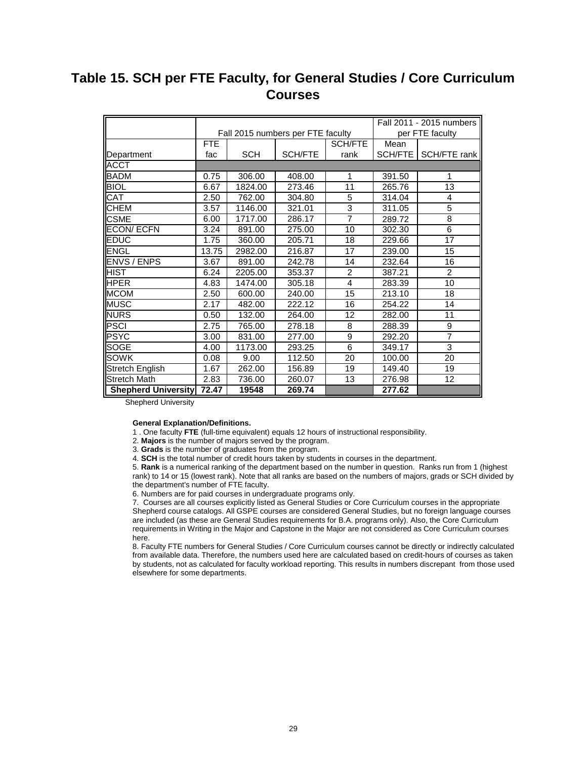# Table 15. SCH per FTE Faculty, for General Studies / Core Curriculum Courses

| | Fall 2015 numbers per FTE faculty | | | | Fall 2011 - 2015 numbers per FTE faculty | |
|---|---|---|---|---|---|---|
| Department | FTE fac | SCH | SCH/FTE | SCH/FTE rank | Mean SCH/FTE | SCH/FTE rank |
| ACCT | | | | | | |
| BADM | 0.75 | 306.00 | 408.00 | 1 | 391.50 | 1 |
| BIOL | 6.67 | 1824.00 | 273.46 | 11 | 265.76 | 13 |
| CAT | 2.50 | 762.00 | 304.80 | 5 | 314.04 | 4 |
| CHEM | 3.57 | 1146.00 | 321.01 | 3 | 311.05 | 5 |
| CSME | 6.00 | 1717.00 | 286.17 | 7 | 289.72 | 8 |
| ECON/ ECFN | 3.24 | 891.00 | 275.00 | 10 | 302.30 | 6 |
| EDUC | 1.75 | 360.00 | 205.71 | 18 | 229.66 | 17 |
| ENGL | 13.75 | 2982.00 | 216.87 | 17 | 239.00 | 15 |
| ENVS / ENPS | 3.67 | 891.00 | 242.78 | 14 | 232.64 | 16 |
| HIST | 6.24 | 2205.00 | 353.37 | 2 | 387.21 | 2 |
| HPER | 4.83 | 1474.00 | 305.18 | 4 | 283.39 | 10 |
| MCOM | 2.50 | 600.00 | 240.00 | 15 | 213.10 | 18 |
| MUSC | 2.17 | 482.00 | 222.12 | 16 | 254.22 | 14 |
| NURS | 0.50 | 132.00 | 264.00 | 12 | 282.00 | 11 |
| PSCI | 2.75 | 765.00 | 278.18 | 8 | 288.39 | 9 |
| PSYC | 3.00 | 831.00 | 277.00 | 9 | 292.20 | 7 |
| SOGE | 4.00 | 1173.00 | 293.25 | 6 | 349.17 | 3 |
| SOWK | 0.08 | 9.00 | 112.50 | 20 | 100.00 | 20 |
| Stretch English | 1.67 | 262.00 | 156.89 | 19 | 149.40 | 19 |
| Stretch Math | 2.83 | 736.00 | 260.07 | 13 | 276.98 | 12 |
| **Shepherd University** | **72.47** | **19548** | **269.74** | | **277.62** | |

Shepherd University

**General Explanation/Definitions.**

1 . One faculty **FTE** (full-time equivalent) equals 12 hours of instructional responsibility.

2. **Majors** is the number of majors served by the program.

3. **Grads** is the number of graduates from the program.

4. **SCH** is the total number of credit hours taken by students in courses in the department.

5. **Rank** is a numerical ranking of the department based on the number in question. Ranks run from 1 (highest rank) to 14 or 15 (lowest rank). Note that all ranks are based on the numbers of majors, grads or SCH divided by the department's number of FTE faculty.

6. Numbers are for paid courses in undergraduate programs only.

7. Courses are all courses explicitly listed as General Studies or Core Curriculum courses in the appropriate Shepherd course catalogs. All GSPE courses are considered General Studies, but no foreign language courses are included (as these are General Studies requirements for B.A. programs only). Also, the Core Curriculum requirements in Writing in the Major and Capstone in the Major are not considered as Core Curriculum courses here.

8. Faculty FTE numbers for General Studies / Core Curriculum courses cannot be directly or indirectly calculated from available data. Therefore, the numbers used here are calculated based on credit-hours of courses as taken by students, not as calculated for faculty workload reporting. This results in numbers discrepant from those used elsewhere for some departments.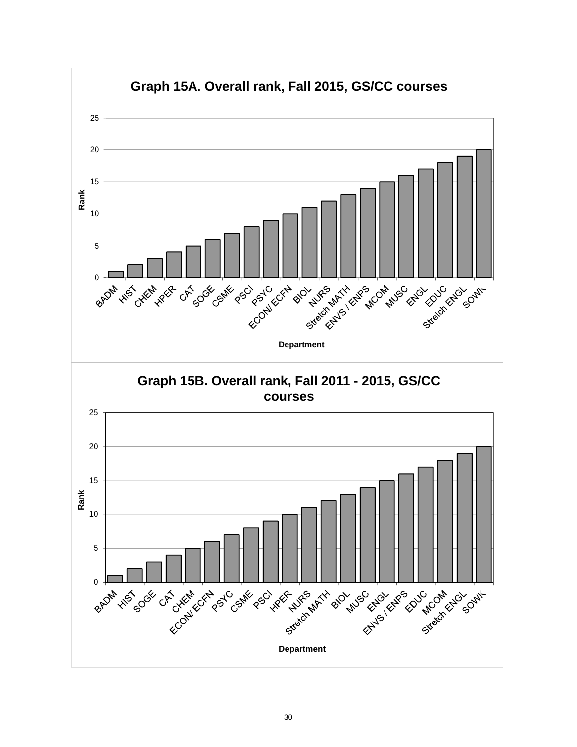## Graph 15A. Overall rank, Fall 2015, GS/CC courses

| Department | Rank |
|---|---|
| BADM | 1 |
| HIST | 2 |
| CHEM | 3 |
| HPER | 4 |
| CAT | 5 |
| SOGE | 6 |
| CSME | 7 |
| PSCI | 8 |
| PSYC | 9 |
| ECON/ ECFN | 10 |
| BIOL | 11 |
| NURS | 12 |
| Stretch MATH | 13 |
| ENVS / ENPS | 14 |
| MCOM | 15 |
| MUSC | 16 |
| ENGL | 17 |
| EDUC | 18 |
| Stretch ENGL | 19 |
| SOWK | 20 |

## Graph 15B. Overall rank, Fall 2011 - 2015, GS/CC courses

| Department | Rank |
|---|---|
| BADM | 1 |
| HIST | 2 |
| SOGE | 3 |
| CAT | 4 |
| CHEM | 5 |
| ECON/ ECFN | 6 |
| PSYC | 7 |
| CSME | 8 |
| PSCI | 9 |
| HPER | 10 |
| NURS | 11 |
| Stretch MATH | 12 |
| BIOL | 13 |
| MUSC | 14 |
| ENGL | 15 |
| ENVS / ENPS | 16 |
| EDUC | 17 |
| MCOM | 18 |
| Stretch ENGL | 19 |
| SOWK | 20 |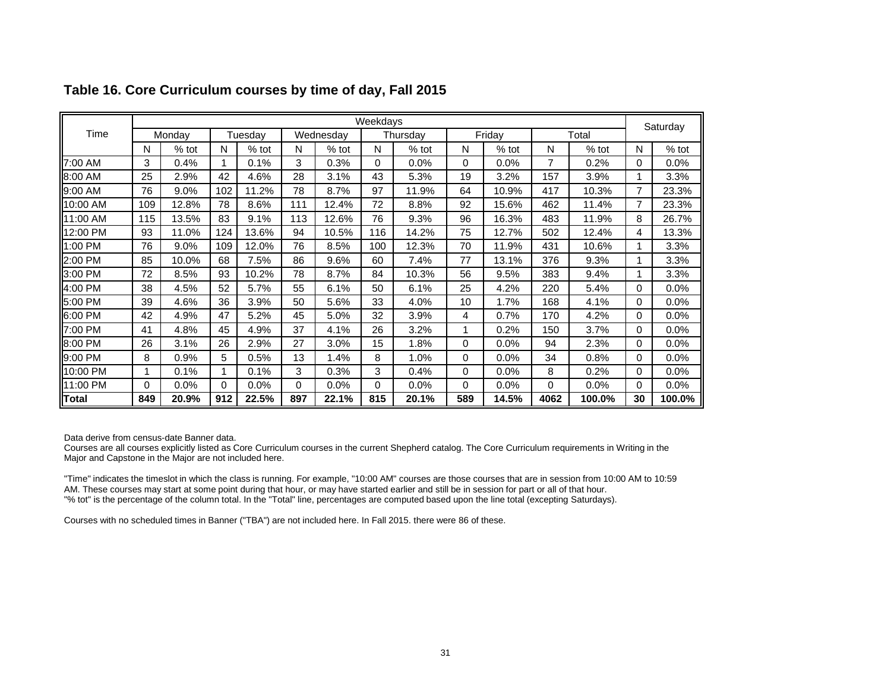## Table 16. Core Curriculum courses by time of day, Fall 2015

| Time | Weekdays | | | | | | | | | | | | Saturday | |
|---|---|---|---|---|---|---|---|---|---|---|---|---|---|---|
| | Monday | | Tuesday | | Wednesday | | Thursday | | Friday | | Total | | | |
| | N | % tot | N | % tot | N | % tot | N | % tot | N | % tot | N | % tot | N | % tot |
| 7:00 AM | 3 | 0.4% | 1 | 0.1% | 3 | 0.3% | 0 | 0.0% | 0 | 0.0% | 7 | 0.2% | 0 | 0.0% |
| 8:00 AM | 25 | 2.9% | 42 | 4.6% | 28 | 3.1% | 43 | 5.3% | 19 | 3.2% | 157 | 3.9% | 1 | 3.3% |
| 9:00 AM | 76 | 9.0% | 102 | 11.2% | 78 | 8.7% | 97 | 11.9% | 64 | 10.9% | 417 | 10.3% | 7 | 23.3% |
| 10:00 AM | 109 | 12.8% | 78 | 8.6% | 111 | 12.4% | 72 | 8.8% | 92 | 15.6% | 462 | 11.4% | 7 | 23.3% |
| 11:00 AM | 115 | 13.5% | 83 | 9.1% | 113 | 12.6% | 76 | 9.3% | 96 | 16.3% | 483 | 11.9% | 8 | 26.7% |
| 12:00 PM | 93 | 11.0% | 124 | 13.6% | 94 | 10.5% | 116 | 14.2% | 75 | 12.7% | 502 | 12.4% | 4 | 13.3% |
| 1:00 PM | 76 | 9.0% | 109 | 12.0% | 76 | 8.5% | 100 | 12.3% | 70 | 11.9% | 431 | 10.6% | 1 | 3.3% |
| 2:00 PM | 85 | 10.0% | 68 | 7.5% | 86 | 9.6% | 60 | 7.4% | 77 | 13.1% | 376 | 9.3% | 1 | 3.3% |
| 3:00 PM | 72 | 8.5% | 93 | 10.2% | 78 | 8.7% | 84 | 10.3% | 56 | 9.5% | 383 | 9.4% | 1 | 3.3% |
| 4:00 PM | 38 | 4.5% | 52 | 5.7% | 55 | 6.1% | 50 | 6.1% | 25 | 4.2% | 220 | 5.4% | 0 | 0.0% |
| 5:00 PM | 39 | 4.6% | 36 | 3.9% | 50 | 5.6% | 33 | 4.0% | 10 | 1.7% | 168 | 4.1% | 0 | 0.0% |
| 6:00 PM | 42 | 4.9% | 47 | 5.2% | 45 | 5.0% | 32 | 3.9% | 4 | 0.7% | 170 | 4.2% | 0 | 0.0% |
| 7:00 PM | 41 | 4.8% | 45 | 4.9% | 37 | 4.1% | 26 | 3.2% | 1 | 0.2% | 150 | 3.7% | 0 | 0.0% |
| 8:00 PM | 26 | 3.1% | 26 | 2.9% | 27 | 3.0% | 15 | 1.8% | 0 | 0.0% | 94 | 2.3% | 0 | 0.0% |
| 9:00 PM | 8 | 0.9% | 5 | 0.5% | 13 | 1.4% | 8 | 1.0% | 0 | 0.0% | 34 | 0.8% | 0 | 0.0% |
| 10:00 PM | 1 | 0.1% | 1 | 0.1% | 3 | 0.3% | 3 | 0.4% | 0 | 0.0% | 8 | 0.2% | 0 | 0.0% |
| 11:00 PM | 0 | 0.0% | 0 | 0.0% | 0 | 0.0% | 0 | 0.0% | 0 | 0.0% | 0 | 0.0% | 0 | 0.0% |
| **Total** | **849** | **20.9%** | **912** | **22.5%** | **897** | **22.1%** | **815** | **20.1%** | **589** | **14.5%** | **4062** | **100.0%** | **30** | **100.0%** |

Data derive from census-date Banner data.

Courses are all courses explicitly listed as Core Curriculum courses in the current Shepherd catalog. The Core Curriculum requirements in Writing in the Major and Capstone in the Major are not included here.

"Time" indicates the timeslot in which the class is running. For example, "10:00 AM" courses are those courses that are in session from 10:00 AM to 10:59 AM. These courses may start at some point during that hour, or may have started earlier and still be in session for part or all of that hour.
"% tot" is the percentage of the column total. In the "Total" line, percentages are computed based upon the line total (excepting Saturdays).

Courses with no scheduled times in Banner ("TBA") are not included here. In Fall 2015. there were 86 of these.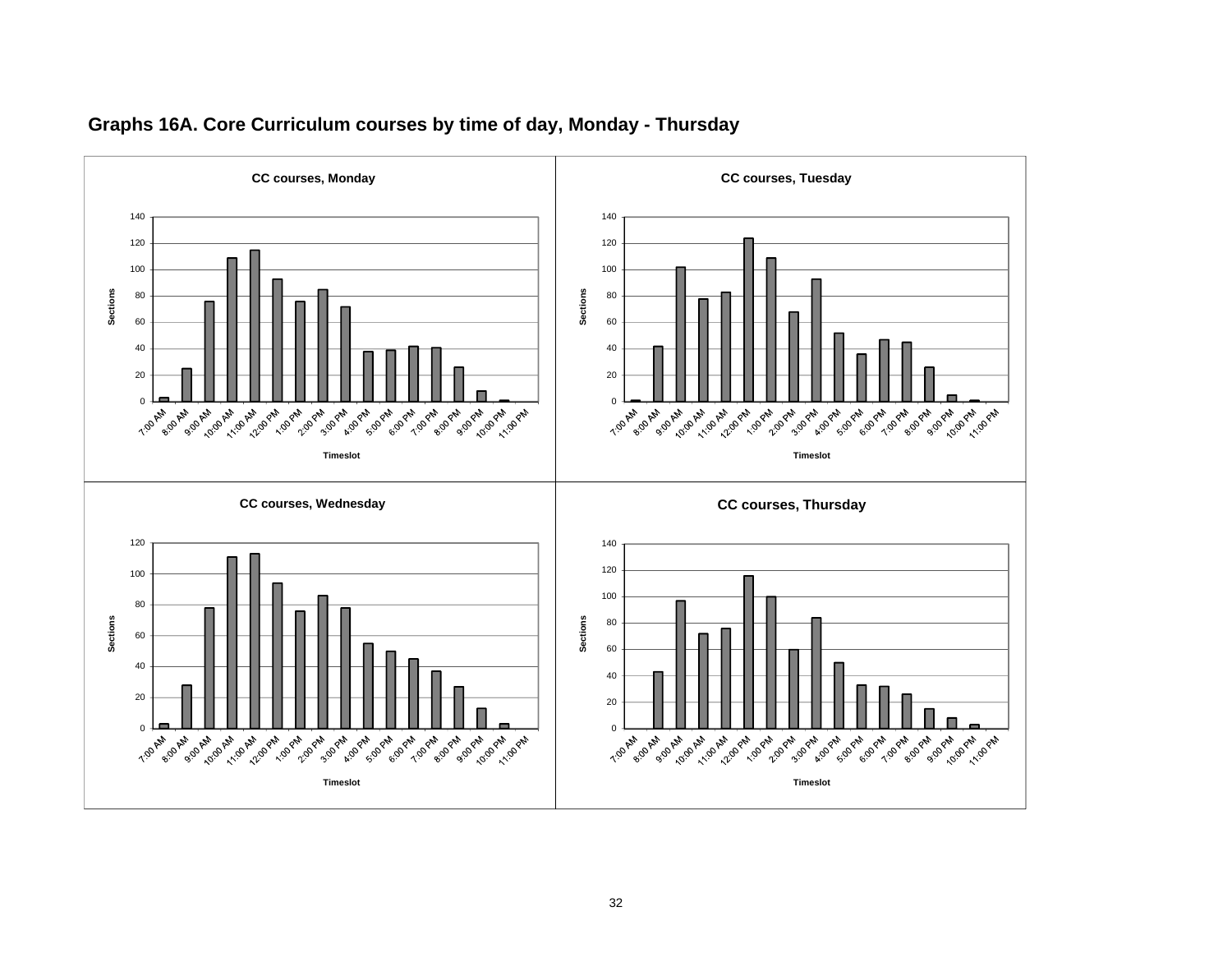## Graphs 16A. Core Curriculum courses by time of day, Monday - Thursday

**CC courses, Monday**

**CC courses, Tuesday**

**CC courses, Wednesday**

**CC courses, Thursday**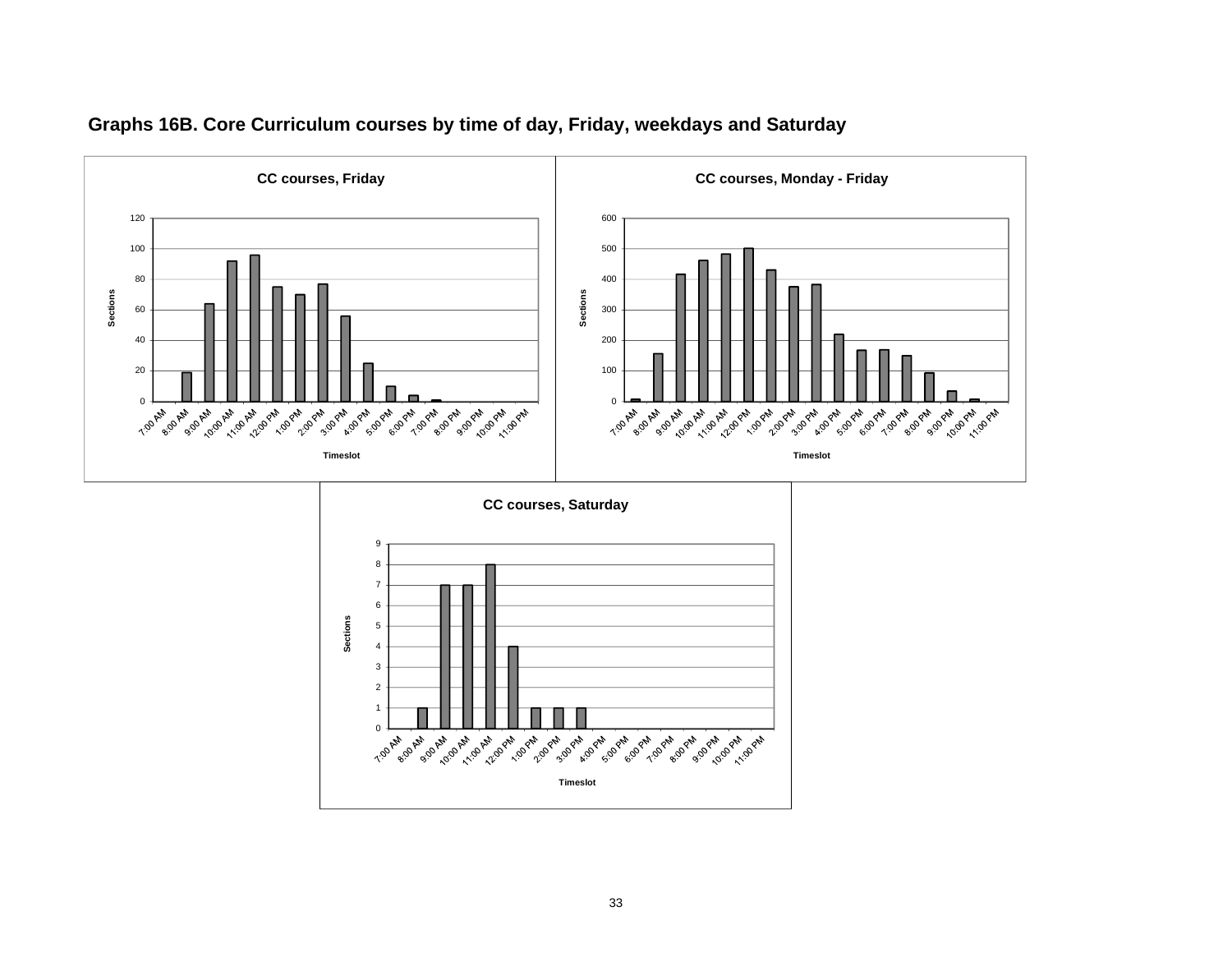## Graphs 16B. Core Curriculum courses by time of day, Friday, weekdays and Saturday

**CC courses, Friday**

**CC courses, Monday - Friday**

**CC courses, Saturday**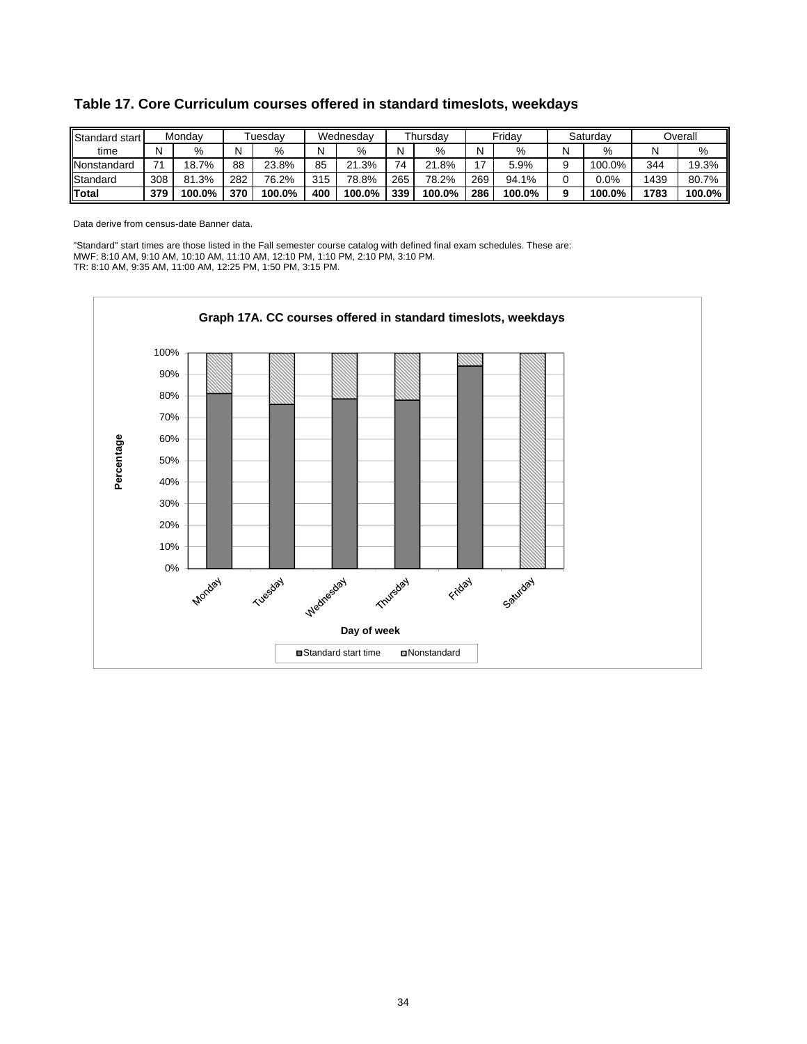## Table 17. Core Curriculum courses offered in standard timeslots, weekdays

| Standard start time | Monday | | Tuesday | | Wednesday | | Thursday | | Friday | | Saturday | | Overall | |
|---|---|---|---|---|---|---|---|---|---|---|---|---|---|---|
| | N | % | N | % | N | % | N | % | N | % | N | % | N | % |
| Nonstandard | 71 | 18.7% | 88 | 23.8% | 85 | 21.3% | 74 | 21.8% | 17 | 5.9% | 9 | 100.0% | 344 | 19.3% |
| Standard | 308 | 81.3% | 282 | 76.2% | 315 | 78.8% | 265 | 78.2% | 269 | 94.1% | 0 | 0.0% | 1439 | 80.7% |
| **Total** | **379** | **100.0%** | **370** | **100.0%** | **400** | **100.0%** | **339** | **100.0%** | **286** | **100.0%** | **9** | **100.0%** | **1783** | **100.0%** |

Data derive from census-date Banner data.

"Standard" start times are those listed in the Fall semester course catalog with defined final exam schedules. These are:
MWF: 8:10 AM, 9:10 AM, 10:10 AM, 11:10 AM, 12:10 PM, 1:10 PM, 2:10 PM, 3:10 PM.
TR: 8:10 AM, 9:35 AM, 11:00 AM, 12:25 PM, 1:50 PM, 3:15 PM.

**Graph 17A. CC courses offered in standard timeslots, weekdays**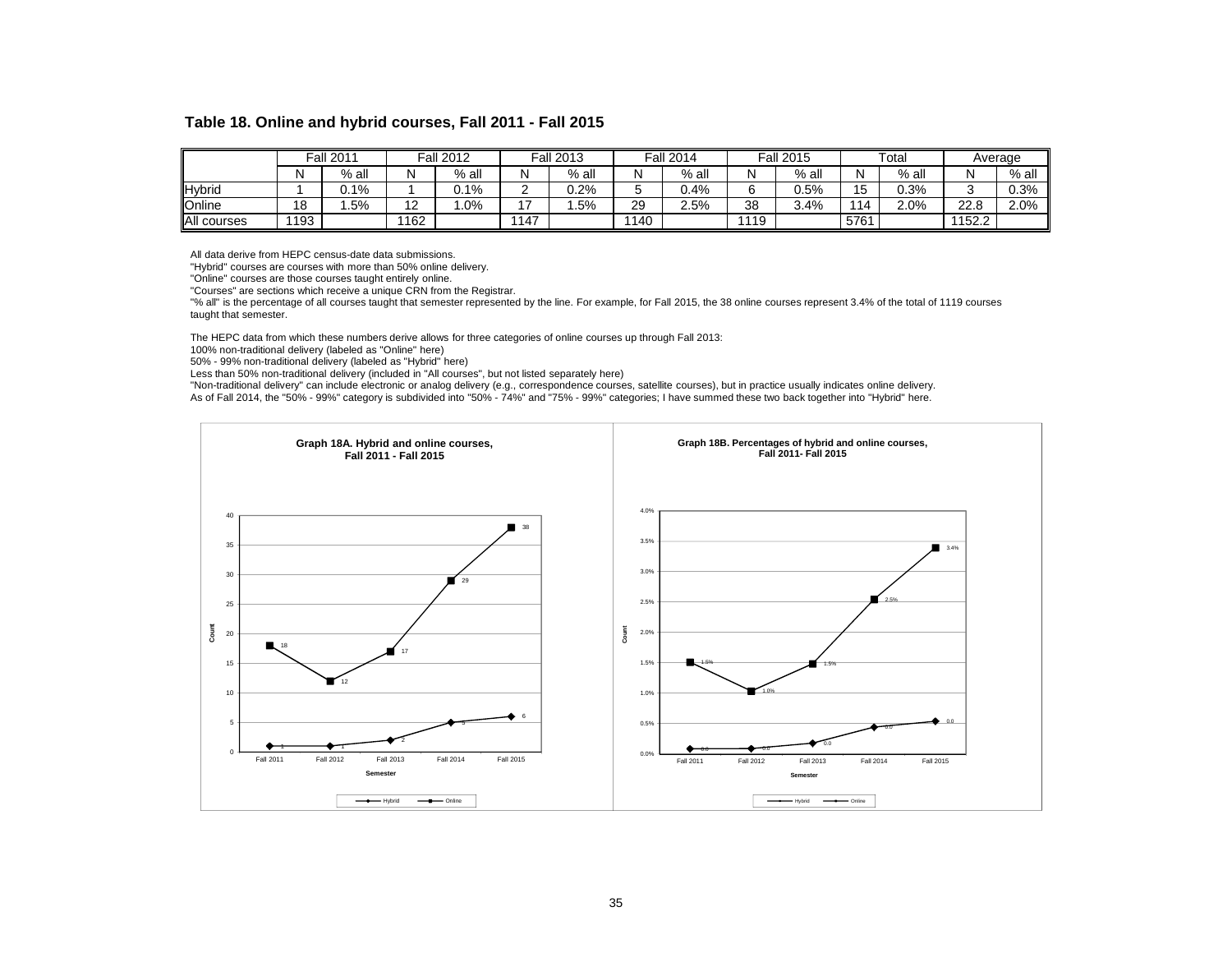## Table 18. Online and hybrid courses, Fall 2011 - Fall 2015

| | Fall 2011 | | Fall 2012 | | Fall 2013 | | Fall 2014 | | Fall 2015 | | Total | | Average | |
|---|---|---|---|---|---|---|---|---|---|---|---|---|---|---|
| | N | % all | N | % all | N | % all | N | % all | N | % all | N | % all | N | % all |
| Hybrid | 1 | 0.1% | 1 | 0.1% | 2 | 0.2% | 5 | 0.4% | 6 | 0.5% | 15 | 0.3% | 3 | 0.3% |
| Online | 18 | 1.5% | 12 | 1.0% | 17 | 1.5% | 29 | 2.5% | 38 | 3.4% | 114 | 2.0% | 22.8 | 2.0% |
| All courses | 1193 | | 1162 | | 1147 | | 1140 | | 1119 | | 5761 | | 1152.2 | |

All data derive from HEPC census-date data submissions.
"Hybrid" courses are courses with more than 50% online delivery.
"Online" courses are those courses taught entirely online.
"Courses" are sections which receive a unique CRN from the Registrar.
"% all" is the percentage of all courses taught that semester represented by the line. For example, for Fall 2015, the 38 online courses represent 3.4% of the total of 1119 courses taught that semester.

The HEPC data from which these numbers derive allows for three categories of online courses up through Fall 2013:
100% non-traditional delivery (labeled as "Online" here)
50% - 99% non-traditional delivery (labeled as "Hybrid" here)
Less than 50% non-traditional delivery (included in "All courses", but not listed separately here)
"Non-traditional delivery" can include electronic or analog delivery (e.g., correspondence courses, satellite courses), but in practice usually indicates online delivery.
As of Fall 2014, the "50% - 99%" category is subdivided into "50% - 74%" and "75% - 99%" categories; I have summed these two back together into "Hybrid" here.

**Graph 18A. Hybrid and online courses, Fall 2011 - Fall 2015**

**Graph 18B. Percentages of hybrid and online courses, Fall 2011- Fall 2015**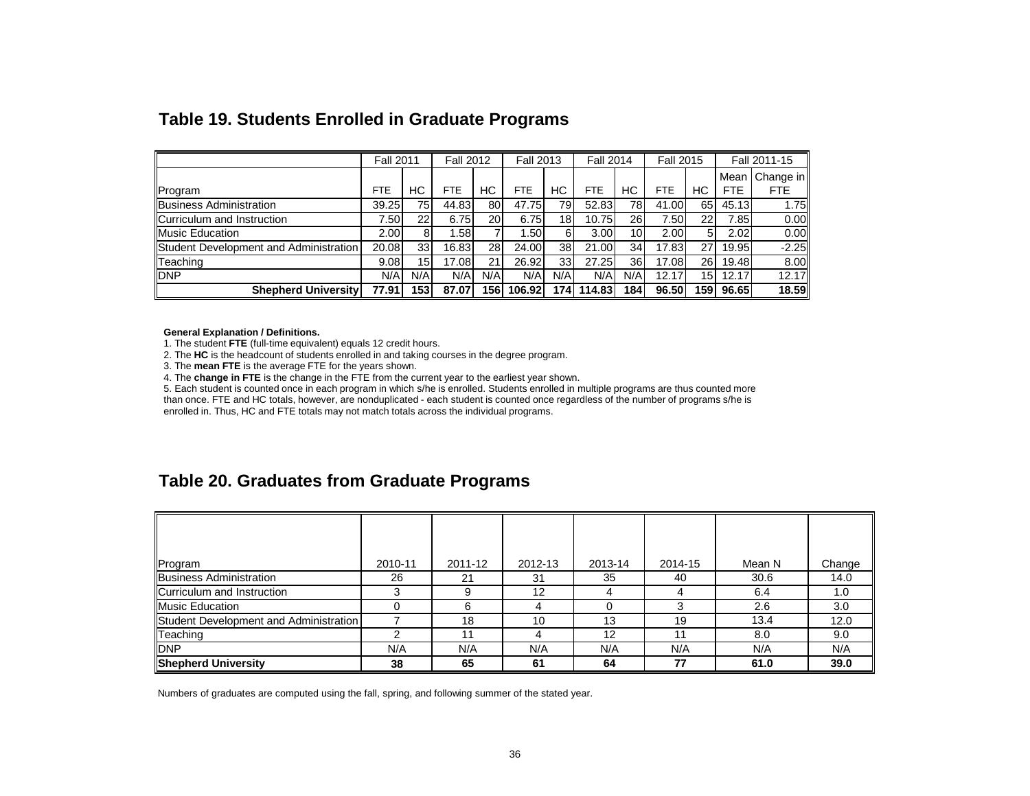## Table 19. Students Enrolled in Graduate Programs

| | Fall 2011 | | Fall 2012 | | Fall 2013 | | Fall 2014 | | Fall 2015 | | Fall 2011-15 | |
|---|---|---|---|---|---|---|---|---|---|---|---|---|
| Program | FTE | HC | FTE | HC | FTE | HC | FTE | HC | FTE | HC | Mean FTE | Change in FTE |
| Business Administration | 39.25 | 75 | 44.83 | 80 | 47.75 | 79 | 52.83 | 78 | 41.00 | 65 | 45.13 | 1.75 |
| Curriculum and Instruction | 7.50 | 22 | 6.75 | 20 | 6.75 | 18 | 10.75 | 26 | 7.50 | 22 | 7.85 | 0.00 |
| Music Education | 2.00 | 8 | 1.58 | 7 | 1.50 | 6 | 3.00 | 10 | 2.00 | 5 | 2.02 | 0.00 |
| Student Development and Administration | 20.08 | 33 | 16.83 | 28 | 24.00 | 38 | 21.00 | 34 | 17.83 | 27 | 19.95 | -2.25 |
| Teaching | 9.08 | 15 | 17.08 | 21 | 26.92 | 33 | 27.25 | 36 | 17.08 | 26 | 19.48 | 8.00 |
| DNP | N/A | N/A | N/A | N/A | N/A | N/A | N/A | N/A | 12.17 | 15 | 12.17 | 12.17 |
| **Shepherd University** | **77.91** | **153** | **87.07** | **156** | **106.92** | **174** | **114.83** | **184** | **96.50** | **159** | **96.65** | **18.59** |

**General Explanation / Definitions.**

1. The student **FTE** (full-time equivalent) equals 12 credit hours.
2. The **HC** is the headcount of students enrolled in and taking courses in the degree program.
3. The **mean FTE** is the average FTE for the years shown.
4. The **change in FTE** is the change in the FTE from the current year to the earliest year shown.
5. Each student is counted once in each program in which s/he is enrolled. Students enrolled in multiple programs are thus counted more than once. FTE and HC totals, however, are nonduplicated - each student is counted once regardless of the number of programs s/he is enrolled in. Thus, HC and FTE totals may not match totals across the individual programs.

## Table 20. Graduates from Graduate Programs

| Program | 2010-11 | 2011-12 | 2012-13 | 2013-14 | 2014-15 | Mean N | Change |
|---|---|---|---|---|---|---|---|
| Business Administration | 26 | 21 | 31 | 35 | 40 | 30.6 | 14.0 |
| Curriculum and Instruction | 3 | 9 | 12 | 4 | 4 | 6.4 | 1.0 |
| Music Education | 0 | 6 | 4 | 0 | 3 | 2.6 | 3.0 |
| Student Development and Administration | 7 | 18 | 10 | 13 | 19 | 13.4 | 12.0 |
| Teaching | 2 | 11 | 4 | 12 | 11 | 8.0 | 9.0 |
| DNP | N/A | N/A | N/A | N/A | N/A | N/A | N/A |
| **Shepherd University** | **38** | **65** | **61** | **64** | **77** | **61.0** | **39.0** |

Numbers of graduates are computed using the fall, spring, and following summer of the stated year.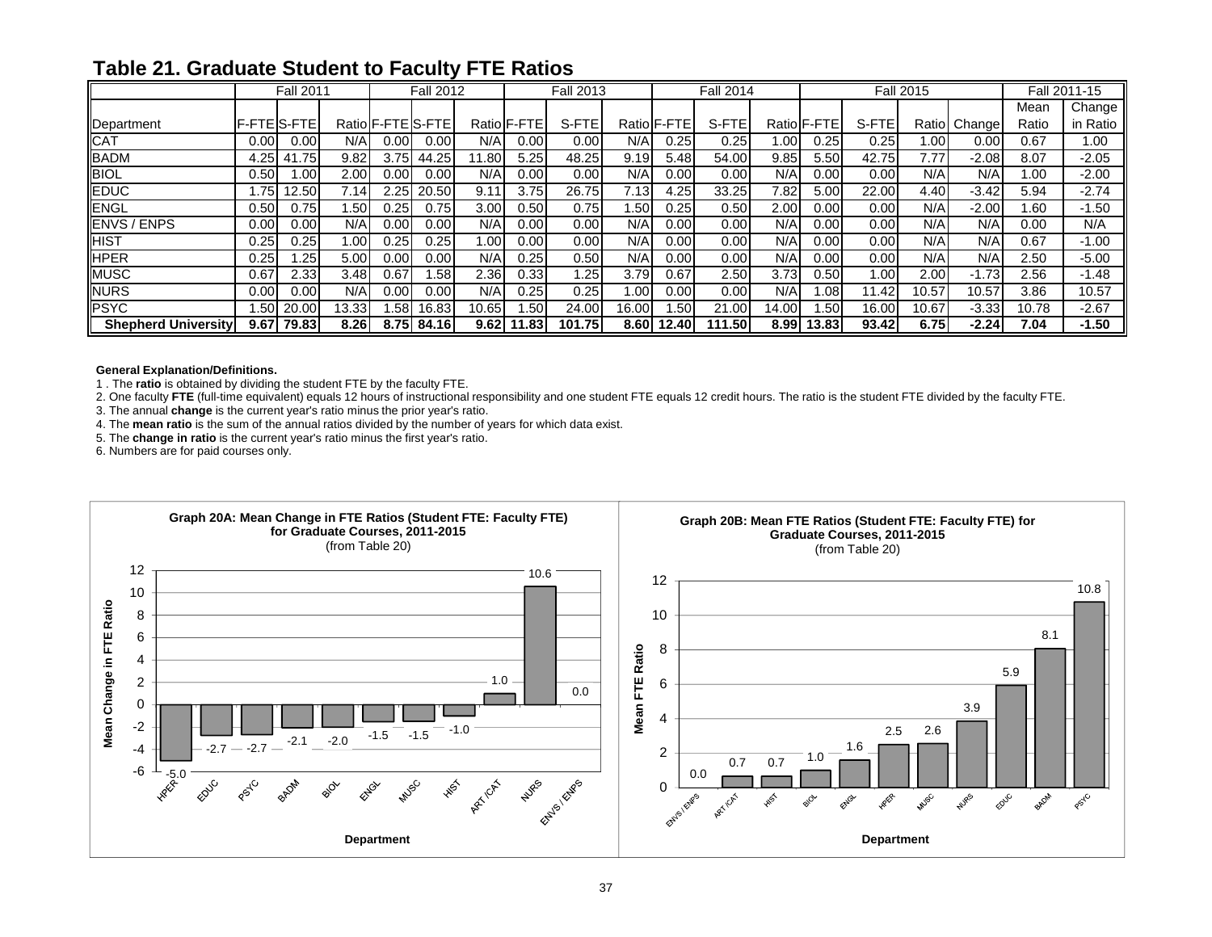## Table 21. Graduate Student to Faculty FTE Ratios

| | Fall 2011 | | | Fall 2012 | | | Fall 2013 | | | Fall 2014 | | | Fall 2015 | | | | Fall 2011-15 | |
|---|---|---|---|---|---|---|---|---|---|---|---|---|---|---|---|---|---|---|
| Department | F-FTE | S-FTE | Ratio | F-FTE | S-FTE | Ratio | F-FTE | S-FTE | Ratio | F-FTE | S-FTE | Ratio | F-FTE | S-FTE | Ratio | Change | Mean Ratio | Change in Ratio |
| CAT | 0.00 | 0.00 | N/A | 0.00 | 0.00 | N/A | 0.00 | 0.00 | N/A | 0.25 | 0.25 | 1.00 | 0.25 | 0.25 | 1.00 | 0.00 | 0.67 | 1.00 |
| BADM | 4.25 | 41.75 | 9.82 | 3.75 | 44.25 | 11.80 | 5.25 | 48.25 | 9.19 | 5.48 | 54.00 | 9.85 | 5.50 | 42.75 | 7.77 | -2.08 | 8.07 | -2.05 |
| BIOL | 0.50 | 1.00 | 2.00 | 0.00 | 0.00 | N/A | 0.00 | 0.00 | N/A | 0.00 | 0.00 | N/A | 0.00 | 0.00 | N/A | N/A | 1.00 | -2.00 |
| EDUC | 1.75 | 12.50 | 7.14 | 2.25 | 20.50 | 9.11 | 3.75 | 26.75 | 7.13 | 4.25 | 33.25 | 7.82 | 5.00 | 22.00 | 4.40 | -3.42 | 5.94 | -2.74 |
| ENGL | 0.50 | 0.75 | 1.50 | 0.25 | 0.75 | 3.00 | 0.50 | 0.75 | 1.50 | 0.25 | 0.50 | 2.00 | 0.00 | 0.00 | N/A | -2.00 | 1.60 | -1.50 |
| ENVS / ENPS | 0.00 | 0.00 | N/A | 0.00 | 0.00 | N/A | 0.00 | 0.00 | N/A | 0.00 | 0.00 | N/A | 0.00 | 0.00 | N/A | N/A | 0.00 | N/A |
| HIST | 0.25 | 0.25 | 1.00 | 0.25 | 0.25 | 1.00 | 0.00 | 0.00 | N/A | 0.00 | 0.00 | N/A | 0.00 | 0.00 | N/A | N/A | 0.67 | -1.00 |
| HPER | 0.25 | 1.25 | 5.00 | 0.00 | 0.00 | N/A | 0.25 | 0.50 | N/A | 0.00 | 0.00 | N/A | 0.00 | 0.00 | N/A | N/A | 2.50 | -5.00 |
| MUSC | 0.67 | 2.33 | 3.48 | 0.67 | 1.58 | 2.36 | 0.33 | 1.25 | 3.79 | 0.67 | 2.50 | 3.73 | 0.50 | 1.00 | 2.00 | -1.73 | 2.56 | -1.48 |
| NURS | 0.00 | 0.00 | N/A | 0.00 | 0.00 | N/A | 0.25 | 0.25 | 1.00 | 0.00 | 0.00 | N/A | 1.08 | 11.42 | 10.57 | 10.57 | 3.86 | 10.57 |
| PSYC | 1.50 | 20.00 | 13.33 | 1.58 | 16.83 | 10.65 | 1.50 | 24.00 | 16.00 | 1.50 | 21.00 | 14.00 | 1.50 | 16.00 | 10.67 | -3.33 | 10.78 | -2.67 |
| **Shepherd University** | **9.67** | **79.83** | **8.26** | **8.75** | **84.16** | **9.62** | **11.83** | **101.75** | **8.60** | **12.40** | **111.50** | **8.99** | **13.83** | **93.42** | **6.75** | **-2.24** | **7.04** | **-1.50** |

**General Explanation/Definitions.**

1 . The **ratio** is obtained by dividing the student FTE by the faculty FTE.
2. One faculty **FTE** (full-time equivalent) equals 12 hours of instructional responsibility and one student FTE equals 12 credit hours. The ratio is the student FTE divided by the faculty FTE.
3. The annual **change** is the current year's ratio minus the prior year's ratio.
4. The **mean ratio** is the sum of the annual ratios divided by the number of years for which data exist.
5. The **change in ratio** is the current year's ratio minus the first year's ratio.
6. Numbers are for paid courses only.

**Graph 20A: Mean Change in FTE Ratios (Student FTE: Faculty FTE) for Graduate Courses, 2011-2015**
(from Table 20)

| Department | Mean Change in FTE Ratio |
|---|---|
| HPER | -5.0 |
| EDUC | -2.7 |
| PSYC | -2.7 |
| BADM | -2.1 |
| BIOL | -2.0 |
| ENGL | -1.5 |
| MUSC | -1.5 |
| HIST | -1.0 |
| ART /CAT | 1.0 |
| NURS | 10.6 |
| ENVS / ENPS | 0.0 |

**Graph 20B: Mean FTE Ratios (Student FTE: Faculty FTE) for Graduate Courses, 2011-2015**
(from Table 20)

| Department | Mean FTE Ratio |
|---|---|
| ENVS / ENPS | 0.0 |
| ART /CAT | 0.7 |
| HIST | 0.7 |
| BIOL | 1.0 |
| ENGL | 1.6 |
| HPER | 2.5 |
| MUSC | 2.6 |
| NURS | 3.9 |
| EDUC | 5.9 |
| BADM | 8.1 |
| PSYC | 10.8 |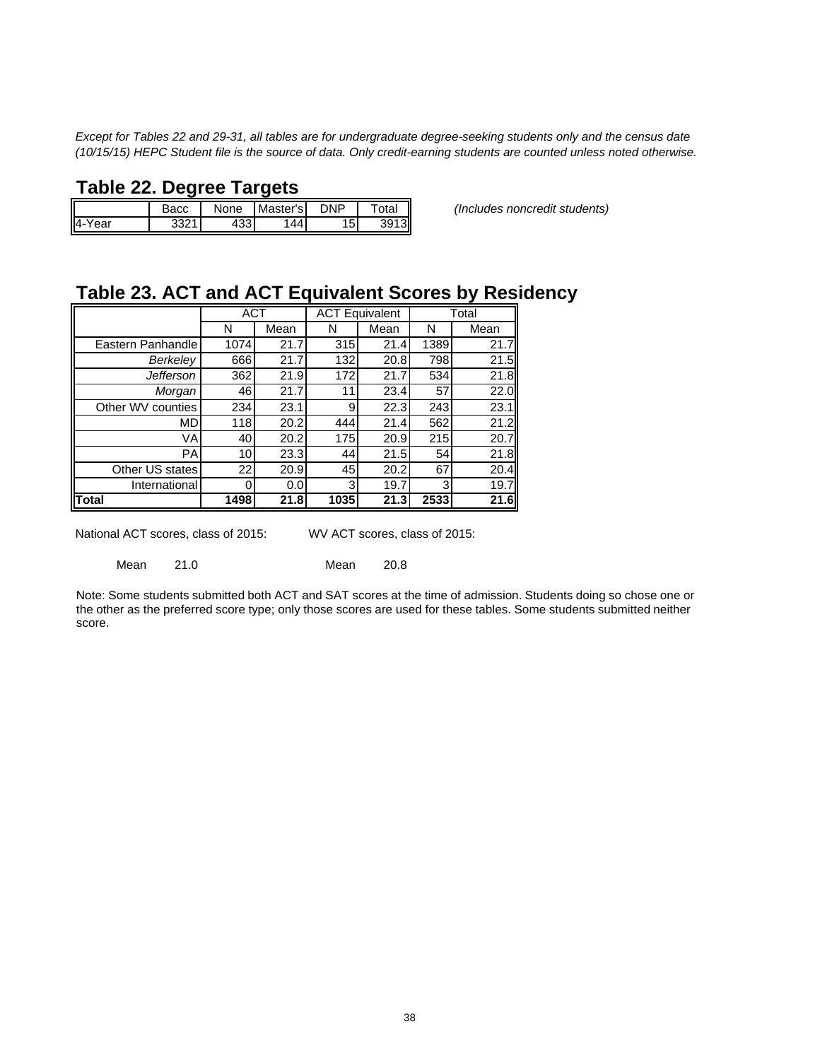*Except for Tables 22 and 29-31, all tables are for undergraduate degree-seeking students only and the census date (10/15/15) HEPC Student file is the source of data. Only credit-earning students are counted unless noted otherwise.*

## Table 22. Degree Targets

*(Includes noncredit students)*

| | Bacc | None | Master's | DNP | Total |
|---|---|---|---|---|---|
| 4-Year | 3321 | 433 | 144 | 15 | 3913 |

## Table 23. ACT and ACT Equivalent Scores by Residency

| | ACT | | ACT Equivalent | | Total | |
|---|---|---|---|---|---|---|
| | N | Mean | N | Mean | N | Mean |
| Eastern Panhandle | 1074 | 21.7 | 315 | 21.4 | 1389 | 21.7 |
| *Berkeley* | 666 | 21.7 | 132 | 20.8 | 798 | 21.5 |
| *Jefferson* | 362 | 21.9 | 172 | 21.7 | 534 | 21.8 |
| *Morgan* | 46 | 21.7 | 11 | 23.4 | 57 | 22.0 |
| Other WV counties | 234 | 23.1 | 9 | 22.3 | 243 | 23.1 |
| MD | 118 | 20.2 | 444 | 21.4 | 562 | 21.2 |
| VA | 40 | 20.2 | 175 | 20.9 | 215 | 20.7 |
| PA | 10 | 23.3 | 44 | 21.5 | 54 | 21.8 |
| Other US states | 22 | 20.9 | 45 | 20.2 | 67 | 20.4 |
| International | 0 | 0.0 | 3 | 19.7 | 3 | 19.7 |
| **Total** | **1498** | **21.8** | **1035** | **21.3** | **2533** | **21.6** |

National ACT scores, class of 2015:

Mean 21.0

WV ACT scores, class of 2015:

Mean 20.8

Note: Some students submitted both ACT and SAT scores at the time of admission. Students doing so chose one or the other as the preferred score type; only those scores are used for these tables. Some students submitted neither score.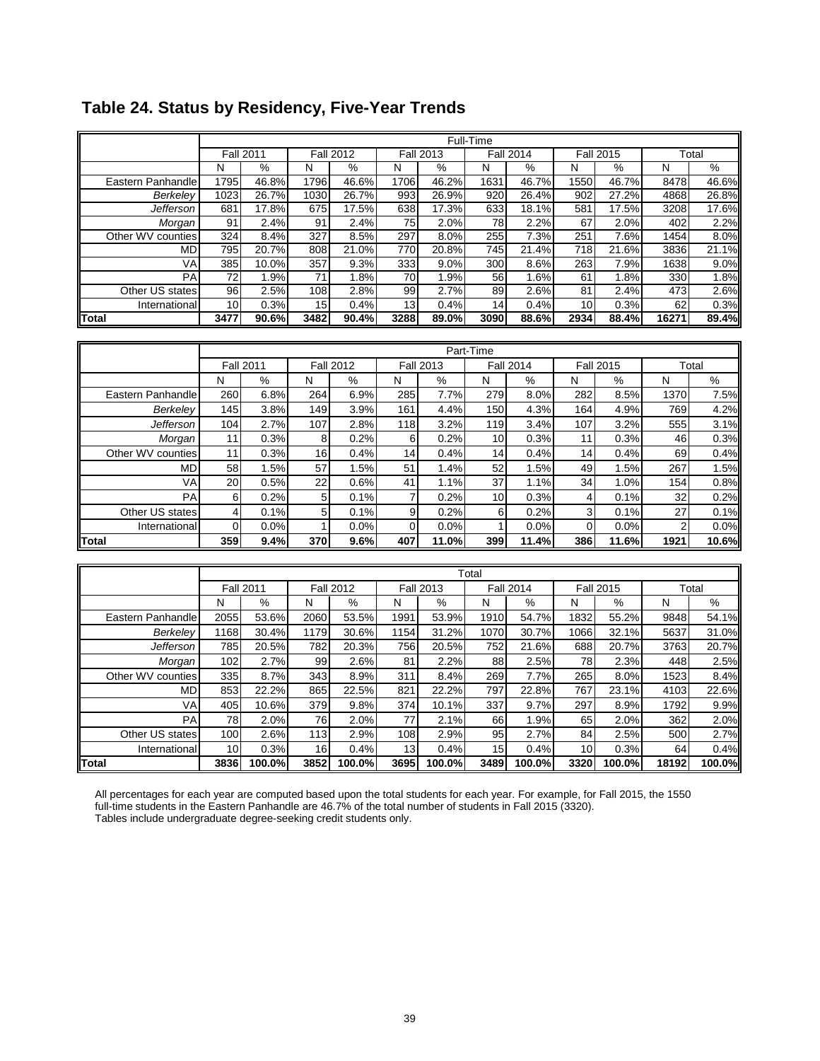## Table 24. Status by Residency, Five-Year Trends

| | Full-Time | | | | | | | | | | | |
|---|---|---|---|---|---|---|---|---|---|---|---|---|
| | Fall 2011 | | Fall 2012 | | Fall 2013 | | Fall 2014 | | Fall 2015 | | Total | |
| | N | % | N | % | N | % | N | % | N | % | N | % |
| Eastern Panhandle | 1795 | 46.8% | 1796 | 46.6% | 1706 | 46.2% | 1631 | 46.7% | 1550 | 46.7% | 8478 | 46.6% |
| *Berkeley* | 1023 | 26.7% | 1030 | 26.7% | 993 | 26.9% | 920 | 26.4% | 902 | 27.2% | 4868 | 26.8% |
| *Jefferson* | 681 | 17.8% | 675 | 17.5% | 638 | 17.3% | 633 | 18.1% | 581 | 17.5% | 3208 | 17.6% |
| *Morgan* | 91 | 2.4% | 91 | 2.4% | 75 | 2.0% | 78 | 2.2% | 67 | 2.0% | 402 | 2.2% |
| Other WV counties | 324 | 8.4% | 327 | 8.5% | 297 | 8.0% | 255 | 7.3% | 251 | 7.6% | 1454 | 8.0% |
| MD | 795 | 20.7% | 808 | 21.0% | 770 | 20.8% | 745 | 21.4% | 718 | 21.6% | 3836 | 21.1% |
| VA | 385 | 10.0% | 357 | 9.3% | 333 | 9.0% | 300 | 8.6% | 263 | 7.9% | 1638 | 9.0% |
| PA | 72 | 1.9% | 71 | 1.8% | 70 | 1.9% | 56 | 1.6% | 61 | 1.8% | 330 | 1.8% |
| Other US states | 96 | 2.5% | 108 | 2.8% | 99 | 2.7% | 89 | 2.6% | 81 | 2.4% | 473 | 2.6% |
| International | 10 | 0.3% | 15 | 0.4% | 13 | 0.4% | 14 | 0.4% | 10 | 0.3% | 62 | 0.3% |
| **Total** | **3477** | **90.6%** | **3482** | **90.4%** | **3288** | **89.0%** | **3090** | **88.6%** | **2934** | **88.4%** | **16271** | **89.4%** |

| | Part-Time | | | | | | | | | | | |
|---|---|---|---|---|---|---|---|---|---|---|---|---|
| | Fall 2011 | | Fall 2012 | | Fall 2013 | | Fall 2014 | | Fall 2015 | | Total | |
| | N | % | N | % | N | % | N | % | N | % | N | % |
| Eastern Panhandle | 260 | 6.8% | 264 | 6.9% | 285 | 7.7% | 279 | 8.0% | 282 | 8.5% | 1370 | 7.5% |
| *Berkeley* | 145 | 3.8% | 149 | 3.9% | 161 | 4.4% | 150 | 4.3% | 164 | 4.9% | 769 | 4.2% |
| *Jefferson* | 104 | 2.7% | 107 | 2.8% | 118 | 3.2% | 119 | 3.4% | 107 | 3.2% | 555 | 3.1% |
| *Morgan* | 11 | 0.3% | 8 | 0.2% | 6 | 0.2% | 10 | 0.3% | 11 | 0.3% | 46 | 0.3% |
| Other WV counties | 11 | 0.3% | 16 | 0.4% | 14 | 0.4% | 14 | 0.4% | 14 | 0.4% | 69 | 0.4% |
| MD | 58 | 1.5% | 57 | 1.5% | 51 | 1.4% | 52 | 1.5% | 49 | 1.5% | 267 | 1.5% |
| VA | 20 | 0.5% | 22 | 0.6% | 41 | 1.1% | 37 | 1.1% | 34 | 1.0% | 154 | 0.8% |
| PA | 6 | 0.2% | 5 | 0.1% | 7 | 0.2% | 10 | 0.3% | 4 | 0.1% | 32 | 0.2% |
| Other US states | 4 | 0.1% | 5 | 0.1% | 9 | 0.2% | 6 | 0.2% | 3 | 0.1% | 27 | 0.1% |
| International | 0 | 0.0% | 1 | 0.0% | 0 | 0.0% | 1 | 0.0% | 0 | 0.0% | 2 | 0.0% |
| **Total** | **359** | **9.4%** | **370** | **9.6%** | **407** | **11.0%** | **399** | **11.4%** | **386** | **11.6%** | **1921** | **10.6%** |

| | Total | | | | | | | | | | | |
|---|---|---|---|---|---|---|---|---|---|---|---|---|
| | Fall 2011 | | Fall 2012 | | Fall 2013 | | Fall 2014 | | Fall 2015 | | Total | |
| | N | % | N | % | N | % | N | % | N | % | N | % |
| Eastern Panhandle | 2055 | 53.6% | 2060 | 53.5% | 1991 | 53.9% | 1910 | 54.7% | 1832 | 55.2% | 9848 | 54.1% |
| *Berkeley* | 1168 | 30.4% | 1179 | 30.6% | 1154 | 31.2% | 1070 | 30.7% | 1066 | 32.1% | 5637 | 31.0% |
| *Jefferson* | 785 | 20.5% | 782 | 20.3% | 756 | 20.5% | 752 | 21.6% | 688 | 20.7% | 3763 | 20.7% |
| *Morgan* | 102 | 2.7% | 99 | 2.6% | 81 | 2.2% | 88 | 2.5% | 78 | 2.3% | 448 | 2.5% |
| Other WV counties | 335 | 8.7% | 343 | 8.9% | 311 | 8.4% | 269 | 7.7% | 265 | 8.0% | 1523 | 8.4% |
| MD | 853 | 22.2% | 865 | 22.5% | 821 | 22.2% | 797 | 22.8% | 767 | 23.1% | 4103 | 22.6% |
| VA | 405 | 10.6% | 379 | 9.8% | 374 | 10.1% | 337 | 9.7% | 297 | 8.9% | 1792 | 9.9% |
| PA | 78 | 2.0% | 76 | 2.0% | 77 | 2.1% | 66 | 1.9% | 65 | 2.0% | 362 | 2.0% |
| Other US states | 100 | 2.6% | 113 | 2.9% | 108 | 2.9% | 95 | 2.7% | 84 | 2.5% | 500 | 2.7% |
| International | 10 | 0.3% | 16 | 0.4% | 13 | 0.4% | 15 | 0.4% | 10 | 0.3% | 64 | 0.4% |
| **Total** | **3836** | **100.0%** | **3852** | **100.0%** | **3695** | **100.0%** | **3489** | **100.0%** | **3320** | **100.0%** | **18192** | **100.0%** |

All percentages for each year are computed based upon the total students for each year. For example, for Fall 2015, the 1550 full-time students in the Eastern Panhandle are 46.7% of the total number of students in Fall 2015 (3320).
Tables include undergraduate degree-seeking credit students only.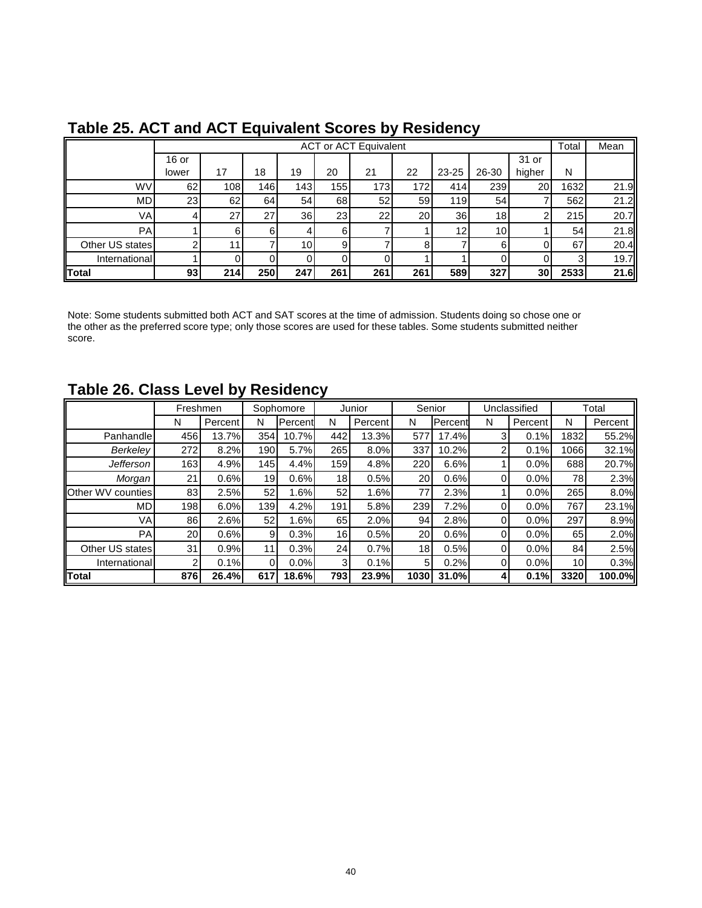## Table 25. ACT and ACT Equivalent Scores by Residency

| | ACT or ACT Equivalent | | | | | | | | | | Total | Mean |
|---|---|---|---|---|---|---|---|---|---|---|---|---|
| | 16 or lower | 17 | 18 | 19 | 20 | 21 | 22 | 23-25 | 26-30 | 31 or higher | N | |
| WV | 62 | 108 | 146 | 143 | 155 | 173 | 172 | 414 | 239 | 20 | 1632 | 21.9 |
| MD | 23 | 62 | 64 | 54 | 68 | 52 | 59 | 119 | 54 | 7 | 562 | 21.2 |
| VA | 4 | 27 | 27 | 36 | 23 | 22 | 20 | 36 | 18 | 2 | 215 | 20.7 |
| PA | 1 | 6 | 6 | 4 | 6 | 7 | 1 | 12 | 10 | 1 | 54 | 21.8 |
| Other US states | 2 | 11 | 7 | 10 | 9 | 7 | 8 | 7 | 6 | 0 | 67 | 20.4 |
| International | 1 | 0 | 0 | 0 | 0 | 0 | 1 | 1 | 0 | 0 | 3 | 19.7 |
| **Total** | **93** | **214** | **250** | **247** | **261** | **261** | **261** | **589** | **327** | **30** | **2533** | **21.6** |

Note: Some students submitted both ACT and SAT scores at the time of admission. Students doing so chose one or the other as the preferred score type; only those scores are used for these tables. Some students submitted neither score.

## Table 26. Class Level by Residency

| | Freshmen | | Sophomore | | Junior | | Senior | | Unclassified | | Total | |
|---|---|---|---|---|---|---|---|---|---|---|---|---|
| | N | Percent | N | Percent | N | Percent | N | Percent | N | Percent | N | Percent |
| Panhandle | 456 | 13.7% | 354 | 10.7% | 442 | 13.3% | 577 | 17.4% | 3 | 0.1% | 1832 | 55.2% |
| *Berkeley* | 272 | 8.2% | 190 | 5.7% | 265 | 8.0% | 337 | 10.2% | 2 | 0.1% | 1066 | 32.1% |
| *Jefferson* | 163 | 4.9% | 145 | 4.4% | 159 | 4.8% | 220 | 6.6% | 1 | 0.0% | 688 | 20.7% |
| *Morgan* | 21 | 0.6% | 19 | 0.6% | 18 | 0.5% | 20 | 0.6% | 0 | 0.0% | 78 | 2.3% |
| Other WV counties | 83 | 2.5% | 52 | 1.6% | 52 | 1.6% | 77 | 2.3% | 1 | 0.0% | 265 | 8.0% |
| MD | 198 | 6.0% | 139 | 4.2% | 191 | 5.8% | 239 | 7.2% | 0 | 0.0% | 767 | 23.1% |
| VA | 86 | 2.6% | 52 | 1.6% | 65 | 2.0% | 94 | 2.8% | 0 | 0.0% | 297 | 8.9% |
| PA | 20 | 0.6% | 9 | 0.3% | 16 | 0.5% | 20 | 0.6% | 0 | 0.0% | 65 | 2.0% |
| Other US states | 31 | 0.9% | 11 | 0.3% | 24 | 0.7% | 18 | 0.5% | 0 | 0.0% | 84 | 2.5% |
| International | 2 | 0.1% | 0 | 0.0% | 3 | 0.1% | 5 | 0.2% | 0 | 0.0% | 10 | 0.3% |
| **Total** | **876** | **26.4%** | **617** | **18.6%** | **793** | **23.9%** | **1030** | **31.0%** | **4** | **0.1%** | **3320** | **100.0%** |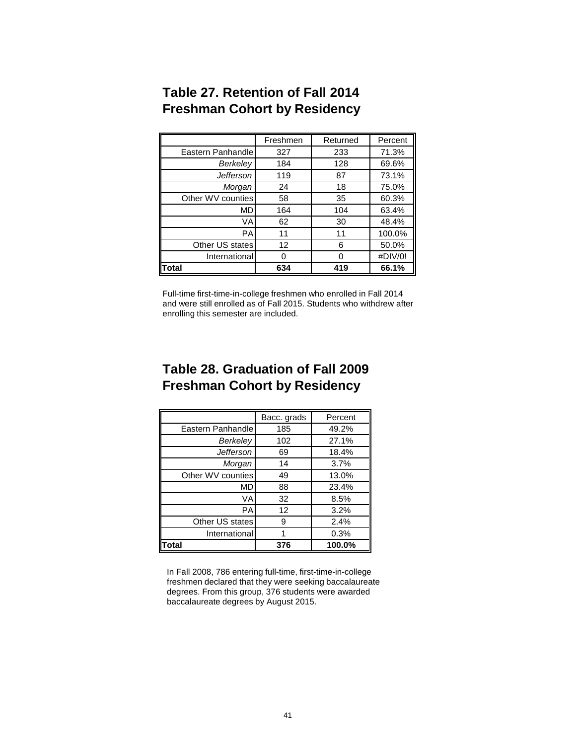## Table 27. Retention of Fall 2014 Freshman Cohort by Residency

| | Freshmen | Returned | Percent |
|---|---|---|---|
| Eastern Panhandle | 327 | 233 | 71.3% |
| *Berkeley* | 184 | 128 | 69.6% |
| *Jefferson* | 119 | 87 | 73.1% |
| *Morgan* | 24 | 18 | 75.0% |
| Other WV counties | 58 | 35 | 60.3% |
| MD | 164 | 104 | 63.4% |
| VA | 62 | 30 | 48.4% |
| PA | 11 | 11 | 100.0% |
| Other US states | 12 | 6 | 50.0% |
| International | 0 | 0 | #DIV/0! |
| **Total** | **634** | **419** | **66.1%** |

Full-time first-time-in-college freshmen who enrolled in Fall 2014 and were still enrolled as of Fall 2015. Students who withdrew after enrolling this semester are included.

## Table 28. Graduation of Fall 2009 Freshman Cohort by Residency

| | Bacc. grads | Percent |
|---|---|---|
| Eastern Panhandle | 185 | 49.2% |
| *Berkeley* | 102 | 27.1% |
| *Jefferson* | 69 | 18.4% |
| *Morgan* | 14 | 3.7% |
| Other WV counties | 49 | 13.0% |
| MD | 88 | 23.4% |
| VA | 32 | 8.5% |
| PA | 12 | 3.2% |
| Other US states | 9 | 2.4% |
| International | 1 | 0.3% |
| **Total** | **376** | **100.0%** |

In Fall 2008, 786 entering full-time, first-time-in-college freshmen declared that they were seeking baccalaureate degrees. From this group, 376 students were awarded baccalaureate degrees by August 2015.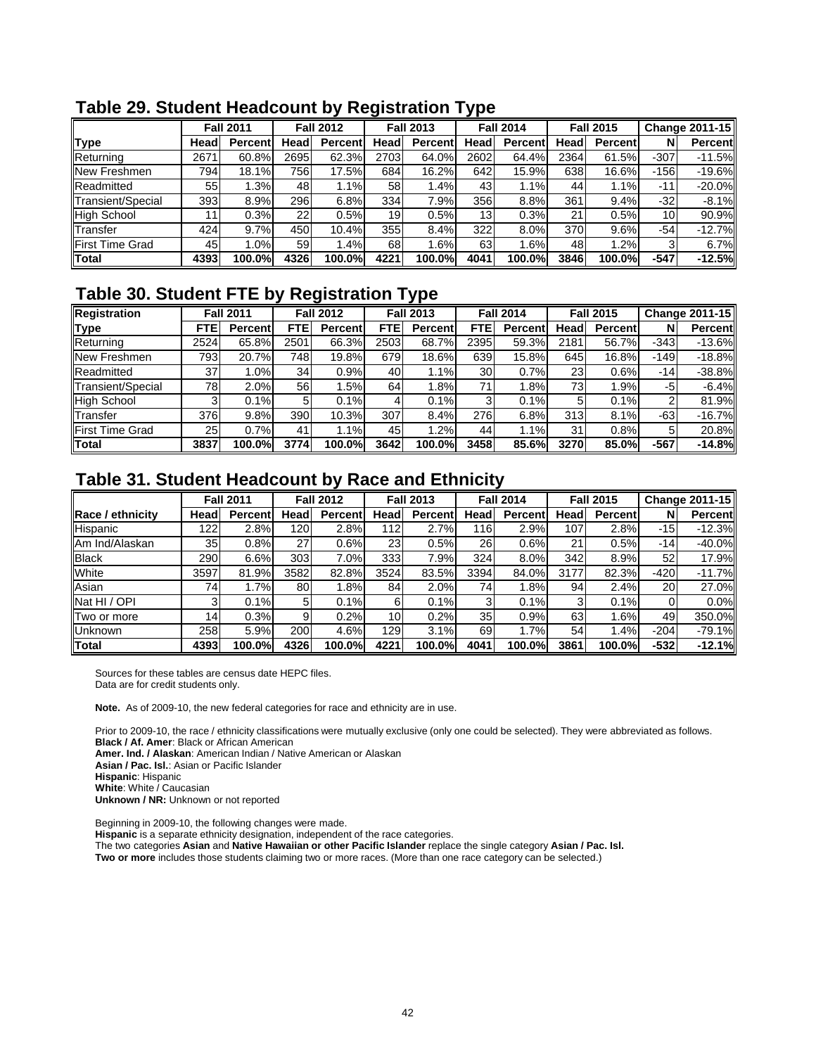## Table 29. Student Headcount by Registration Type

| | Fall 2011 | | Fall 2012 | | Fall 2013 | | Fall 2014 | | Fall 2015 | | Change 2011-15 | |
|---|---|---|---|---|---|---|---|---|---|---|---|---|
| **Type** | **Head** | **Percent** | **Head** | **Percent** | **Head** | **Percent** | **Head** | **Percent** | **Head** | **Percent** | **N** | **Percent** |
| Returning | 2671 | 60.8% | 2695 | 62.3% | 2703 | 64.0% | 2602 | 64.4% | 2364 | 61.5% | -307 | -11.5% |
| New Freshmen | 794 | 18.1% | 756 | 17.5% | 684 | 16.2% | 642 | 15.9% | 638 | 16.6% | -156 | -19.6% |
| Readmitted | 55 | 1.3% | 48 | 1.1% | 58 | 1.4% | 43 | 1.1% | 44 | 1.1% | -11 | -20.0% |
| Transient/Special | 393 | 8.9% | 296 | 6.8% | 334 | 7.9% | 356 | 8.8% | 361 | 9.4% | -32 | -8.1% |
| High School | 11 | 0.3% | 22 | 0.5% | 19 | 0.5% | 13 | 0.3% | 21 | 0.5% | 10 | 90.9% |
| Transfer | 424 | 9.7% | 450 | 10.4% | 355 | 8.4% | 322 | 8.0% | 370 | 9.6% | -54 | -12.7% |
| First Time Grad | 45 | 1.0% | 59 | 1.4% | 68 | 1.6% | 63 | 1.6% | 48 | 1.2% | 3 | 6.7% |
| **Total** | **4393** | **100.0%** | **4326** | **100.0%** | **4221** | **100.0%** | **4041** | **100.0%** | **3846** | **100.0%** | **-547** | **-12.5%** |

## Table 30. Student FTE by Registration Type

| **Registration** | Fall 2011 | | Fall 2012 | | Fall 2013 | | Fall 2014 | | Fall 2015 | | Change 2011-15 | |
|---|---|---|---|---|---|---|---|---|---|---|---|---|
| **Type** | **FTE** | **Percent** | **FTE** | **Percent** | **FTE** | **Percent** | **FTE** | **Percent** | **Head** | **Percent** | **N** | **Percent** |
| Returning | 2524 | 65.8% | 2501 | 66.3% | 2503 | 68.7% | 2395 | 59.3% | 2181 | 56.7% | -343 | -13.6% |
| New Freshmen | 793 | 20.7% | 748 | 19.8% | 679 | 18.6% | 639 | 15.8% | 645 | 16.8% | -149 | -18.8% |
| Readmitted | 37 | 1.0% | 34 | 0.9% | 40 | 1.1% | 30 | 0.7% | 23 | 0.6% | -14 | -38.8% |
| Transient/Special | 78 | 2.0% | 56 | 1.5% | 64 | 1.8% | 71 | 1.8% | 73 | 1.9% | -5 | -6.4% |
| High School | 3 | 0.1% | 5 | 0.1% | 4 | 0.1% | 3 | 0.1% | 5 | 0.1% | 2 | 81.9% |
| Transfer | 376 | 9.8% | 390 | 10.3% | 307 | 8.4% | 276 | 6.8% | 313 | 8.1% | -63 | -16.7% |
| First Time Grad | 25 | 0.7% | 41 | 1.1% | 45 | 1.2% | 44 | 1.1% | 31 | 0.8% | 5 | 20.8% |
| **Total** | **3837** | **100.0%** | **3774** | **100.0%** | **3642** | **100.0%** | **3458** | **85.6%** | **3270** | **85.0%** | **-567** | **-14.8%** |

## Table 31. Student Headcount by Race and Ethnicity

| | Fall 2011 | | Fall 2012 | | Fall 2013 | | Fall 2014 | | Fall 2015 | | Change 2011-15 | |
|---|---|---|---|---|---|---|---|---|---|---|---|---|
| **Race / ethnicity** | **Head** | **Percent** | **Head** | **Percent** | **Head** | **Percent** | **Head** | **Percent** | **Head** | **Percent** | **N** | **Percent** |
| Hispanic | 122 | 2.8% | 120 | 2.8% | 112 | 2.7% | 116 | 2.9% | 107 | 2.8% | -15 | -12.3% |
| Am Ind/Alaskan | 35 | 0.8% | 27 | 0.6% | 23 | 0.5% | 26 | 0.6% | 21 | 0.5% | -14 | -40.0% |
| Black | 290 | 6.6% | 303 | 7.0% | 333 | 7.9% | 324 | 8.0% | 342 | 8.9% | 52 | 17.9% |
| White | 3597 | 81.9% | 3582 | 82.8% | 3524 | 83.5% | 3394 | 84.0% | 3177 | 82.3% | -420 | -11.7% |
| Asian | 74 | 1.7% | 80 | 1.8% | 84 | 2.0% | 74 | 1.8% | 94 | 2.4% | 20 | 27.0% |
| Nat HI / OPI | 3 | 0.1% | 5 | 0.1% | 6 | 0.1% | 3 | 0.1% | 3 | 0.1% | 0 | 0.0% |
| Two or more | 14 | 0.3% | 9 | 0.2% | 10 | 0.2% | 35 | 0.9% | 63 | 1.6% | 49 | 350.0% |
| Unknown | 258 | 5.9% | 200 | 4.6% | 129 | 3.1% | 69 | 1.7% | 54 | 1.4% | -204 | -79.1% |
| **Total** | **4393** | **100.0%** | **4326** | **100.0%** | **4221** | **100.0%** | **4041** | **100.0%** | **3861** | **100.0%** | **-532** | **-12.1%** |

Sources for these tables are census date HEPC files.
Data are for credit students only.

**Note.** As of 2009-10, the new federal categories for race and ethnicity are in use.

Prior to 2009-10, the race / ethnicity classifications were mutually exclusive (only one could be selected). They were abbreviated as follows.
**Black / Af. Amer**: Black or African American
**Amer. Ind. / Alaskan**: American Indian / Native American or Alaskan
**Asian / Pac. Isl.**: Asian or Pacific Islander
**Hispanic**: Hispanic
**White**: White / Caucasian
**Unknown / NR:** Unknown or not reported

Beginning in 2009-10, the following changes were made.
**Hispanic** is a separate ethnicity designation, independent of the race categories.
The two categories **Asian** and **Native Hawaiian or other Pacific Islander** replace the single category **Asian / Pac. Isl.**
**Two or more** includes those students claiming two or more races. (More than one race category can be selected.)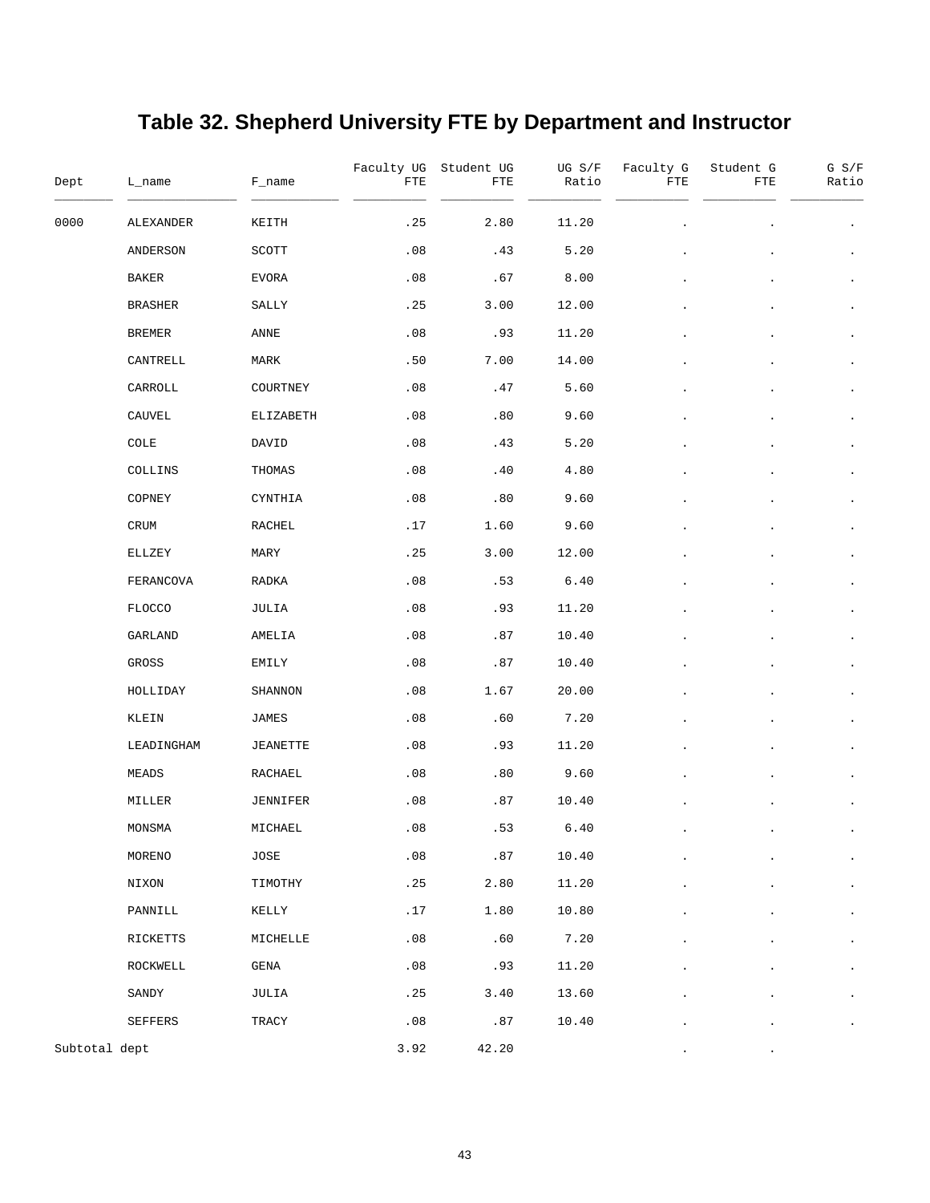# Table 32. Shepherd University FTE by Department and Instructor

| Dept | L_name | F_name | Faculty UG FTE | Student UG FTE | UG S/F Ratio | Faculty G FTE | Student G FTE | G S/F Ratio |
|---|---|---|---|---|---|---|---|---|
| 0000 | ALEXANDER | KEITH | .25 | 2.80 | 11.20 | . | . | . |
| | ANDERSON | SCOTT | .08 | .43 | 5.20 | . | . | . |
| | BAKER | EVORA | .08 | .67 | 8.00 | . | . | . |
| | BRASHER | SALLY | .25 | 3.00 | 12.00 | . | . | . |
| | BREMER | ANNE | .08 | .93 | 11.20 | . | . | . |
| | CANTRELL | MARK | .50 | 7.00 | 14.00 | . | . | . |
| | CARROLL | COURTNEY | .08 | .47 | 5.60 | . | . | . |
| | CAUVEL | ELIZABETH | .08 | .80 | 9.60 | . | . | . |
| | COLE | DAVID | .08 | .43 | 5.20 | . | . | . |
| | COLLINS | THOMAS | .08 | .40 | 4.80 | . | . | . |
| | COPNEY | CYNTHIA | .08 | .80 | 9.60 | . | . | . |
| | CRUM | RACHEL | .17 | 1.60 | 9.60 | . | . | . |
| | ELLZEY | MARY | .25 | 3.00 | 12.00 | . | . | . |
| | FERANCOVA | RADKA | .08 | .53 | 6.40 | . | . | . |
| | FLOCCO | JULIA | .08 | .93 | 11.20 | . | . | . |
| | GARLAND | AMELIA | .08 | .87 | 10.40 | . | . | . |
| | GROSS | EMILY | .08 | .87 | 10.40 | . | . | . |
| | HOLLIDAY | SHANNON | .08 | 1.67 | 20.00 | . | . | . |
| | KLEIN | JAMES | .08 | .60 | 7.20 | . | . | . |
| | LEADINGHAM | JEANETTE | .08 | .93 | 11.20 | . | . | . |
| | MEADS | RACHAEL | .08 | .80 | 9.60 | . | . | . |
| | MILLER | JENNIFER | .08 | .87 | 10.40 | . | . | . |
| | MONSMA | MICHAEL | .08 | .53 | 6.40 | . | . | . |
| | MORENO | JOSE | .08 | .87 | 10.40 | . | . | . |
| | NIXON | TIMOTHY | .25 | 2.80 | 11.20 | . | . | . |
| | PANNILL | KELLY | .17 | 1.80 | 10.80 | . | . | . |
| | RICKETTS | MICHELLE | .08 | .60 | 7.20 | . | . | . |
| | ROCKWELL | GENA | .08 | .93 | 11.20 | . | . | . |
| | SANDY | JULIA | .25 | 3.40 | 13.60 | . | . | . |
| | SEFFERS | TRACY | .08 | .87 | 10.40 | . | . | . |
| Subtotal dept | | | 3.92 | 42.20 | | . | . | |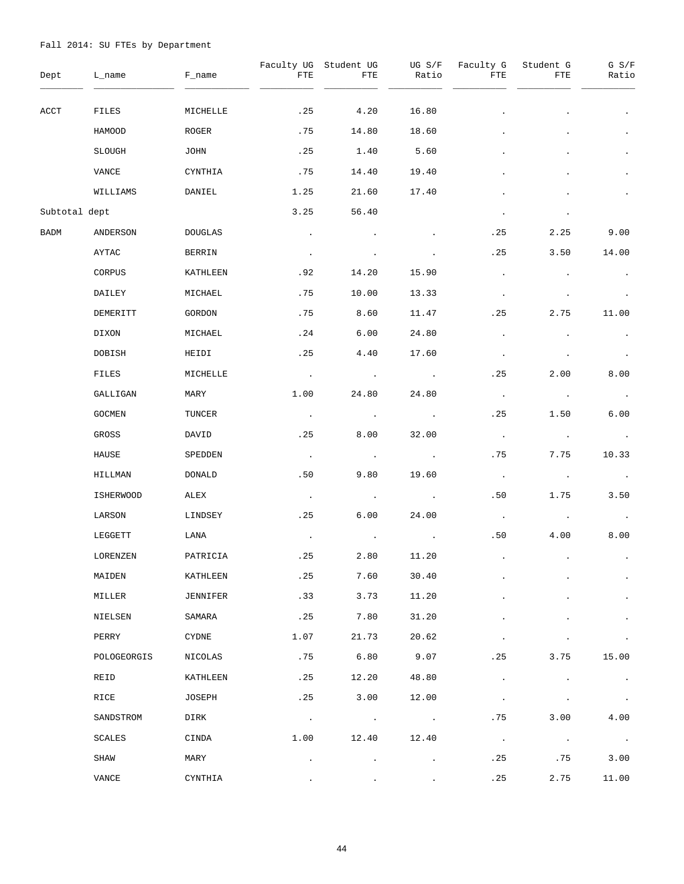Fall 2014: SU FTEs by Department

| Dept | L_name | F_name | Faculty UG FTE | Student UG FTE | UG S/F Ratio | Faculty G FTE | Student G FTE | G S/F Ratio |
|---|---|---|---|---|---|---|---|---|
| ACCT | FILES | MICHELLE | .25 | 4.20 | 16.80 | . | . | . |
| | HAMOOD | ROGER | .75 | 14.80 | 18.60 | . | . | . |
| | SLOUGH | JOHN | .25 | 1.40 | 5.60 | . | . | . |
| | VANCE | CYNTHIA | .75 | 14.40 | 19.40 | . | . | . |
| | WILLIAMS | DANIEL | 1.25 | 21.60 | 17.40 | . | . | . |
| Subtotal dept | | | 3.25 | 56.40 | | . | . | |
| BADM | ANDERSON | DOUGLAS | . | . | . | .25 | 2.25 | 9.00 |
| | AYTAC | BERRIN | . | . | . | .25 | 3.50 | 14.00 |
| | CORPUS | KATHLEEN | .92 | 14.20 | 15.90 | . | . | . |
| | DAILEY | MICHAEL | .75 | 10.00 | 13.33 | . | . | . |
| | DEMERITT | GORDON | .75 | 8.60 | 11.47 | .25 | 2.75 | 11.00 |
| | DIXON | MICHAEL | .24 | 6.00 | 24.80 | . | . | . |
| | DOBISH | HEIDI | .25 | 4.40 | 17.60 | . | . | . |
| | FILES | MICHELLE | . | . | . | .25 | 2.00 | 8.00 |
| | GALLIGAN | MARY | 1.00 | 24.80 | 24.80 | . | . | . |
| | GOCMEN | TUNCER | . | . | . | .25 | 1.50 | 6.00 |
| | GROSS | DAVID | .25 | 8.00 | 32.00 | . | . | . |
| | HAUSE | SPEDDEN | . | . | . | .75 | 7.75 | 10.33 |
| | HILLMAN | DONALD | .50 | 9.80 | 19.60 | . | . | . |
| | ISHERWOOD | ALEX | . | . | . | .50 | 1.75 | 3.50 |
| | LARSON | LINDSEY | .25 | 6.00 | 24.00 | . | . | . |
| | LEGGETT | LANA | . | . | . | .50 | 4.00 | 8.00 |
| | LORENZEN | PATRICIA | .25 | 2.80 | 11.20 | . | . | . |
| | MAIDEN | KATHLEEN | .25 | 7.60 | 30.40 | . | . | . |
| | MILLER | JENNIFER | .33 | 3.73 | 11.20 | . | . | . |
| | NIELSEN | SAMARA | .25 | 7.80 | 31.20 | . | . | . |
| | PERRY | CYDNE | 1.07 | 21.73 | 20.62 | . | . | . |
| | POLOGEORGIS | NICOLAS | .75 | 6.80 | 9.07 | .25 | 3.75 | 15.00 |
| | REID | KATHLEEN | .25 | 12.20 | 48.80 | . | . | . |
| | RICE | JOSEPH | .25 | 3.00 | 12.00 | . | . | . |
| | SANDSTROM | DIRK | . | . | . | .75 | 3.00 | 4.00 |
| | SCALES | CINDA | 1.00 | 12.40 | 12.40 | . | . | . |
| | SHAW | MARY | . | . | . | .25 | .75 | 3.00 |
| | VANCE | CYNTHIA | . | . | . | .25 | 2.75 | 11.00 |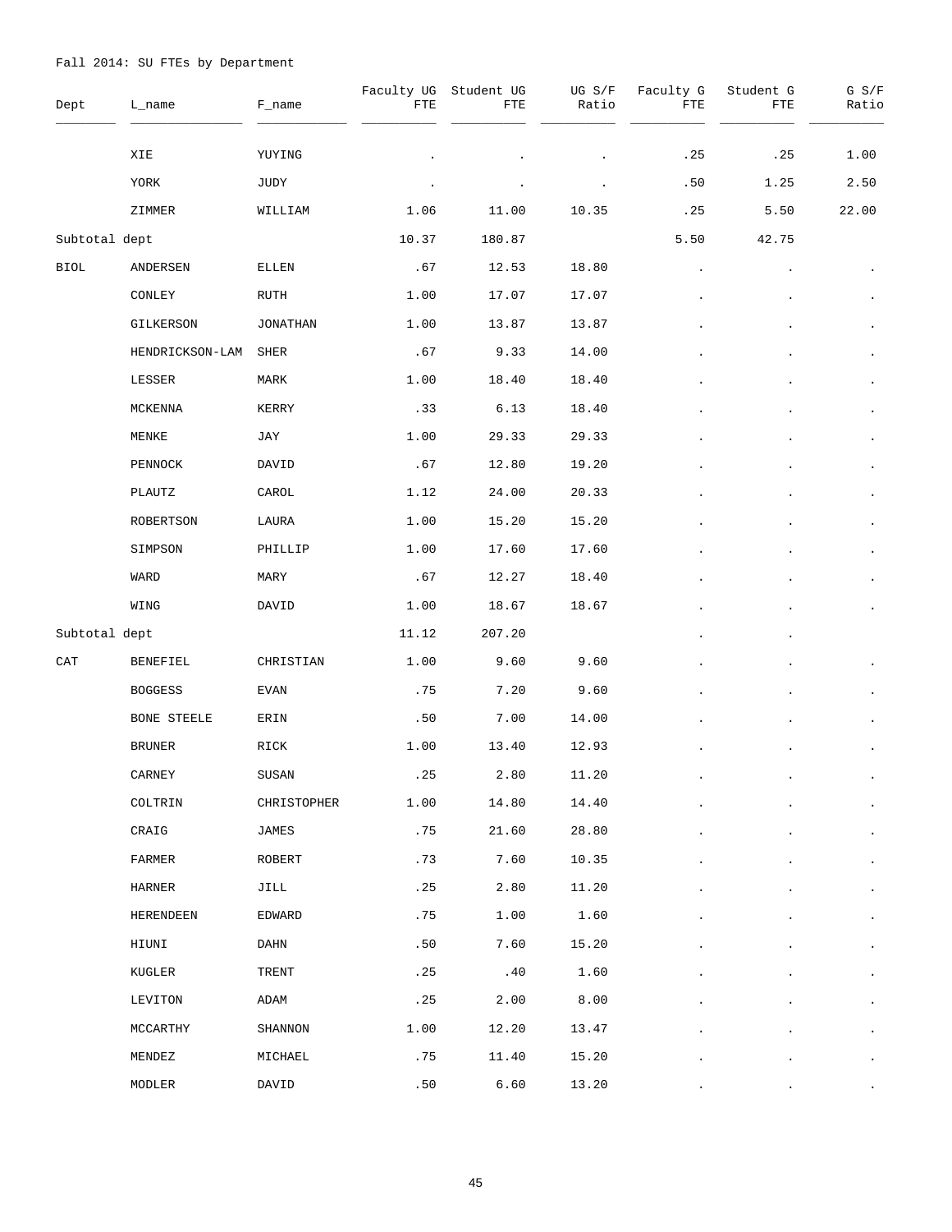Fall 2014: SU FTEs by Department

| Dept | L_name | F_name | Faculty UG FTE | Student UG FTE | UG S/F Ratio | Faculty G FTE | Student G FTE | G S/F Ratio |
|---|---|---|---|---|---|---|---|---|
| | XIE | YUYING | . | . | . | .25 | .25 | 1.00 |
| | YORK | JUDY | . | . | . | .50 | 1.25 | 2.50 |
| | ZIMMER | WILLIAM | 1.06 | 11.00 | 10.35 | .25 | 5.50 | 22.00 |
| Subtotal dept | | | 10.37 | 180.87 | | 5.50 | 42.75 | |
| BIOL | ANDERSEN | ELLEN | .67 | 12.53 | 18.80 | . | . | . |
| | CONLEY | RUTH | 1.00 | 17.07 | 17.07 | . | . | . |
| | GILKERSON | JONATHAN | 1.00 | 13.87 | 13.87 | . | . | . |
| | HENDRICKSON-LAM | SHER | .67 | 9.33 | 14.00 | . | . | . |
| | LESSER | MARK | 1.00 | 18.40 | 18.40 | . | . | . |
| | MCKENNA | KERRY | .33 | 6.13 | 18.40 | . | . | . |
| | MENKE | JAY | 1.00 | 29.33 | 29.33 | . | . | . |
| | PENNOCK | DAVID | .67 | 12.80 | 19.20 | . | . | . |
| | PLAUTZ | CAROL | 1.12 | 24.00 | 20.33 | . | . | . |
| | ROBERTSON | LAURA | 1.00 | 15.20 | 15.20 | . | . | . |
| | SIMPSON | PHILLIP | 1.00 | 17.60 | 17.60 | . | . | . |
| | WARD | MARY | .67 | 12.27 | 18.40 | . | . | . |
| | WING | DAVID | 1.00 | 18.67 | 18.67 | . | . | . |
| Subtotal dept | | | 11.12 | 207.20 | | . | . | |
| CAT | BENEFIEL | CHRISTIAN | 1.00 | 9.60 | 9.60 | . | . | . |
| | BOGGESS | EVAN | .75 | 7.20 | 9.60 | . | . | . |
| | BONE STEELE | ERIN | .50 | 7.00 | 14.00 | . | . | . |
| | BRUNER | RICK | 1.00 | 13.40 | 12.93 | . | . | . |
| | CARNEY | SUSAN | .25 | 2.80 | 11.20 | . | . | . |
| | COLTRIN | CHRISTOPHER | 1.00 | 14.80 | 14.40 | . | . | . |
| | CRAIG | JAMES | .75 | 21.60 | 28.80 | . | . | . |
| | FARMER | ROBERT | .73 | 7.60 | 10.35 | . | . | . |
| | HARNER | JILL | .25 | 2.80 | 11.20 | . | . | . |
| | HERENDEEN | EDWARD | .75 | 1.00 | 1.60 | . | . | . |
| | HIUNI | DAHN | .50 | 7.60 | 15.20 | . | . | . |
| | KUGLER | TRENT | .25 | .40 | 1.60 | . | . | . |
| | LEVITON | ADAM | .25 | 2.00 | 8.00 | . | . | . |
| | MCCARTHY | SHANNON | 1.00 | 12.20 | 13.47 | . | . | . |
| | MENDEZ | MICHAEL | .75 | 11.40 | 15.20 | . | . | . |
| | MODLER | DAVID | .50 | 6.60 | 13.20 | . | . | . |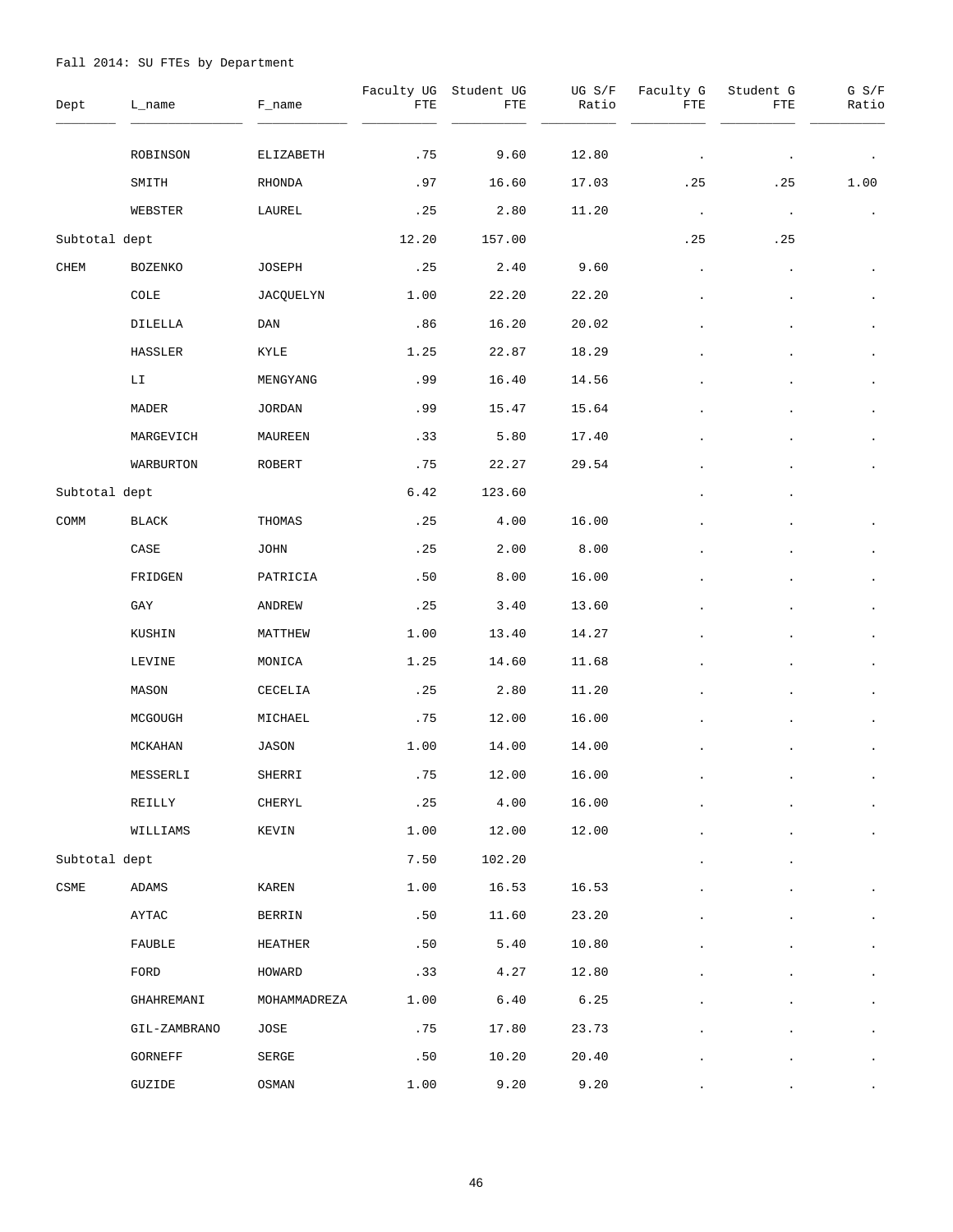Fall 2014: SU FTEs by Department

| Dept | L_name | F_name | Faculty UG FTE | Student UG FTE | UG S/F Ratio | Faculty G FTE | Student G FTE | G S/F Ratio |
|---|---|---|---|---|---|---|---|---|
| | ROBINSON | ELIZABETH | .75 | 9.60 | 12.80 | . | . | . |
| | SMITH | RHONDA | .97 | 16.60 | 17.03 | .25 | .25 | 1.00 |
| | WEBSTER | LAUREL | .25 | 2.80 | 11.20 | . | . | . |
| Subtotal dept | | | 12.20 | 157.00 | | .25 | .25 | |
| CHEM | BOZENKO | JOSEPH | .25 | 2.40 | 9.60 | . | . | . |
| | COLE | JACQUELYN | 1.00 | 22.20 | 22.20 | . | . | . |
| | DILELLA | DAN | .86 | 16.20 | 20.02 | . | . | . |
| | HASSLER | KYLE | 1.25 | 22.87 | 18.29 | . | . | . |
| | LI | MENGYANG | .99 | 16.40 | 14.56 | . | . | . |
| | MADER | JORDAN | .99 | 15.47 | 15.64 | . | . | . |
| | MARGEVICH | MAUREEN | .33 | 5.80 | 17.40 | . | . | . |
| | WARBURTON | ROBERT | .75 | 22.27 | 29.54 | . | . | . |
| Subtotal dept | | | 6.42 | 123.60 | | . | . | |
| COMM | BLACK | THOMAS | .25 | 4.00 | 16.00 | . | . | . |
| | CASE | JOHN | .25 | 2.00 | 8.00 | . | . | . |
| | FRIDGEN | PATRICIA | .50 | 8.00 | 16.00 | . | . | . |
| | GAY | ANDREW | .25 | 3.40 | 13.60 | . | . | . |
| | KUSHIN | MATTHEW | 1.00 | 13.40 | 14.27 | . | . | . |
| | LEVINE | MONICA | 1.25 | 14.60 | 11.68 | . | . | . |
| | MASON | CECELIA | .25 | 2.80 | 11.20 | . | . | . |
| | MCGOUGH | MICHAEL | .75 | 12.00 | 16.00 | . | . | . |
| | MCKAHAN | JASON | 1.00 | 14.00 | 14.00 | . | . | . |
| | MESSERLI | SHERRI | .75 | 12.00 | 16.00 | . | . | . |
| | REILLY | CHERYL | .25 | 4.00 | 16.00 | . | . | . |
| | WILLIAMS | KEVIN | 1.00 | 12.00 | 12.00 | . | . | . |
| Subtotal dept | | | 7.50 | 102.20 | | . | . | |
| CSME | ADAMS | KAREN | 1.00 | 16.53 | 16.53 | . | . | . |
| | AYTAC | BERRIN | .50 | 11.60 | 23.20 | . | . | . |
| | FAUBLE | HEATHER | .50 | 5.40 | 10.80 | . | . | . |
| | FORD | HOWARD | .33 | 4.27 | 12.80 | . | . | . |
| | GHAHREMANI | MOHAMMADREZA | 1.00 | 6.40 | 6.25 | . | . | . |
| | GIL-ZAMBRANO | JOSE | .75 | 17.80 | 23.73 | . | . | . |
| | GORNEFF | SERGE | .50 | 10.20 | 20.40 | . | . | . |
| | GUZIDE | OSMAN | 1.00 | 9.20 | 9.20 | . | . | . |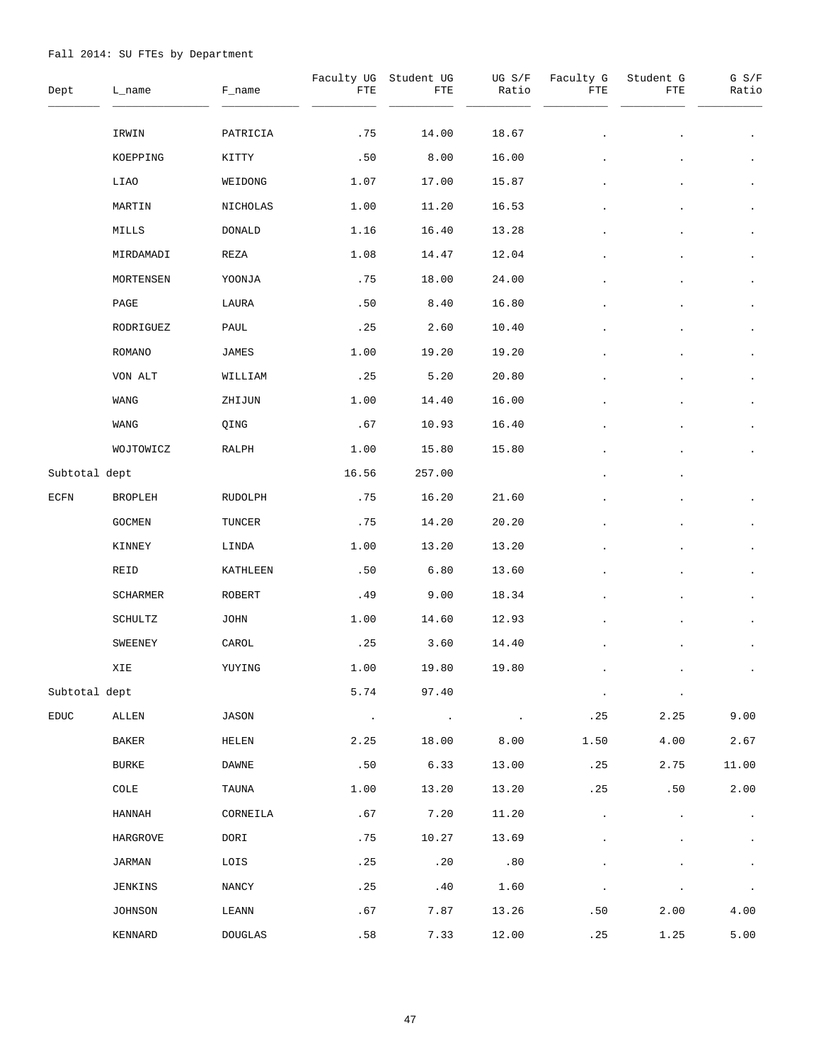Fall 2014: SU FTEs by Department

| Dept | L_name | F_name | Faculty UG FTE | Student UG FTE | UG S/F Ratio | Faculty G FTE | Student G FTE | G S/F Ratio |
|---|---|---|---|---|---|---|---|---|
| | IRWIN | PATRICIA | .75 | 14.00 | 18.67 | . | . | . |
| | KOEPPING | KITTY | .50 | 8.00 | 16.00 | . | . | . |
| | LIAO | WEIDONG | 1.07 | 17.00 | 15.87 | . | . | . |
| | MARTIN | NICHOLAS | 1.00 | 11.20 | 16.53 | . | . | . |
| | MILLS | DONALD | 1.16 | 16.40 | 13.28 | . | . | . |
| | MIRDAMADI | REZA | 1.08 | 14.47 | 12.04 | . | . | . |
| | MORTENSEN | YOONJA | .75 | 18.00 | 24.00 | . | . | . |
| | PAGE | LAURA | .50 | 8.40 | 16.80 | . | . | . |
| | RODRIGUEZ | PAUL | .25 | 2.60 | 10.40 | . | . | . |
| | ROMANO | JAMES | 1.00 | 19.20 | 19.20 | . | . | . |
| | VON ALT | WILLIAM | .25 | 5.20 | 20.80 | . | . | . |
| | WANG | ZHIJUN | 1.00 | 14.40 | 16.00 | . | . | . |
| | WANG | QING | .67 | 10.93 | 16.40 | . | . | . |
| | WOJTOWICZ | RALPH | 1.00 | 15.80 | 15.80 | . | . | . |
| Subtotal dept | | | 16.56 | 257.00 | | . | . | |
| ECFN | BROPLEH | RUDOLPH | .75 | 16.20 | 21.60 | . | . | . |
| | GOCMEN | TUNCER | .75 | 14.20 | 20.20 | . | . | . |
| | KINNEY | LINDA | 1.00 | 13.20 | 13.20 | . | . | . |
| | REID | KATHLEEN | .50 | 6.80 | 13.60 | . | . | . |
| | SCHARMER | ROBERT | .49 | 9.00 | 18.34 | . | . | . |
| | SCHULTZ | JOHN | 1.00 | 14.60 | 12.93 | . | . | . |
| | SWEENEY | CAROL | .25 | 3.60 | 14.40 | . | . | . |
| | XIE | YUYING | 1.00 | 19.80 | 19.80 | . | . | . |
| Subtotal dept | | | 5.74 | 97.40 | | . | . | |
| EDUC | ALLEN | JASON | . | . | . | .25 | 2.25 | 9.00 |
| | BAKER | HELEN | 2.25 | 18.00 | 8.00 | 1.50 | 4.00 | 2.67 |
| | BURKE | DAWNE | .50 | 6.33 | 13.00 | .25 | 2.75 | 11.00 |
| | COLE | TAUNA | 1.00 | 13.20 | 13.20 | .25 | .50 | 2.00 |
| | HANNAH | CORNEILA | .67 | 7.20 | 11.20 | . | . | . |
| | HARGROVE | DORI | .75 | 10.27 | 13.69 | . | . | . |
| | JARMAN | LOIS | .25 | .20 | .80 | . | . | . |
| | JENKINS | NANCY | .25 | .40 | 1.60 | . | . | . |
| | JOHNSON | LEANN | .67 | 7.87 | 13.26 | .50 | 2.00 | 4.00 |
| | KENNARD | DOUGLAS | .58 | 7.33 | 12.00 | .25 | 1.25 | 5.00 |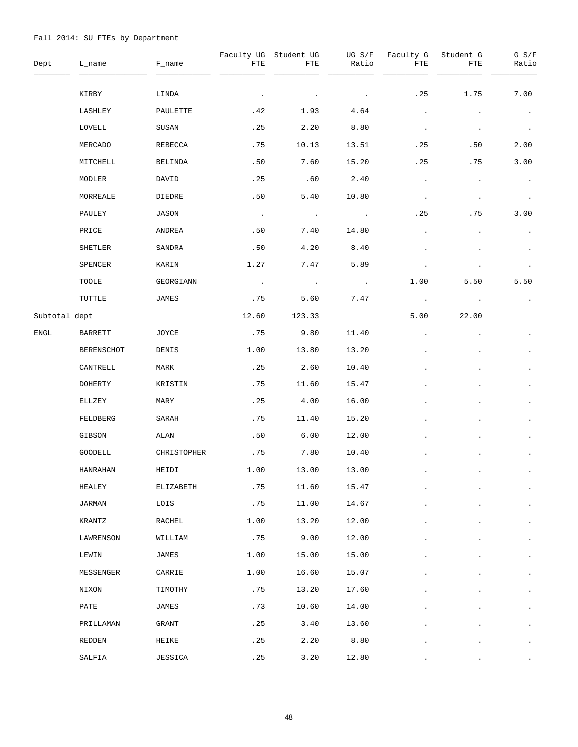Fall 2014: SU FTEs by Department

| Dept | L_name | F_name | Faculty UG FTE | Student UG FTE | UG S/F Ratio | Faculty G FTE | Student G FTE | G S/F Ratio |
|---|---|---|---|---|---|---|---|---|
| | KIRBY | LINDA | . | . | . | .25 | 1.75 | 7.00 |
| | LASHLEY | PAULETTE | .42 | 1.93 | 4.64 | . | . | . |
| | LOVELL | SUSAN | .25 | 2.20 | 8.80 | . | . | . |
| | MERCADO | REBECCA | .75 | 10.13 | 13.51 | .25 | .50 | 2.00 |
| | MITCHELL | BELINDA | .50 | 7.60 | 15.20 | .25 | .75 | 3.00 |
| | MODLER | DAVID | .25 | .60 | 2.40 | . | . | . |
| | MORREALE | DIEDRE | .50 | 5.40 | 10.80 | . | . | . |
| | PAULEY | JASON | . | . | . | .25 | .75 | 3.00 |
| | PRICE | ANDREA | .50 | 7.40 | 14.80 | . | . | . |
| | SHETLER | SANDRA | .50 | 4.20 | 8.40 | . | . | . |
| | SPENCER | KARIN | 1.27 | 7.47 | 5.89 | . | . | . |
| | TOOLE | GEORGIANN | . | . | . | 1.00 | 5.50 | 5.50 |
| | TUTTLE | JAMES | .75 | 5.60 | 7.47 | . | . | . |
| Subtotal dept | | | 12.60 | 123.33 | | 5.00 | 22.00 | |
| ENGL | BARRETT | JOYCE | .75 | 9.80 | 11.40 | . | . | . |
| | BERENSCHOT | DENIS | 1.00 | 13.80 | 13.20 | . | . | . |
| | CANTRELL | MARK | .25 | 2.60 | 10.40 | . | . | . |
| | DOHERTY | KRISTIN | .75 | 11.60 | 15.47 | . | . | . |
| | ELLZEY | MARY | .25 | 4.00 | 16.00 | . | . | . |
| | FELDBERG | SARAH | .75 | 11.40 | 15.20 | . | . | . |
| | GIBSON | ALAN | .50 | 6.00 | 12.00 | . | . | . |
| | GOODELL | CHRISTOPHER | .75 | 7.80 | 10.40 | . | . | . |
| | HANRAHAN | HEIDI | 1.00 | 13.00 | 13.00 | . | . | . |
| | HEALEY | ELIZABETH | .75 | 11.60 | 15.47 | . | . | . |
| | JARMAN | LOIS | .75 | 11.00 | 14.67 | . | . | . |
| | KRANTZ | RACHEL | 1.00 | 13.20 | 12.00 | . | . | . |
| | LAWRENSON | WILLIAM | .75 | 9.00 | 12.00 | . | . | . |
| | LEWIN | JAMES | 1.00 | 15.00 | 15.00 | . | . | . |
| | MESSENGER | CARRIE | 1.00 | 16.60 | 15.07 | . | . | . |
| | NIXON | TIMOTHY | .75 | 13.20 | 17.60 | . | . | . |
| | PATE | JAMES | .73 | 10.60 | 14.00 | . | . | . |
| | PRILLAMAN | GRANT | .25 | 3.40 | 13.60 | . | . | . |
| | REDDEN | HEIKE | .25 | 2.20 | 8.80 | . | . | . |
| | SALFIA | JESSICA | .25 | 3.20 | 12.80 | . | . | . |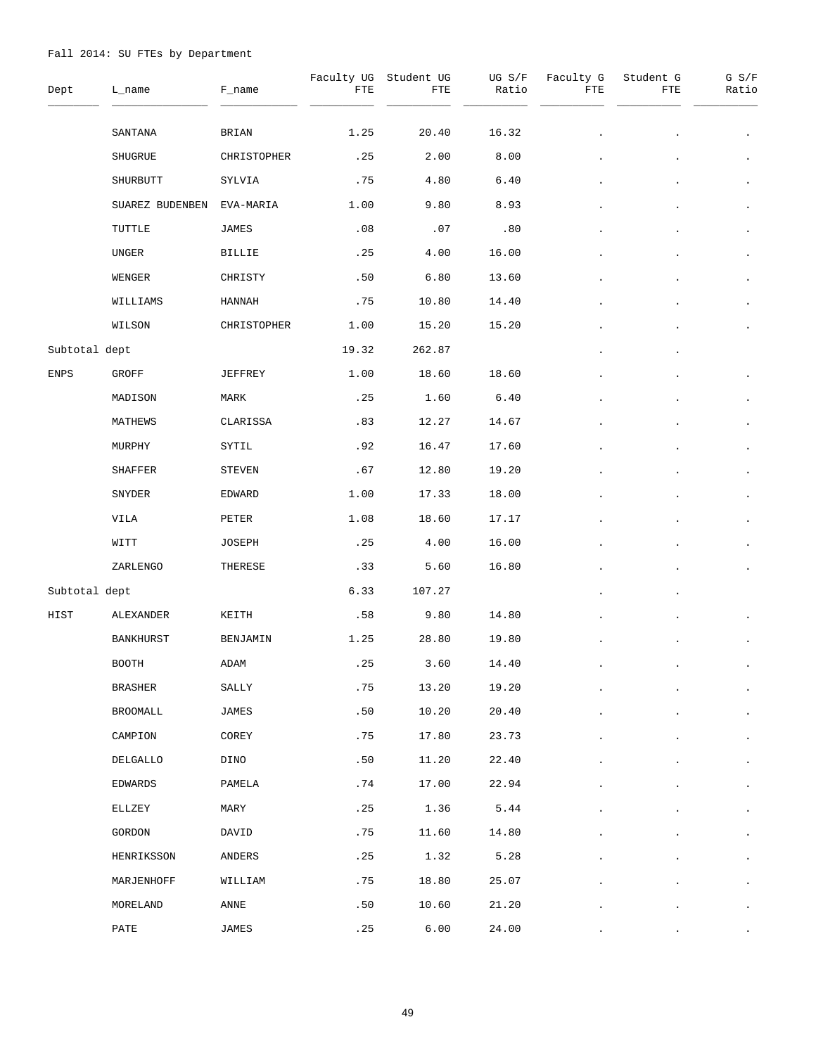Fall 2014: SU FTEs by Department

| Dept | L_name | F_name | Faculty UG FTE | Student UG FTE | UG S/F Ratio | Faculty G FTE | Student G FTE | G S/F Ratio |
|---|---|---|---|---|---|---|---|---|
| | SANTANA | BRIAN | 1.25 | 20.40 | 16.32 | . | . | . |
| | SHUGRUE | CHRISTOPHER | .25 | 2.00 | 8.00 | . | . | . |
| | SHURBUTT | SYLVIA | .75 | 4.80 | 6.40 | . | . | . |
| | SUAREZ BUDENBEN | EVA-MARIA | 1.00 | 9.80 | 8.93 | . | . | . |
| | TUTTLE | JAMES | .08 | .07 | .80 | . | . | . |
| | UNGER | BILLIE | .25 | 4.00 | 16.00 | . | . | . |
| | WENGER | CHRISTY | .50 | 6.80 | 13.60 | . | . | . |
| | WILLIAMS | HANNAH | .75 | 10.80 | 14.40 | . | . | . |
| | WILSON | CHRISTOPHER | 1.00 | 15.20 | 15.20 | . | . | . |
| Subtotal dept | | | 19.32 | 262.87 | | . | . | |
| ENPS | GROFF | JEFFREY | 1.00 | 18.60 | 18.60 | . | . | . |
| | MADISON | MARK | .25 | 1.60 | 6.40 | . | . | . |
| | MATHEWS | CLARISSA | .83 | 12.27 | 14.67 | . | . | . |
| | MURPHY | SYTIL | .92 | 16.47 | 17.60 | . | . | . |
| | SHAFFER | STEVEN | .67 | 12.80 | 19.20 | . | . | . |
| | SNYDER | EDWARD | 1.00 | 17.33 | 18.00 | . | . | . |
| | VILA | PETER | 1.08 | 18.60 | 17.17 | . | . | . |
| | WITT | JOSEPH | .25 | 4.00 | 16.00 | . | . | . |
| | ZARLENGO | THERESE | .33 | 5.60 | 16.80 | . | . | . |
| Subtotal dept | | | 6.33 | 107.27 | | . | . | |
| HIST | ALEXANDER | KEITH | .58 | 9.80 | 14.80 | . | . | . |
| | BANKHURST | BENJAMIN | 1.25 | 28.80 | 19.80 | . | . | . |
| | BOOTH | ADAM | .25 | 3.60 | 14.40 | . | . | . |
| | BRASHER | SALLY | .75 | 13.20 | 19.20 | . | . | . |
| | BROOMALL | JAMES | .50 | 10.20 | 20.40 | . | . | . |
| | CAMPION | COREY | .75 | 17.80 | 23.73 | . | . | . |
| | DELGALLO | DINO | .50 | 11.20 | 22.40 | . | . | . |
| | EDWARDS | PAMELA | .74 | 17.00 | 22.94 | . | . | . |
| | ELLZEY | MARY | .25 | 1.36 | 5.44 | . | . | . |
| | GORDON | DAVID | .75 | 11.60 | 14.80 | . | . | . |
| | HENRIKSSON | ANDERS | .25 | 1.32 | 5.28 | . | . | . |
| | MARJENHOFF | WILLIAM | .75 | 18.80 | 25.07 | . | . | . |
| | MORELAND | ANNE | .50 | 10.60 | 21.20 | . | . | . |
| | PATE | JAMES | .25 | 6.00 | 24.00 | . | . | . |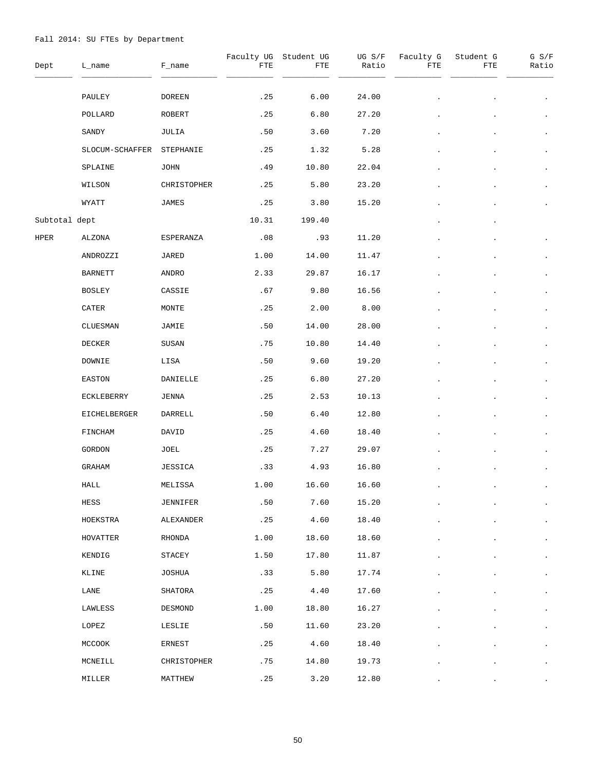Fall 2014: SU FTEs by Department

| Dept | L_name | F_name | Faculty UG FTE | Student UG FTE | UG S/F Ratio | Faculty G FTE | Student G FTE | G S/F Ratio |
|---|---|---|---|---|---|---|---|---|
| | PAULEY | DOREEN | .25 | 6.00 | 24.00 | . | . | . |
| | POLLARD | ROBERT | .25 | 6.80 | 27.20 | . | . | . |
| | SANDY | JULIA | .50 | 3.60 | 7.20 | . | . | . |
| | SLOCUM-SCHAFFER | STEPHANIE | .25 | 1.32 | 5.28 | . | . | . |
| | SPLAINE | JOHN | .49 | 10.80 | 22.04 | . | . | . |
| | WILSON | CHRISTOPHER | .25 | 5.80 | 23.20 | . | . | . |
| | WYATT | JAMES | .25 | 3.80 | 15.20 | . | . | . |
| Subtotal dept | | | 10.31 | 199.40 | | . | . | |
| HPER | ALZONA | ESPERANZA | .08 | .93 | 11.20 | . | . | . |
| | ANDROZZI | JARED | 1.00 | 14.00 | 11.47 | . | . | . |
| | BARNETT | ANDRO | 2.33 | 29.87 | 16.17 | . | . | . |
| | BOSLEY | CASSIE | .67 | 9.80 | 16.56 | . | . | . |
| | CATER | MONTE | .25 | 2.00 | 8.00 | . | . | . |
| | CLUESMAN | JAMIE | .50 | 14.00 | 28.00 | . | . | . |
| | DECKER | SUSAN | .75 | 10.80 | 14.40 | . | . | . |
| | DOWNIE | LISA | .50 | 9.60 | 19.20 | . | . | . |
| | EASTON | DANIELLE | .25 | 6.80 | 27.20 | . | . | . |
| | ECKLEBERRY | JENNA | .25 | 2.53 | 10.13 | . | . | . |
| | EICHELBERGER | DARRELL | .50 | 6.40 | 12.80 | . | . | . |
| | FINCHAM | DAVID | .25 | 4.60 | 18.40 | . | . | . |
| | GORDON | JOEL | .25 | 7.27 | 29.07 | . | . | . |
| | GRAHAM | JESSICA | .33 | 4.93 | 16.80 | . | . | . |
| | HALL | MELISSA | 1.00 | 16.60 | 16.60 | . | . | . |
| | HESS | JENNIFER | .50 | 7.60 | 15.20 | . | . | . |
| | HOEKSTRA | ALEXANDER | .25 | 4.60 | 18.40 | . | . | . |
| | HOVATTER | RHONDA | 1.00 | 18.60 | 18.60 | . | . | . |
| | KENDIG | STACEY | 1.50 | 17.80 | 11.87 | . | . | . |
| | KLINE | JOSHUA | .33 | 5.80 | 17.74 | . | . | . |
| | LANE | SHATORA | .25 | 4.40 | 17.60 | . | . | . |
| | LAWLESS | DESMOND | 1.00 | 18.80 | 16.27 | . | . | . |
| | LOPEZ | LESLIE | .50 | 11.60 | 23.20 | . | . | . |
| | MCCOOK | ERNEST | .25 | 4.60 | 18.40 | . | . | . |
| | MCNEILL | CHRISTOPHER | .75 | 14.80 | 19.73 | . | . | . |
| | MILLER | MATTHEW | .25 | 3.20 | 12.80 | . | . | . |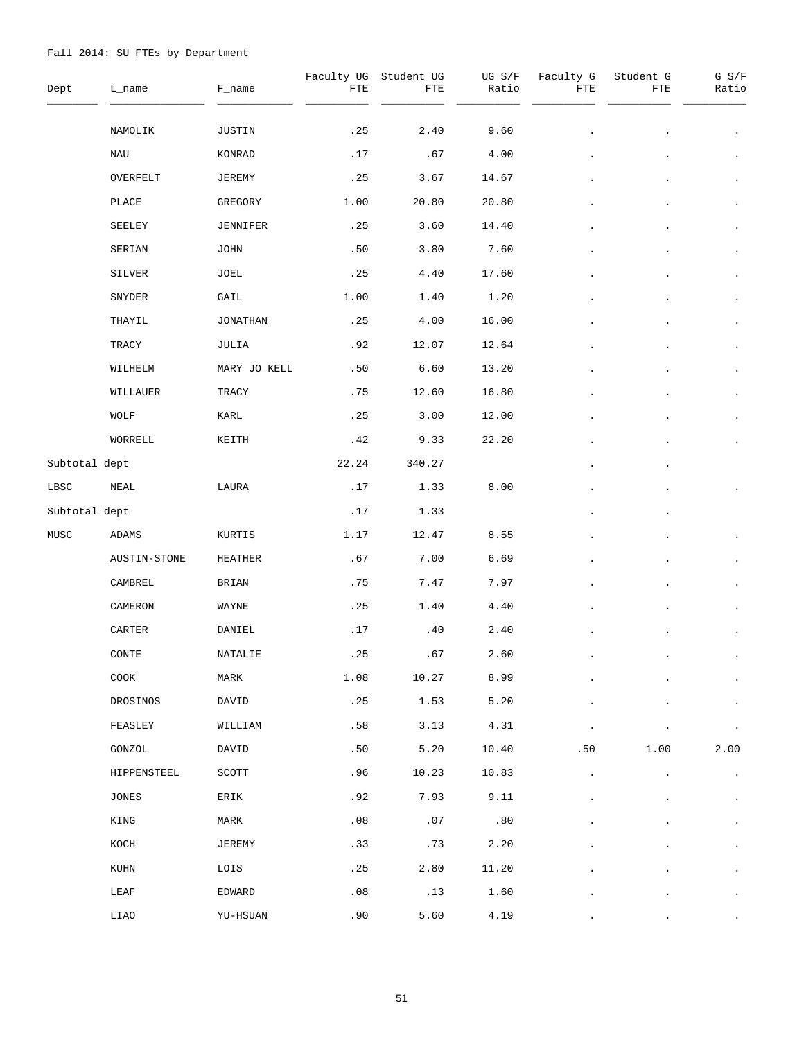Fall 2014: SU FTEs by Department

| Dept | L_name | F_name | Faculty UG FTE | Student UG FTE | UG S/F Ratio | Faculty G FTE | Student G FTE | G S/F Ratio |
|---|---|---|---|---|---|---|---|---|
| | NAMOLIK | JUSTIN | .25 | 2.40 | 9.60 | . | . | . |
| | NAU | KONRAD | .17 | .67 | 4.00 | . | . | . |
| | OVERFELT | JEREMY | .25 | 3.67 | 14.67 | . | . | . |
| | PLACE | GREGORY | 1.00 | 20.80 | 20.80 | . | . | . |
| | SEELEY | JENNIFER | .25 | 3.60 | 14.40 | . | . | . |
| | SERIAN | JOHN | .50 | 3.80 | 7.60 | . | . | . |
| | SILVER | JOEL | .25 | 4.40 | 17.60 | . | . | . |
| | SNYDER | GAIL | 1.00 | 1.40 | 1.20 | . | . | . |
| | THAYIL | JONATHAN | .25 | 4.00 | 16.00 | . | . | . |
| | TRACY | JULIA | .92 | 12.07 | 12.64 | . | . | . |
| | WILHELM | MARY JO KELL | .50 | 6.60 | 13.20 | . | . | . |
| | WILLAUER | TRACY | .75 | 12.60 | 16.80 | . | . | . |
| | WOLF | KARL | .25 | 3.00 | 12.00 | . | . | . |
| | WORRELL | KEITH | .42 | 9.33 | 22.20 | . | . | . |
| Subtotal dept | | | 22.24 | 340.27 | | . | . | |
| LBSC | NEAL | LAURA | .17 | 1.33 | 8.00 | . | . | . |
| Subtotal dept | | | .17 | 1.33 | | . | . | |
| MUSC | ADAMS | KURTIS | 1.17 | 12.47 | 8.55 | . | . | . |
| | AUSTIN-STONE | HEATHER | .67 | 7.00 | 6.69 | . | . | . |
| | CAMBREL | BRIAN | .75 | 7.47 | 7.97 | . | . | . |
| | CAMERON | WAYNE | .25 | 1.40 | 4.40 | . | . | . |
| | CARTER | DANIEL | .17 | .40 | 2.40 | . | . | . |
| | CONTE | NATALIE | .25 | .67 | 2.60 | . | . | . |
| | COOK | MARK | 1.08 | 10.27 | 8.99 | . | . | . |
| | DROSINOS | DAVID | .25 | 1.53 | 5.20 | . | . | . |
| | FEASLEY | WILLIAM | .58 | 3.13 | 4.31 | . | . | . |
| | GONZOL | DAVID | .50 | 5.20 | 10.40 | .50 | 1.00 | 2.00 |
| | HIPPENSTEEL | SCOTT | .96 | 10.23 | 10.83 | . | . | . |
| | JONES | ERIK | .92 | 7.93 | 9.11 | . | . | . |
| | KING | MARK | .08 | .07 | .80 | . | . | . |
| | KOCH | JEREMY | .33 | .73 | 2.20 | . | . | . |
| | KUHN | LOIS | .25 | 2.80 | 11.20 | . | . | . |
| | LEAF | EDWARD | .08 | .13 | 1.60 | . | . | . |
| | LIAO | YU-HSUAN | .90 | 5.60 | 4.19 | . | . | . |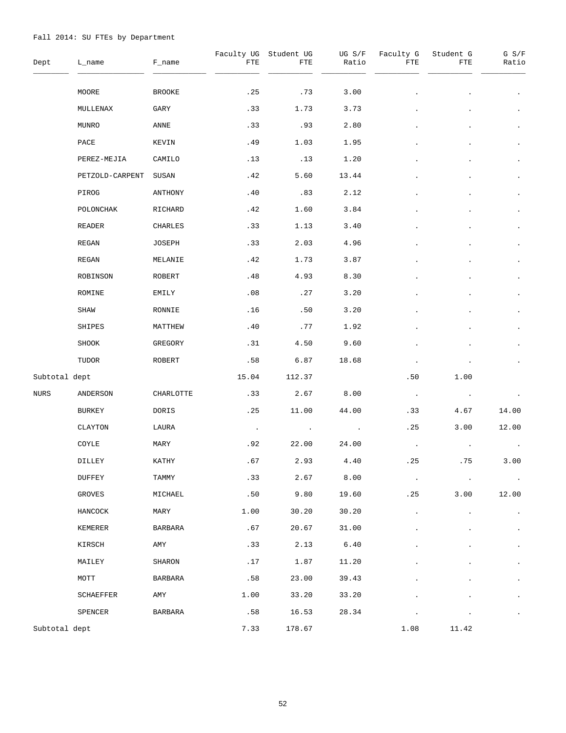Fall 2014: SU FTEs by Department

| Dept | L_name | F_name | Faculty UG FTE | Student UG FTE | UG S/F Ratio | Faculty G FTE | Student G FTE | G S/F Ratio |
|---|---|---|---|---|---|---|---|---|
| | MOORE | BROOKE | .25 | .73 | 3.00 | . | . | . |
| | MULLENAX | GARY | .33 | 1.73 | 3.73 | . | . | . |
| | MUNRO | ANNE | .33 | .93 | 2.80 | . | . | . |
| | PACE | KEVIN | .49 | 1.03 | 1.95 | . | . | . |
| | PEREZ-MEJIA | CAMILO | .13 | .13 | 1.20 | . | . | . |
| | PETZOLD-CARPENT | SUSAN | .42 | 5.60 | 13.44 | . | . | . |
| | PIROG | ANTHONY | .40 | .83 | 2.12 | . | . | . |
| | POLONCHAK | RICHARD | .42 | 1.60 | 3.84 | . | . | . |
| | READER | CHARLES | .33 | 1.13 | 3.40 | . | . | . |
| | REGAN | JOSEPH | .33 | 2.03 | 4.96 | . | . | . |
| | REGAN | MELANIE | .42 | 1.73 | 3.87 | . | . | . |
| | ROBINSON | ROBERT | .48 | 4.93 | 8.30 | . | . | . |
| | ROMINE | EMILY | .08 | .27 | 3.20 | . | . | . |
| | SHAW | RONNIE | .16 | .50 | 3.20 | . | . | . |
| | SHIPES | MATTHEW | .40 | .77 | 1.92 | . | . | . |
| | SHOOK | GREGORY | .31 | 4.50 | 9.60 | . | . | . |
| | TUDOR | ROBERT | .58 | 6.87 | 18.68 | . | . | . |
| Subtotal dept | | | 15.04 | 112.37 | | .50 | 1.00 | |
| NURS | ANDERSON | CHARLOTTE | .33 | 2.67 | 8.00 | . | . | . |
| | BURKEY | DORIS | .25 | 11.00 | 44.00 | .33 | 4.67 | 14.00 |
| | CLAYTON | LAURA | . | . | . | .25 | 3.00 | 12.00 |
| | COYLE | MARY | .92 | 22.00 | 24.00 | . | . | . |
| | DILLEY | KATHY | .67 | 2.93 | 4.40 | .25 | .75 | 3.00 |
| | DUFFEY | TAMMY | .33 | 2.67 | 8.00 | . | . | . |
| | GROVES | MICHAEL | .50 | 9.80 | 19.60 | .25 | 3.00 | 12.00 |
| | HANCOCK | MARY | 1.00 | 30.20 | 30.20 | . | . | . |
| | KEMERER | BARBARA | .67 | 20.67 | 31.00 | . | . | . |
| | KIRSCH | AMY | .33 | 2.13 | 6.40 | . | . | . |
| | MAILEY | SHARON | .17 | 1.87 | 11.20 | . | . | . |
| | MOTT | BARBARA | .58 | 23.00 | 39.43 | . | . | . |
| | SCHAEFFER | AMY | 1.00 | 33.20 | 33.20 | . | . | . |
| | SPENCER | BARBARA | .58 | 16.53 | 28.34 | . | . | . |
| Subtotal dept | | | 7.33 | 178.67 | | 1.08 | 11.42 | |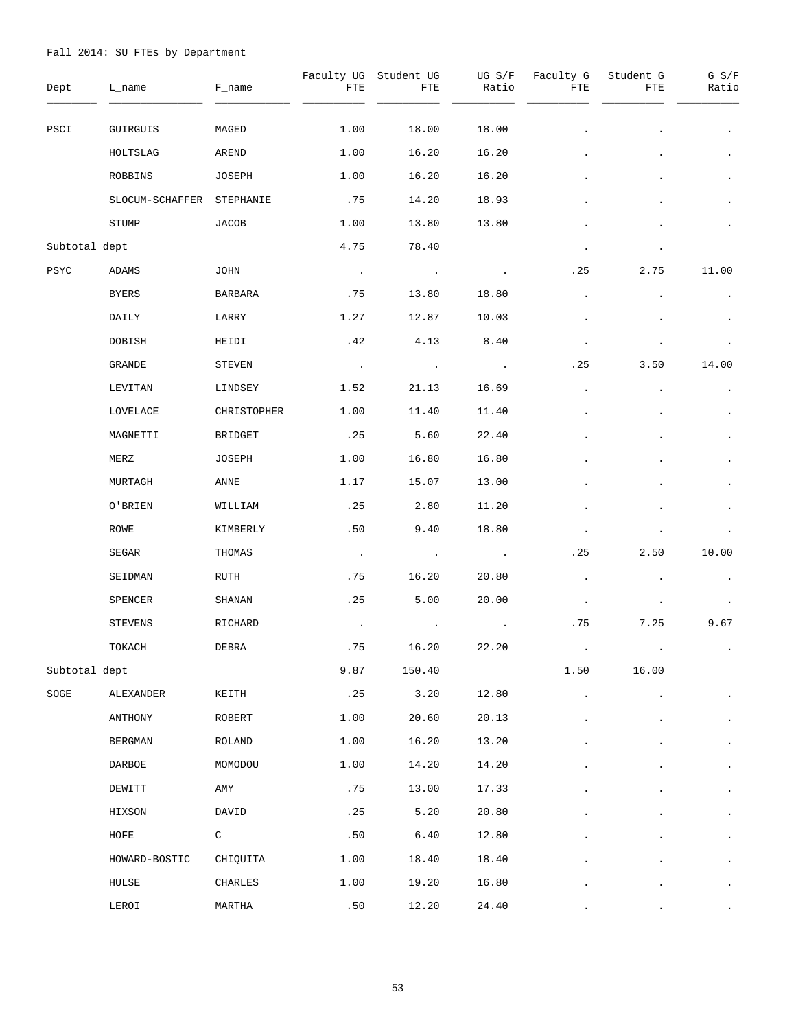Fall 2014: SU FTEs by Department

| Dept | L_name | F_name | Faculty UG FTE | Student UG FTE | UG S/F Ratio | Faculty G FTE | Student G FTE | G S/F Ratio |
|---|---|---|---|---|---|---|---|---|
| PSCI | GUIRGUIS | MAGED | 1.00 | 18.00 | 18.00 | . | . | . |
| | HOLTSLAG | AREND | 1.00 | 16.20 | 16.20 | . | . | . |
| | ROBBINS | JOSEPH | 1.00 | 16.20 | 16.20 | . | . | . |
| | SLOCUM-SCHAFFER | STEPHANIE | .75 | 14.20 | 18.93 | . | . | . |
| | STUMP | JACOB | 1.00 | 13.80 | 13.80 | . | . | . |
| Subtotal dept | | | 4.75 | 78.40 | | . | . | |
| PSYC | ADAMS | JOHN | . | . | . | .25 | 2.75 | 11.00 |
| | BYERS | BARBARA | .75 | 13.80 | 18.80 | . | . | . |
| | DAILY | LARRY | 1.27 | 12.87 | 10.03 | . | . | . |
| | DOBISH | HEIDI | .42 | 4.13 | 8.40 | . | . | . |
| | GRANDE | STEVEN | . | . | . | .25 | 3.50 | 14.00 |
| | LEVITAN | LINDSEY | 1.52 | 21.13 | 16.69 | . | . | . |
| | LOVELACE | CHRISTOPHER | 1.00 | 11.40 | 11.40 | . | . | . |
| | MAGNETTI | BRIDGET | .25 | 5.60 | 22.40 | . | . | . |
| | MERZ | JOSEPH | 1.00 | 16.80 | 16.80 | . | . | . |
| | MURTAGH | ANNE | 1.17 | 15.07 | 13.00 | . | . | . |
| | O'BRIEN | WILLIAM | .25 | 2.80 | 11.20 | . | . | . |
| | ROWE | KIMBERLY | .50 | 9.40 | 18.80 | . | . | . |
| | SEGAR | THOMAS | . | . | . | .25 | 2.50 | 10.00 |
| | SEIDMAN | RUTH | .75 | 16.20 | 20.80 | . | . | . |
| | SPENCER | SHANAN | .25 | 5.00 | 20.00 | . | . | . |
| | STEVENS | RICHARD | . | . | . | .75 | 7.25 | 9.67 |
| | TOKACH | DEBRA | .75 | 16.20 | 22.20 | . | . | . |
| Subtotal dept | | | 9.87 | 150.40 | | 1.50 | 16.00 | |
| SOGE | ALEXANDER | KEITH | .25 | 3.20 | 12.80 | . | . | . |
| | ANTHONY | ROBERT | 1.00 | 20.60 | 20.13 | . | . | . |
| | BERGMAN | ROLAND | 1.00 | 16.20 | 13.20 | . | . | . |
| | DARBOE | MOMODOU | 1.00 | 14.20 | 14.20 | . | . | . |
| | DEWITT | AMY | .75 | 13.00 | 17.33 | . | . | . |
| | HIXSON | DAVID | .25 | 5.20 | 20.80 | . | . | . |
| | HOFE | C | .50 | 6.40 | 12.80 | . | . | . |
| | HOWARD-BOSTIC | CHIQUITA | 1.00 | 18.40 | 18.40 | . | . | . |
| | HULSE | CHARLES | 1.00 | 19.20 | 16.80 | . | . | . |
| | LEROI | MARTHA | .50 | 12.20 | 24.40 | . | . | . |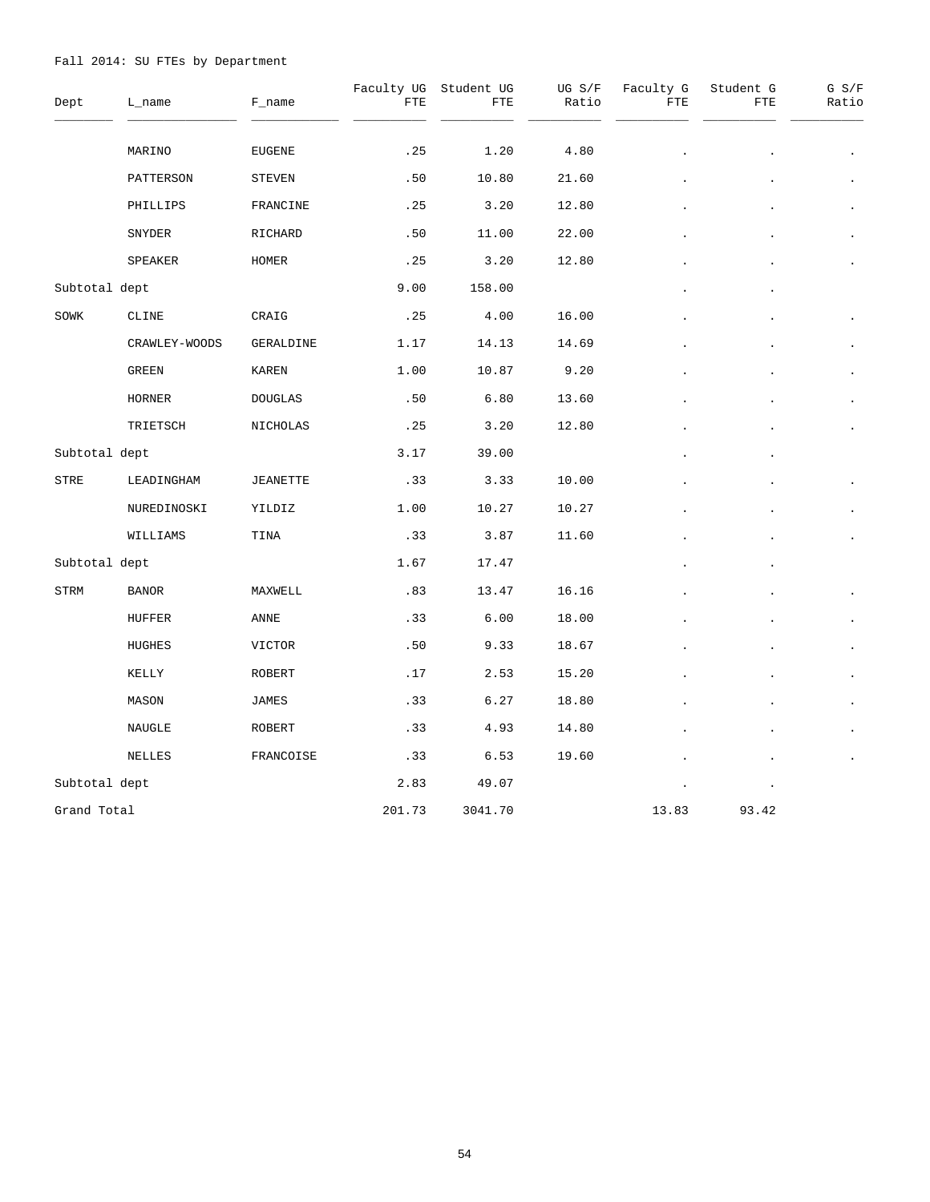Fall 2014: SU FTEs by Department

| Dept | L_name | F_name | Faculty UG FTE | Student UG FTE | UG S/F Ratio | Faculty G FTE | Student G FTE | G S/F Ratio |
|---|---|---|---|---|---|---|---|---|
| | MARINO | EUGENE | .25 | 1.20 | 4.80 | . | . | . |
| | PATTERSON | STEVEN | .50 | 10.80 | 21.60 | . | . | . |
| | PHILLIPS | FRANCINE | .25 | 3.20 | 12.80 | . | . | . |
| | SNYDER | RICHARD | .50 | 11.00 | 22.00 | . | . | . |
| | SPEAKER | HOMER | .25 | 3.20 | 12.80 | . | . | . |
| Subtotal dept | | | 9.00 | 158.00 | | . | . | |
| SOWK | CLINE | CRAIG | .25 | 4.00 | 16.00 | . | . | . |
| | CRAWLEY-WOODS | GERALDINE | 1.17 | 14.13 | 14.69 | . | . | . |
| | GREEN | KAREN | 1.00 | 10.87 | 9.20 | . | . | . |
| | HORNER | DOUGLAS | .50 | 6.80 | 13.60 | . | . | . |
| | TRIETSCH | NICHOLAS | .25 | 3.20 | 12.80 | . | . | . |
| Subtotal dept | | | 3.17 | 39.00 | | . | . | |
| STRE | LEADINGHAM | JEANETTE | .33 | 3.33 | 10.00 | . | . | . |
| | NUREDINOSKI | YILDIZ | 1.00 | 10.27 | 10.27 | . | . | . |
| | WILLIAMS | TINA | .33 | 3.87 | 11.60 | . | . | . |
| Subtotal dept | | | 1.67 | 17.47 | | . | . | |
| STRM | BANOR | MAXWELL | .83 | 13.47 | 16.16 | . | . | . |
| | HUFFER | ANNE | .33 | 6.00 | 18.00 | . | . | . |
| | HUGHES | VICTOR | .50 | 9.33 | 18.67 | . | . | . |
| | KELLY | ROBERT | .17 | 2.53 | 15.20 | . | . | . |
| | MASON | JAMES | .33 | 6.27 | 18.80 | . | . | . |
| | NAUGLE | ROBERT | .33 | 4.93 | 14.80 | . | . | . |
| | NELLES | FRANCOISE | .33 | 6.53 | 19.60 | . | . | . |
| Subtotal dept | | | 2.83 | 49.07 | | . | . | |
| Grand Total | | | 201.73 | 3041.70 | | 13.83 | 93.42 | |